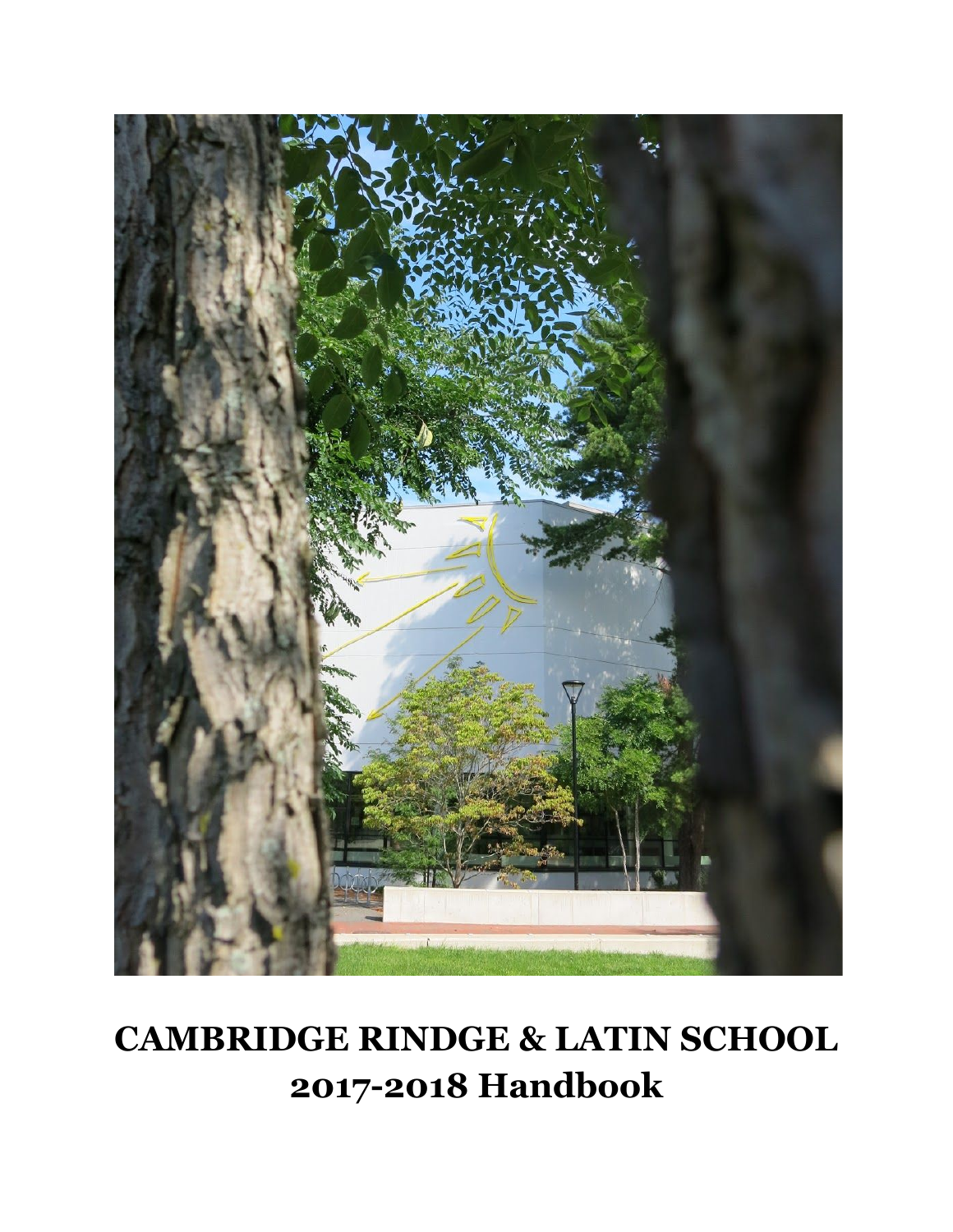# CAMBRIDGE RINDGE & LATIN SCHOOL
# 2017-2018 Handbook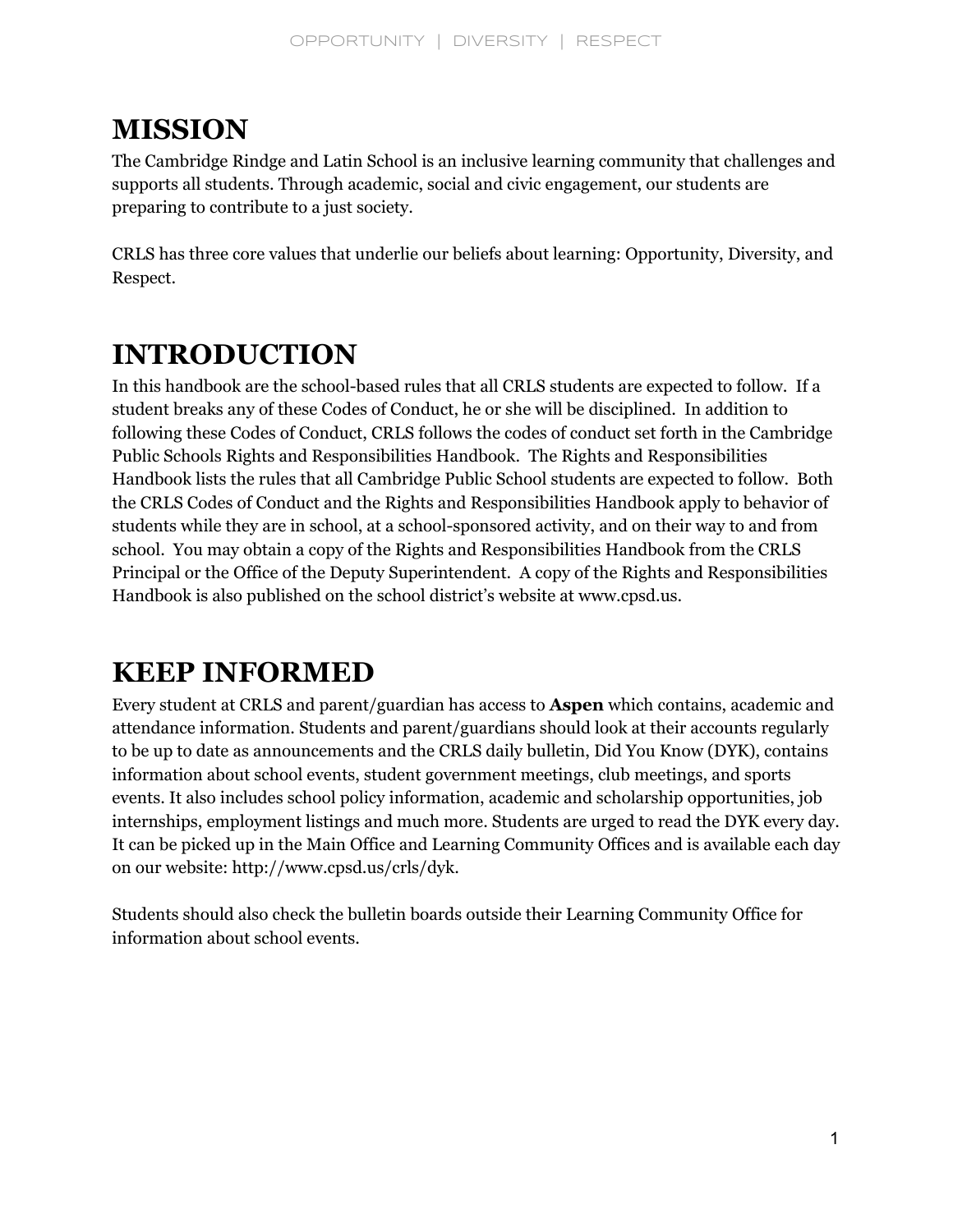# MISSION

The Cambridge Rindge and Latin School is an inclusive learning community that challenges and supports all students. Through academic, social and civic engagement, our students are preparing to contribute to a just society.

CRLS has three core values that underlie our beliefs about learning: Opportunity, Diversity, and Respect.

# INTRODUCTION

In this handbook are the school-based rules that all CRLS students are expected to follow. If a student breaks any of these Codes of Conduct, he or she will be disciplined. In addition to following these Codes of Conduct, CRLS follows the codes of conduct set forth in the Cambridge Public Schools Rights and Responsibilities Handbook. The Rights and Responsibilities Handbook lists the rules that all Cambridge Public School students are expected to follow. Both the CRLS Codes of Conduct and the Rights and Responsibilities Handbook apply to behavior of students while they are in school, at a school-sponsored activity, and on their way to and from school. You may obtain a copy of the Rights and Responsibilities Handbook from the CRLS Principal or the Office of the Deputy Superintendent. A copy of the Rights and Responsibilities Handbook is also published on the school district's website at www.cpsd.us.

# KEEP INFORMED

Every student at CRLS and parent/guardian has access to **Aspen** which contains, academic and attendance information. Students and parent/guardians should look at their accounts regularly to be up to date as announcements and the CRLS daily bulletin, Did You Know (DYK), contains information about school events, student government meetings, club meetings, and sports events. It also includes school policy information, academic and scholarship opportunities, job internships, employment listings and much more. Students are urged to read the DYK every day. It can be picked up in the Main Office and Learning Community Offices and is available each day on our website: http://www.cpsd.us/crls/dyk.

Students should also check the bulletin boards outside their Learning Community Office for information about school events.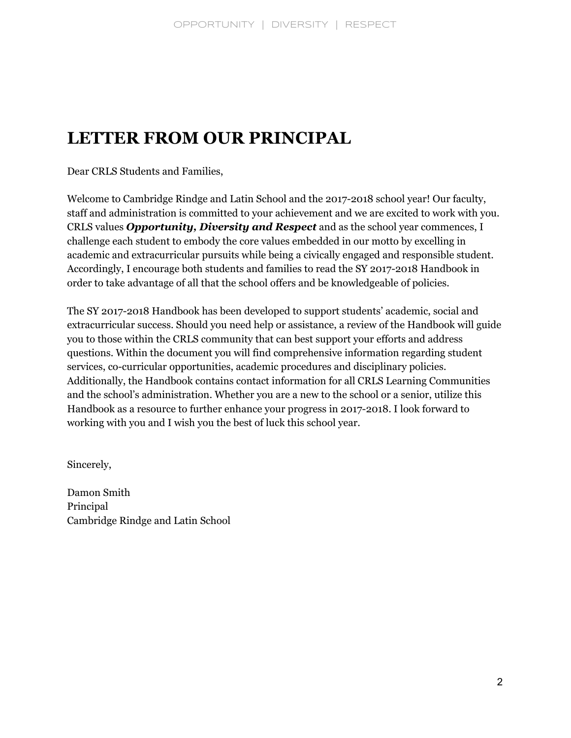# LETTER FROM OUR PRINCIPAL

Dear CRLS Students and Families,

Welcome to Cambridge Rindge and Latin School and the 2017-2018 school year! Our faculty, staff and administration is committed to your achievement and we are excited to work with you. CRLS values ***Opportunity, Diversity and Respect*** and as the school year commences, I challenge each student to embody the core values embedded in our motto by excelling in academic and extracurricular pursuits while being a civically engaged and responsible student. Accordingly, I encourage both students and families to read the SY 2017-2018 Handbook in order to take advantage of all that the school offers and be knowledgeable of policies.

The SY 2017-2018 Handbook has been developed to support students' academic, social and extracurricular success. Should you need help or assistance, a review of the Handbook will guide you to those within the CRLS community that can best support your efforts and address questions. Within the document you will find comprehensive information regarding student services, co-curricular opportunities, academic procedures and disciplinary policies. Additionally, the Handbook contains contact information for all CRLS Learning Communities and the school's administration. Whether you are a new to the school or a senior, utilize this Handbook as a resource to further enhance your progress in 2017-2018. I look forward to working with you and I wish you the best of luck this school year.

Sincerely,

Damon Smith
Principal
Cambridge Rindge and Latin School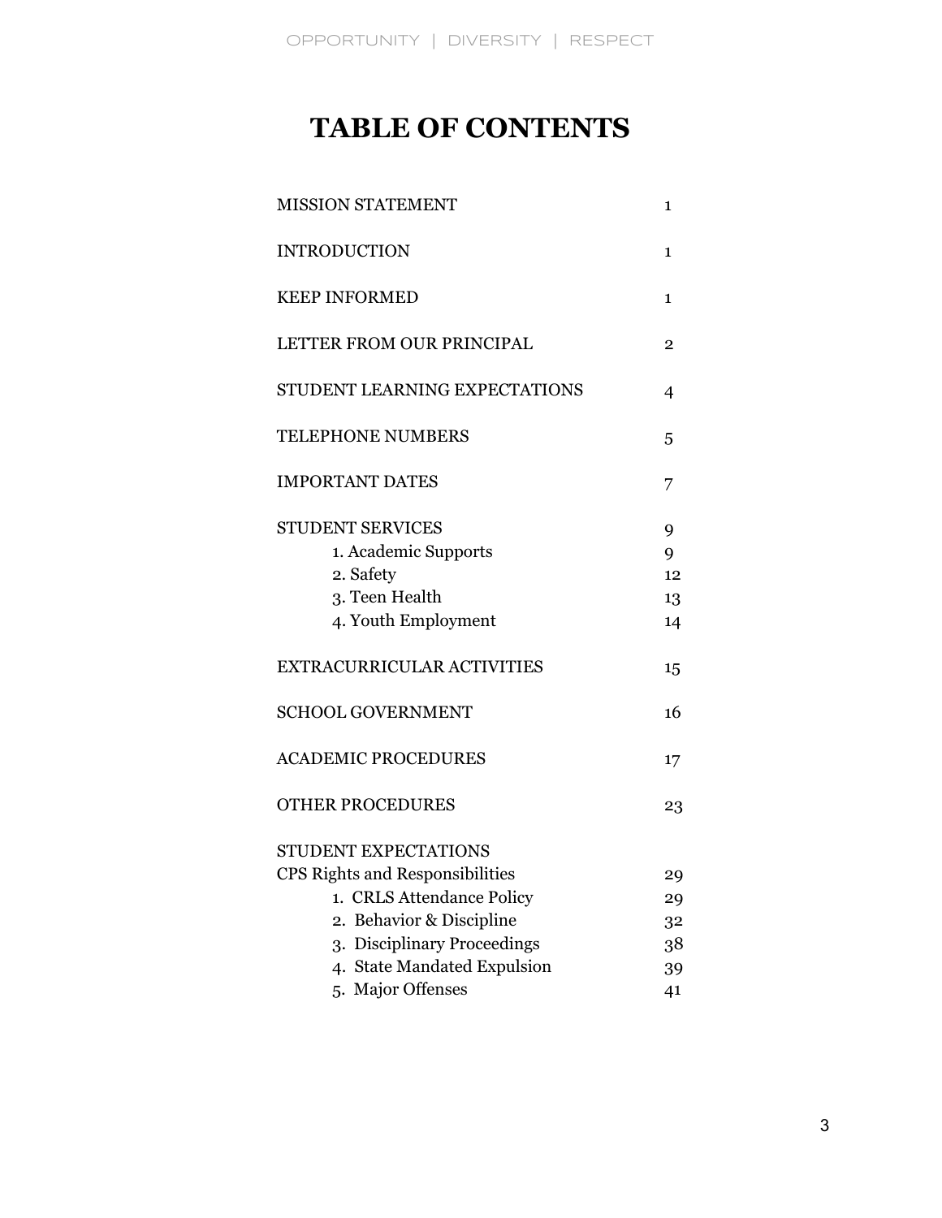# TABLE OF CONTENTS

| | |
|---|---|
| MISSION STATEMENT | 1 |
| INTRODUCTION | 1 |
| KEEP INFORMED | 1 |
| LETTER FROM OUR PRINCIPAL | 2 |
| STUDENT LEARNING EXPECTATIONS | 4 |
| TELEPHONE NUMBERS | 5 |
| IMPORTANT DATES | 7 |
| STUDENT SERVICES | 9 |
| 1. Academic Supports | 9 |
| 2. Safety | 12 |
| 3. Teen Health | 13 |
| 4. Youth Employment | 14 |
| EXTRACURRICULAR ACTIVITIES | 15 |
| SCHOOL GOVERNMENT | 16 |
| ACADEMIC PROCEDURES | 17 |
| OTHER PROCEDURES | 23 |
| STUDENT EXPECTATIONS | |
| CPS Rights and Responsibilities | 29 |
| 1. CRLS Attendance Policy | 29 |
| 2. Behavior & Discipline | 32 |
| 3. Disciplinary Proceedings | 38 |
| 4. State Mandated Expulsion | 39 |
| 5. Major Offenses | 41 |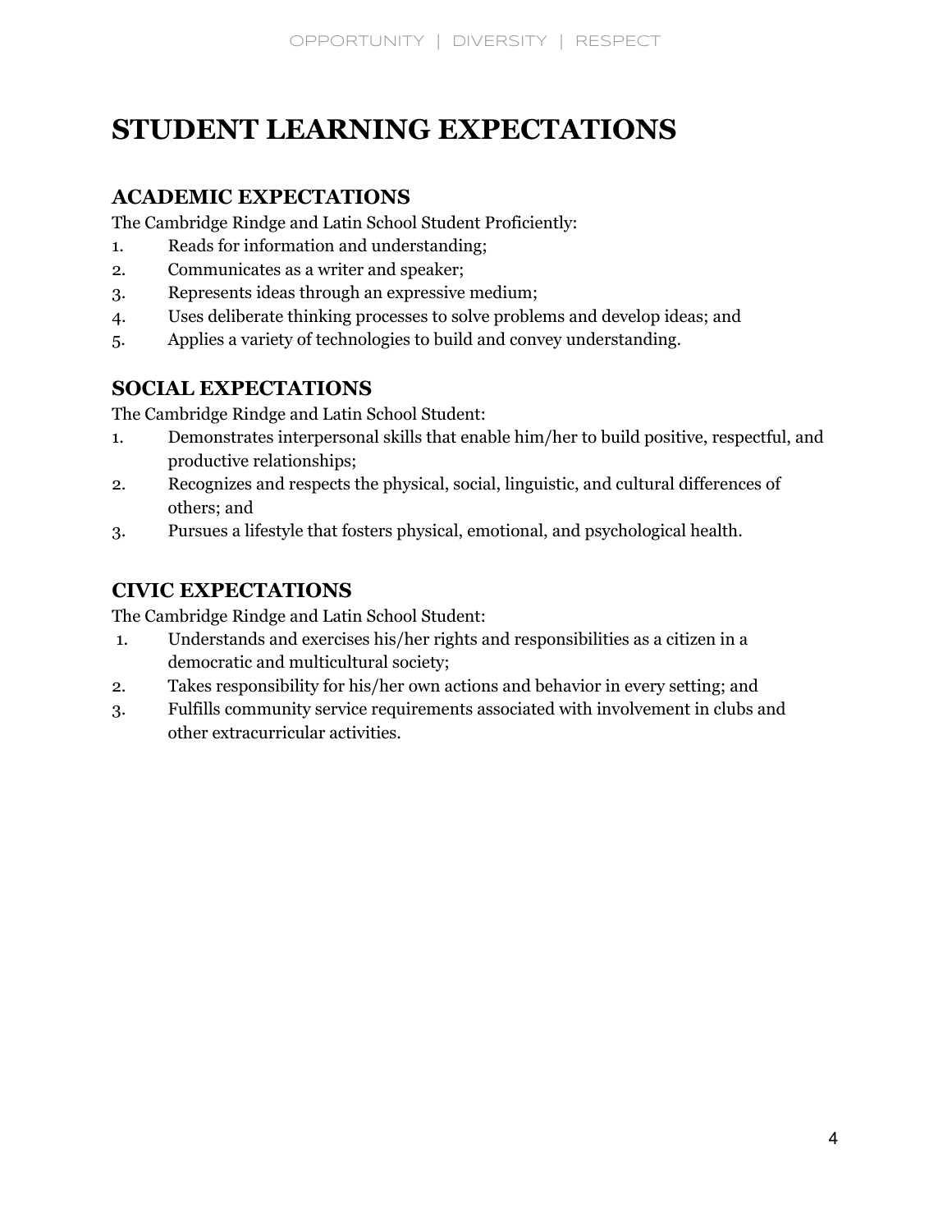# STUDENT LEARNING EXPECTATIONS

## ACADEMIC EXPECTATIONS

The Cambridge Rindge and Latin School Student Proficiently:

1. Reads for information and understanding;
2. Communicates as a writer and speaker;
3. Represents ideas through an expressive medium;
4. Uses deliberate thinking processes to solve problems and develop ideas; and
5. Applies a variety of technologies to build and convey understanding.

## SOCIAL EXPECTATIONS

The Cambridge Rindge and Latin School Student:

1. Demonstrates interpersonal skills that enable him/her to build positive, respectful, and productive relationships;
2. Recognizes and respects the physical, social, linguistic, and cultural differences of others; and
3. Pursues a lifestyle that fosters physical, emotional, and psychological health.

## CIVIC EXPECTATIONS

The Cambridge Rindge and Latin School Student:

1. Understands and exercises his/her rights and responsibilities as a citizen in a democratic and multicultural society;
2. Takes responsibility for his/her own actions and behavior in every setting; and
3. Fulfills community service requirements associated with involvement in clubs and other extracurricular activities.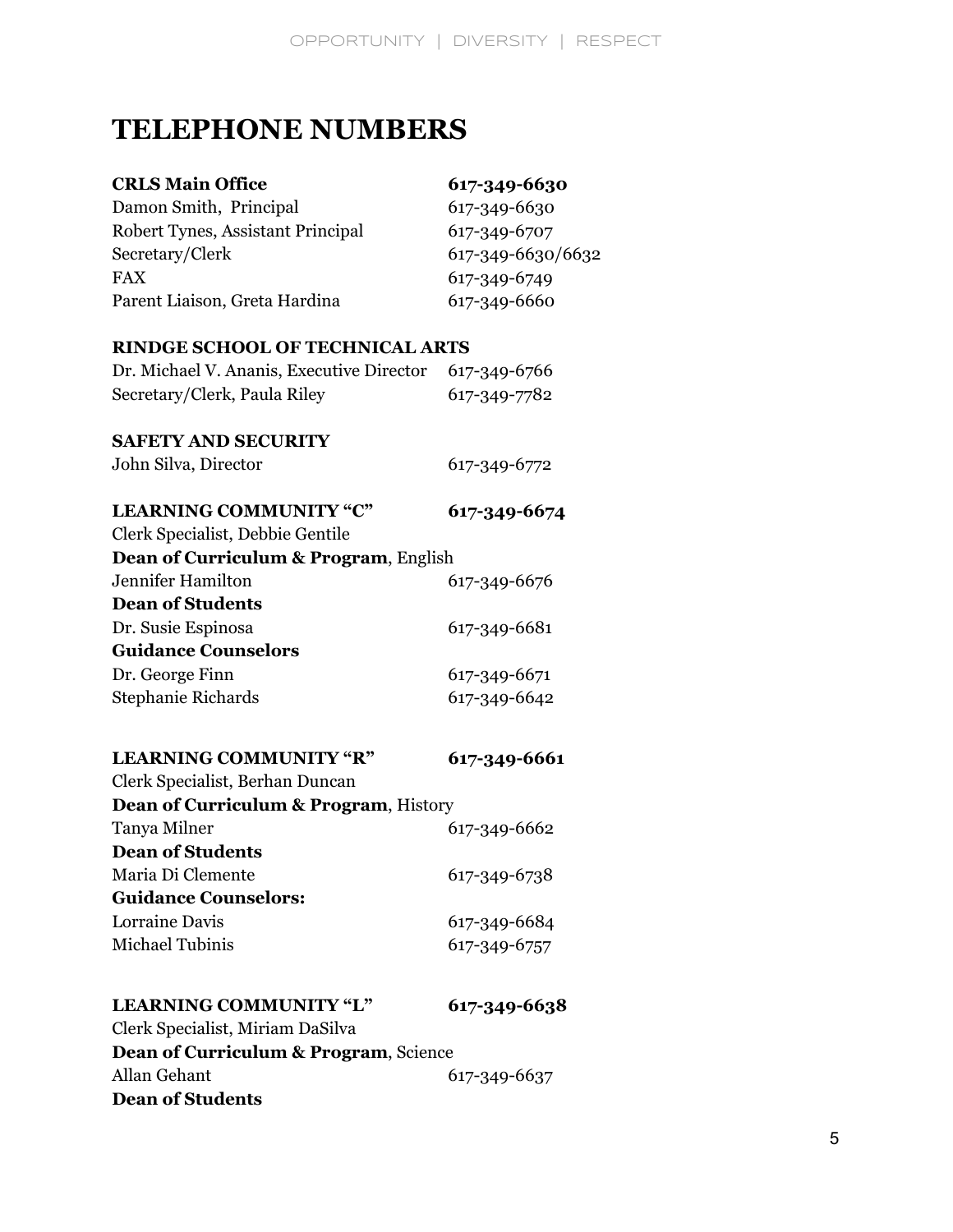# TELEPHONE NUMBERS

| **CRLS Main Office** | **617-349-6630** |
|---|---|
| Damon Smith, Principal | 617-349-6630 |
| Robert Tynes, Assistant Principal | 617-349-6707 |
| Secretary/Clerk | 617-349-6630/6632 |
| FAX | 617-349-6749 |
| Parent Liaison, Greta Hardina | 617-349-6660 |

**RINDGE SCHOOL OF TECHNICAL ARTS**

| | |
|---|---|
| Dr. Michael V. Ananis, Executive Director | 617-349-6766 |
| Secretary/Clerk, Paula Riley | 617-349-7782 |

**SAFETY AND SECURITY**

| | |
|---|---|
| John Silva, Director | 617-349-6772 |

| **LEARNING COMMUNITY "C"** | **617-349-6674** |
|---|---|
| Clerk Specialist, Debbie Gentile | |
| **Dean of Curriculum & Program**, English | |
| Jennifer Hamilton | 617-349-6676 |
| **Dean of Students** | |
| Dr. Susie Espinosa | 617-349-6681 |
| **Guidance Counselors** | |
| Dr. George Finn | 617-349-6671 |
| Stephanie Richards | 617-349-6642 |

| **LEARNING COMMUNITY "R"** | **617-349-6661** |
|---|---|
| Clerk Specialist, Berhan Duncan | |
| **Dean of Curriculum & Program**, History | |
| Tanya Milner | 617-349-6662 |
| **Dean of Students** | |
| Maria Di Clemente | 617-349-6738 |
| **Guidance Counselors:** | |
| Lorraine Davis | 617-349-6684 |
| Michael Tubinis | 617-349-6757 |

| **LEARNING COMMUNITY "L"** | **617-349-6638** |
|---|---|
| Clerk Specialist, Miriam DaSilva | |
| **Dean of Curriculum & Program**, Science | |
| Allan Gehant | 617-349-6637 |
| **Dean of Students** | |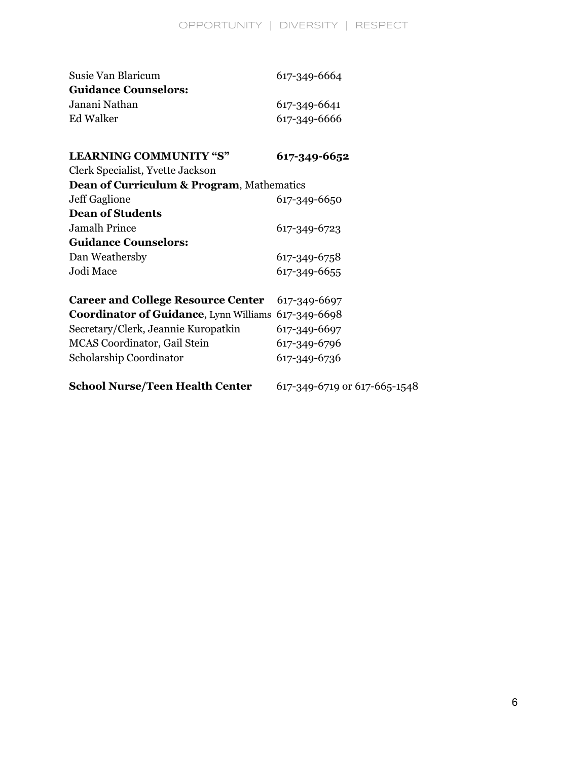| | |
|---|---|
| Susie Van Blaricum | 617-349-6664 |
| **Guidance Counselors:** | |
| Janani Nathan | 617-349-6641 |
| Ed Walker | 617-349-6666 |

| | |
|---|---|
| **LEARNING COMMUNITY "S"** | **617-349-6652** |
| Clerk Specialist, Yvette Jackson | |
| **Dean of Curriculum & Program**, Mathematics | |
| Jeff Gaglione | 617-349-6650 |
| **Dean of Students** | |
| Jamalh Prince | 617-349-6723 |
| **Guidance Counselors:** | |
| Dan Weathersby | 617-349-6758 |
| Jodi Mace | 617-349-6655 |

| | |
|---|---|
| **Career and College Resource Center** | 617-349-6697 |
| **Coordinator of Guidance**, Lynn Williams | 617-349-6698 |
| Secretary/Clerk, Jeannie Kuropatkin | 617-349-6697 |
| MCAS Coordinator, Gail Stein | 617-349-6796 |
| Scholarship Coordinator | 617-349-6736 |

| | |
|---|---|
| **School Nurse/Teen Health Center** | 617-349-6719 or 617-665-1548 |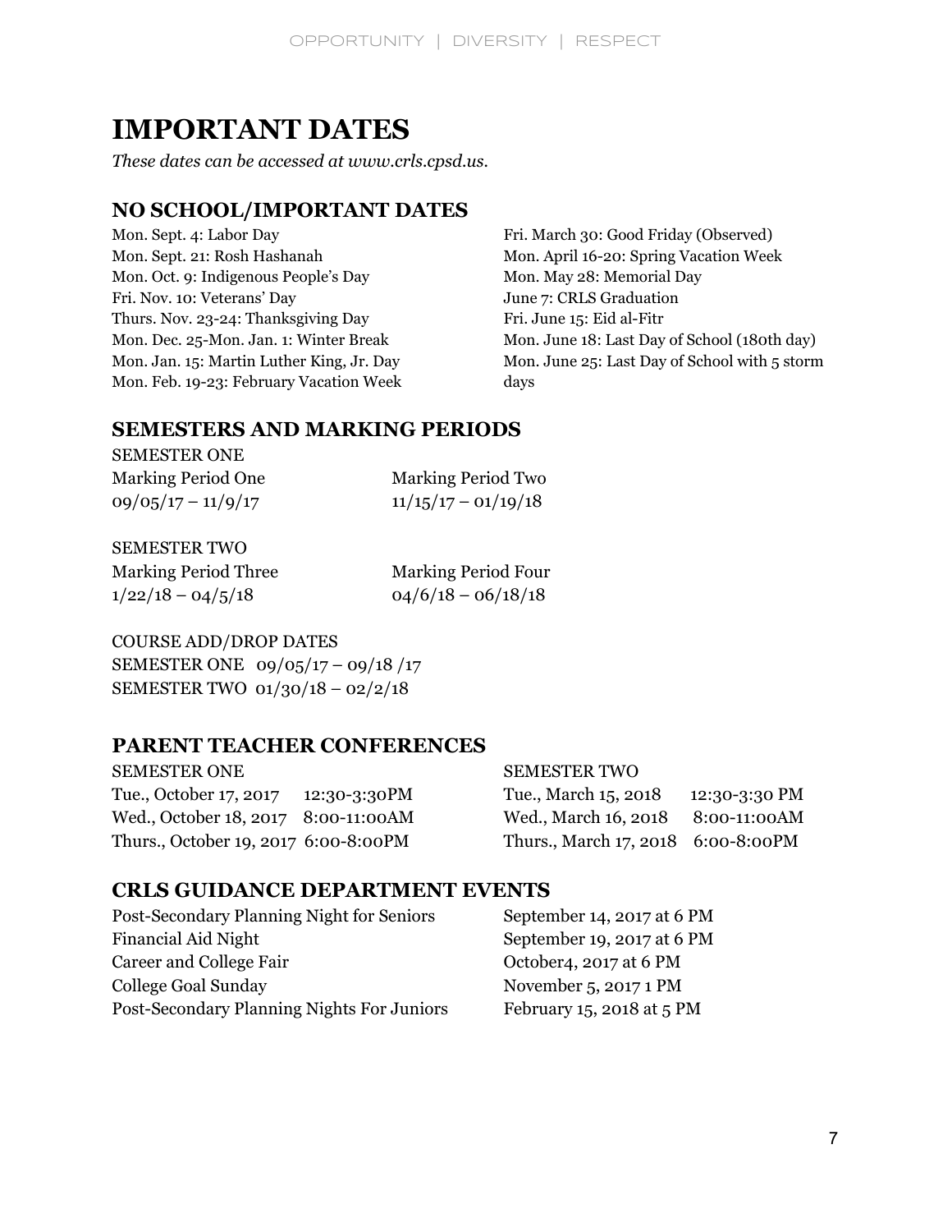# IMPORTANT DATES

*These dates can be accessed at www.crls.cpsd.us.*

## NO SCHOOL/IMPORTANT DATES

Mon. Sept. 4: Labor Day
Mon. Sept. 21: Rosh Hashanah
Mon. Oct. 9: Indigenous People's Day
Fri. Nov. 10: Veterans' Day
Thurs. Nov. 23-24: Thanksgiving Day
Mon. Dec. 25-Mon. Jan. 1: Winter Break
Mon. Jan. 15: Martin Luther King, Jr. Day
Mon. Feb. 19-23: February Vacation Week
Fri. March 30: Good Friday (Observed)
Mon. April 16-20: Spring Vacation Week
Mon. May 28: Memorial Day
June 7: CRLS Graduation
Fri. June 15: Eid al-Fitr
Mon. June 18: Last Day of School (180th day)
Mon. June 25: Last Day of School with 5 storm days

## SEMESTERS AND MARKING PERIODS

SEMESTER ONE

| Marking Period One | Marking Period Two |
|---|---|
| 09/05/17 – 11/9/17 | 11/15/17 – 01/19/18 |

SEMESTER TWO

| Marking Period Three | Marking Period Four |
|---|---|
| 1/22/18 – 04/5/18 | 04/6/18 – 06/18/18 |

COURSE ADD/DROP DATES
SEMESTER ONE 09/05/17 – 09/18 /17
SEMESTER TWO 01/30/18 – 02/2/18

## PARENT TEACHER CONFERENCES

SEMESTER ONE

| | |
|---|---|
| Tue., October 17, 2017 | 12:30-3:30PM |
| Wed., October 18, 2017 | 8:00-11:00AM |
| Thurs., October 19, 2017 | 6:00-8:00PM |

SEMESTER TWO

| | |
|---|---|
| Tue., March 15, 2018 | 12:30-3:30 PM |
| Wed., March 16, 2018 | 8:00-11:00AM |
| Thurs., March 17, 2018 | 6:00-8:00PM |

## CRLS GUIDANCE DEPARTMENT EVENTS

| | |
|---|---|
| Post-Secondary Planning Night for Seniors | September 14, 2017 at 6 PM |
| Financial Aid Night | September 19, 2017 at 6 PM |
| Career and College Fair | October4, 2017 at 6 PM |
| College Goal Sunday | November 5, 2017 1 PM |
| Post-Secondary Planning Nights For Juniors | February 15, 2018 at 5 PM |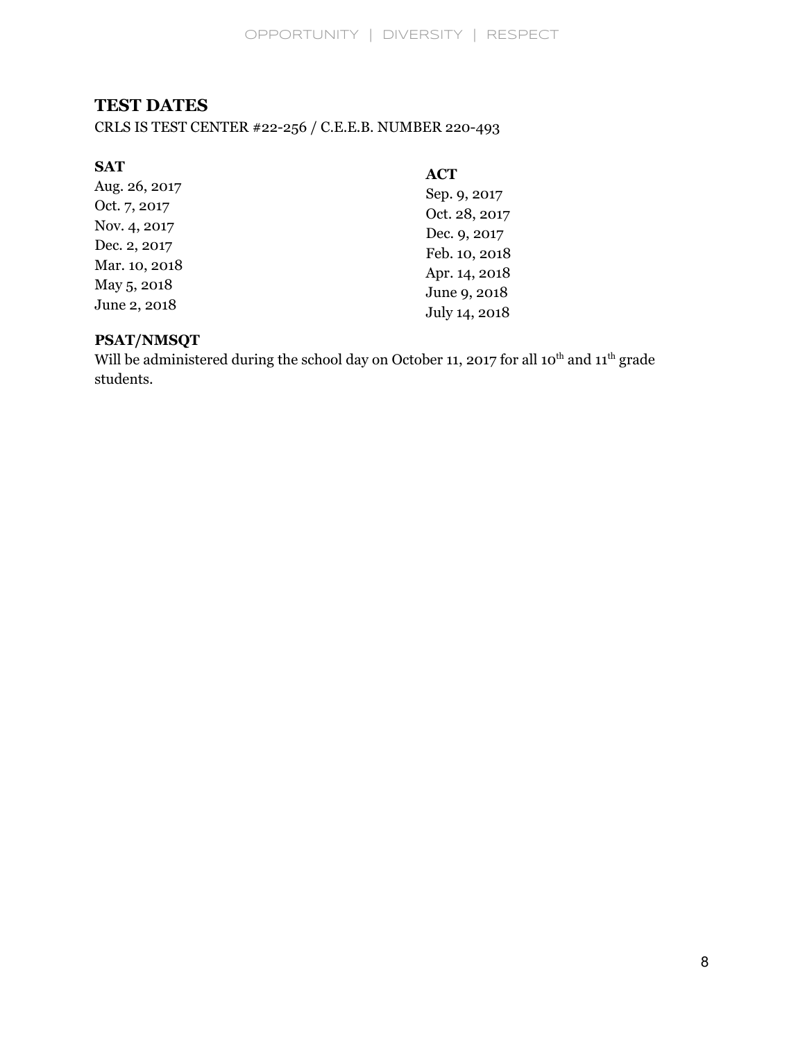## TEST DATES

CRLS IS TEST CENTER #22-256 / C.E.E.B. NUMBER 220-493

### SAT

Aug. 26, 2017
Oct. 7, 2017
Nov. 4, 2017
Dec. 2, 2017
Mar. 10, 2018
May 5, 2018
June 2, 2018

### ACT

Sep. 9, 2017
Oct. 28, 2017
Dec. 9, 2017
Feb. 10, 2018
Apr. 14, 2018
June 9, 2018
July 14, 2018

### PSAT/NMSQT

Will be administered during the school day on October 11, 2017 for all 10th and 11th grade students.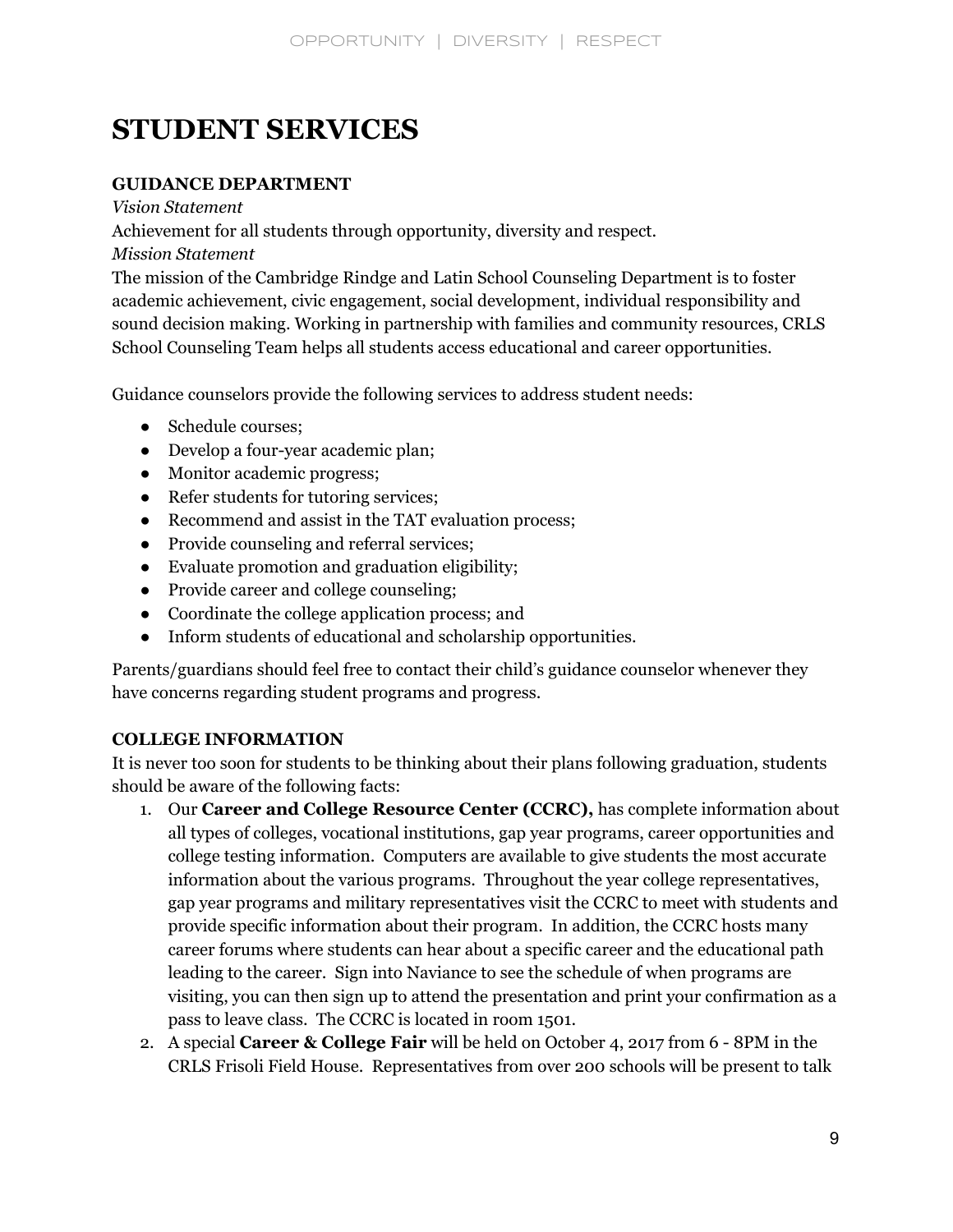# STUDENT SERVICES

**GUIDANCE DEPARTMENT**

*Vision Statement*

Achievement for all students through opportunity, diversity and respect.

*Mission Statement*

The mission of the Cambridge Rindge and Latin School Counseling Department is to foster academic achievement, civic engagement, social development, individual responsibility and sound decision making. Working in partnership with families and community resources, CRLS School Counseling Team helps all students access educational and career opportunities.

Guidance counselors provide the following services to address student needs:

- Schedule courses;
- Develop a four-year academic plan;
- Monitor academic progress;
- Refer students for tutoring services;
- Recommend and assist in the TAT evaluation process;
- Provide counseling and referral services;
- Evaluate promotion and graduation eligibility;
- Provide career and college counseling;
- Coordinate the college application process; and
- Inform students of educational and scholarship opportunities.

Parents/guardians should feel free to contact their child's guidance counselor whenever they have concerns regarding student programs and progress.

**COLLEGE INFORMATION**

It is never too soon for students to be thinking about their plans following graduation, students should be aware of the following facts:

1. Our **Career and College Resource Center (CCRC),** has complete information about all types of colleges, vocational institutions, gap year programs, career opportunities and college testing information. Computers are available to give students the most accurate information about the various programs. Throughout the year college representatives, gap year programs and military representatives visit the CCRC to meet with students and provide specific information about their program. In addition, the CCRC hosts many career forums where students can hear about a specific career and the educational path leading to the career. Sign into Naviance to see the schedule of when programs are visiting, you can then sign up to attend the presentation and print your confirmation as a pass to leave class. The CCRC is located in room 1501.
2. A special **Career & College Fair** will be held on October 4, 2017 from 6 - 8PM in the CRLS Frisoli Field House. Representatives from over 200 schools will be present to talk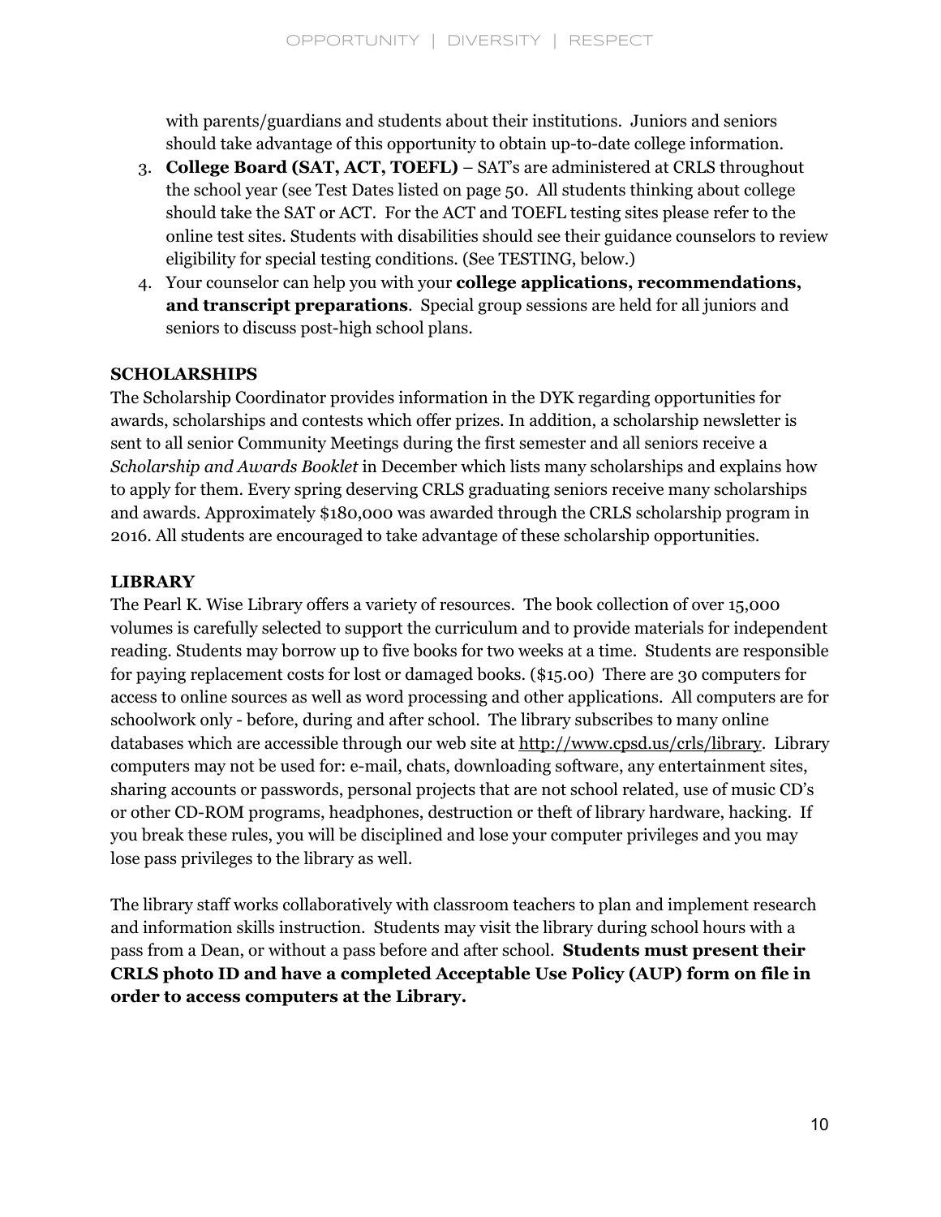with parents/guardians and students about their institutions. Juniors and seniors should take advantage of this opportunity to obtain up-to-date college information.

3. **College Board (SAT, ACT, TOEFL)** – SAT's are administered at CRLS throughout the school year (see Test Dates listed on page 50. All students thinking about college should take the SAT or ACT. For the ACT and TOEFL testing sites please refer to the online test sites. Students with disabilities should see their guidance counselors to review eligibility for special testing conditions. (See TESTING, below.)
4. Your counselor can help you with your **college applications, recommendations, and transcript preparations**. Special group sessions are held for all juniors and seniors to discuss post-high school plans.

**SCHOLARSHIPS**

The Scholarship Coordinator provides information in the DYK regarding opportunities for awards, scholarships and contests which offer prizes. In addition, a scholarship newsletter is sent to all senior Community Meetings during the first semester and all seniors receive a *Scholarship and Awards Booklet* in December which lists many scholarships and explains how to apply for them. Every spring deserving CRLS graduating seniors receive many scholarships and awards. Approximately $180,000 was awarded through the CRLS scholarship program in 2016. All students are encouraged to take advantage of these scholarship opportunities.

**LIBRARY**

The Pearl K. Wise Library offers a variety of resources. The book collection of over 15,000 volumes is carefully selected to support the curriculum and to provide materials for independent reading. Students may borrow up to five books for two weeks at a time. Students are responsible for paying replacement costs for lost or damaged books. ($15.00) There are 30 computers for access to online sources as well as word processing and other applications. All computers are for schoolwork only - before, during and after school. The library subscribes to many online databases which are accessible through our web site at http://www.cpsd.us/crls/library. Library computers may not be used for: e-mail, chats, downloading software, any entertainment sites, sharing accounts or passwords, personal projects that are not school related, use of music CD's or other CD-ROM programs, headphones, destruction or theft of library hardware, hacking. If you break these rules, you will be disciplined and lose your computer privileges and you may lose pass privileges to the library as well.

The library staff works collaboratively with classroom teachers to plan and implement research and information skills instruction. Students may visit the library during school hours with a pass from a Dean, or without a pass before and after school. **Students must present their CRLS photo ID and have a completed Acceptable Use Policy (AUP) form on file in order to access computers at the Library.**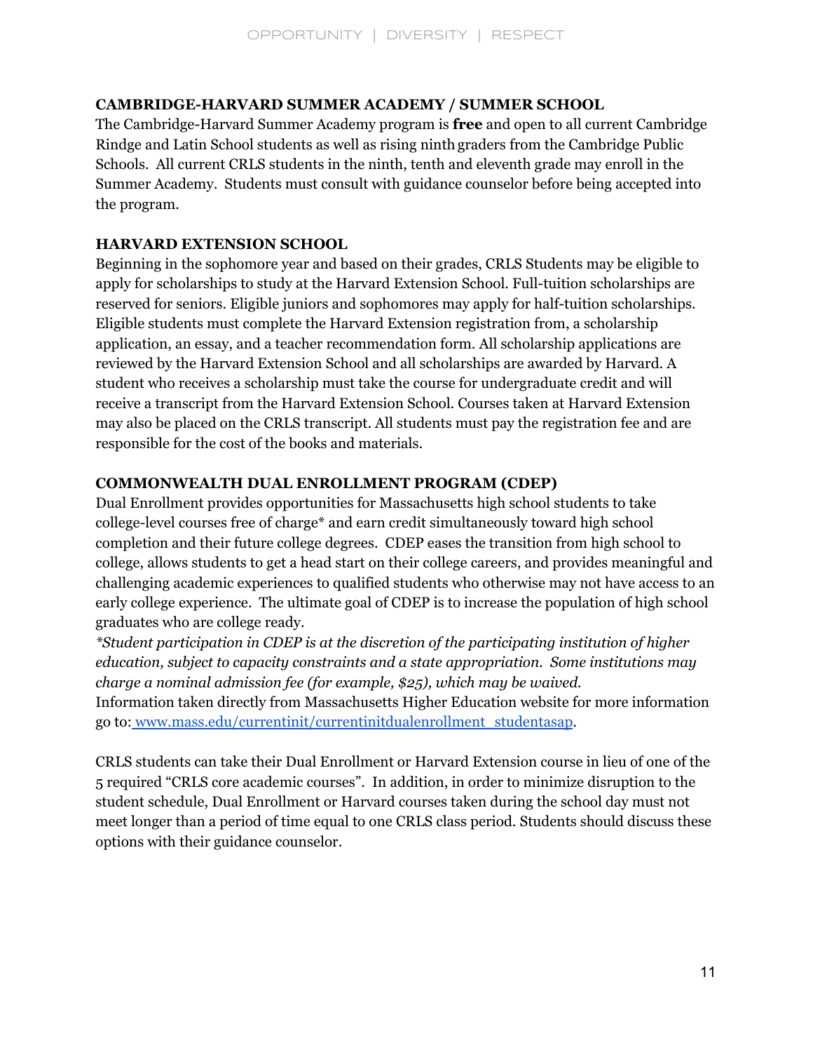## CAMBRIDGE-HARVARD SUMMER ACADEMY / SUMMER SCHOOL

The Cambridge-Harvard Summer Academy program is **free** and open to all current Cambridge Rindge and Latin School students as well as rising ninth graders from the Cambridge Public Schools. All current CRLS students in the ninth, tenth and eleventh grade may enroll in the Summer Academy. Students must consult with guidance counselor before being accepted into the program.

## HARVARD EXTENSION SCHOOL

Beginning in the sophomore year and based on their grades, CRLS Students may be eligible to apply for scholarships to study at the Harvard Extension School. Full-tuition scholarships are reserved for seniors. Eligible juniors and sophomores may apply for half-tuition scholarships. Eligible students must complete the Harvard Extension registration from, a scholarship application, an essay, and a teacher recommendation form. All scholarship applications are reviewed by the Harvard Extension School and all scholarships are awarded by Harvard. A student who receives a scholarship must take the course for undergraduate credit and will receive a transcript from the Harvard Extension School. Courses taken at Harvard Extension may also be placed on the CRLS transcript. All students must pay the registration fee and are responsible for the cost of the books and materials.

## COMMONWEALTH DUAL ENROLLMENT PROGRAM (CDEP)

Dual Enrollment provides opportunities for Massachusetts high school students to take college-level courses free of charge* and earn credit simultaneously toward high school completion and their future college degrees. CDEP eases the transition from high school to college, allows students to get a head start on their college careers, and provides meaningful and challenging academic experiences to qualified students who otherwise may not have access to an early college experience. The ultimate goal of CDEP is to increase the population of high school graduates who are college ready.

*\*Student participation in CDEP is at the discretion of the participating institution of higher education, subject to capacity constraints and a state appropriation. Some institutions may charge a nominal admission fee (for example, $25), which may be waived.*

Information taken directly from Massachusetts Higher Education website for more information go to: [www.mass.edu/currentinit/currentinitdualenrollment_studentasap](www.mass.edu/currentinit/currentinitdualenrollment_studentasap).

CRLS students can take their Dual Enrollment or Harvard Extension course in lieu of one of the 5 required "CRLS core academic courses". In addition, in order to minimize disruption to the student schedule, Dual Enrollment or Harvard courses taken during the school day must not meet longer than a period of time equal to one CRLS class period. Students should discuss these options with their guidance counselor.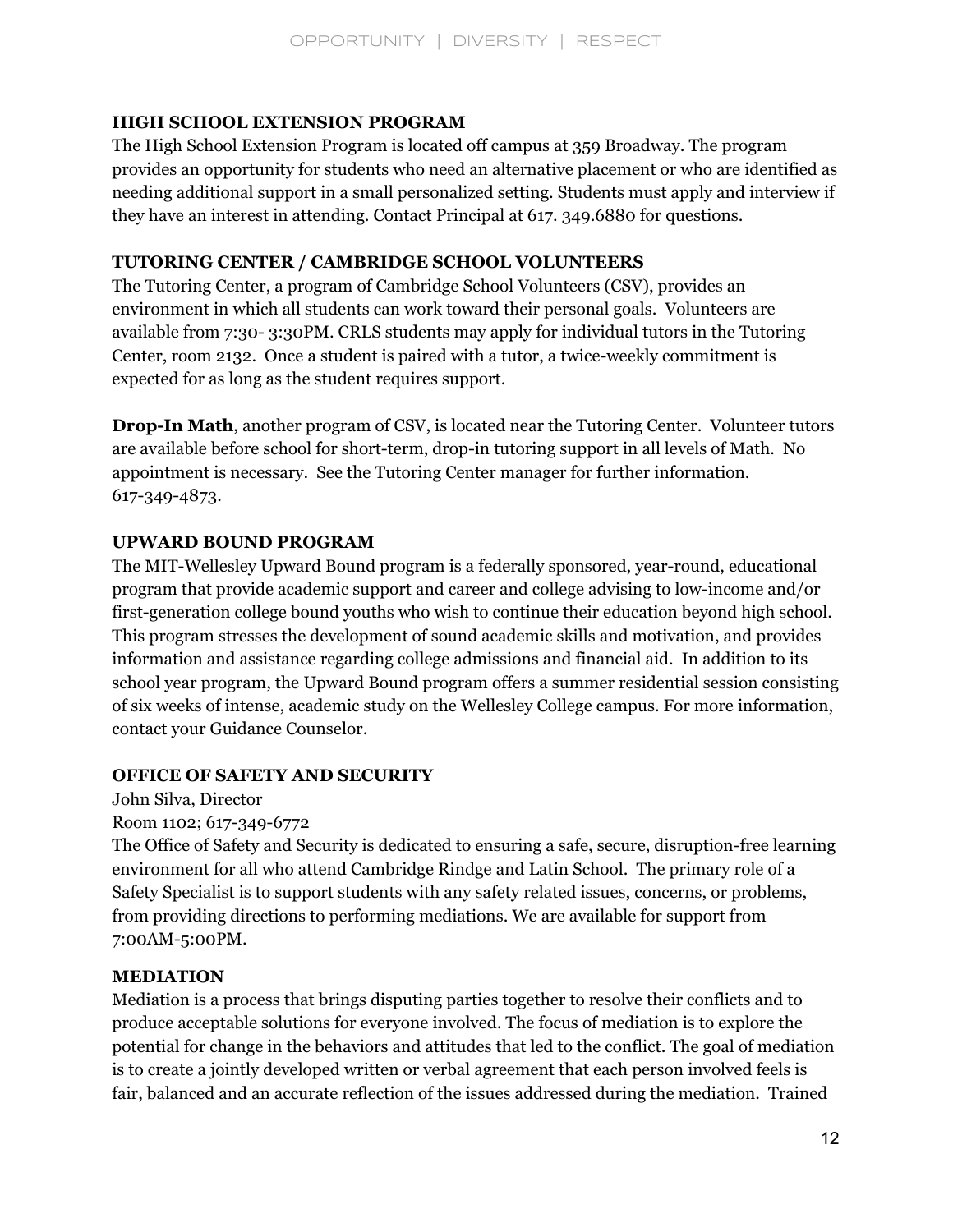### HIGH SCHOOL EXTENSION PROGRAM

The High School Extension Program is located off campus at 359 Broadway. The program provides an opportunity for students who need an alternative placement or who are identified as needing additional support in a small personalized setting. Students must apply and interview if they have an interest in attending. Contact Principal at 617. 349.6880 for questions.

### TUTORING CENTER / CAMBRIDGE SCHOOL VOLUNTEERS

The Tutoring Center, a program of Cambridge School Volunteers (CSV), provides an environment in which all students can work toward their personal goals. Volunteers are available from 7:30- 3:30PM. CRLS students may apply for individual tutors in the Tutoring Center, room 2132. Once a student is paired with a tutor, a twice-weekly commitment is expected for as long as the student requires support.

**Drop-In Math**, another program of CSV, is located near the Tutoring Center. Volunteer tutors are available before school for short-term, drop-in tutoring support in all levels of Math. No appointment is necessary. See the Tutoring Center manager for further information. 617-349-4873.

### UPWARD BOUND PROGRAM

The MIT-Wellesley Upward Bound program is a federally sponsored, year-round, educational program that provide academic support and career and college advising to low-income and/or first-generation college bound youths who wish to continue their education beyond high school. This program stresses the development of sound academic skills and motivation, and provides information and assistance regarding college admissions and financial aid. In addition to its school year program, the Upward Bound program offers a summer residential session consisting of six weeks of intense, academic study on the Wellesley College campus. For more information, contact your Guidance Counselor.

### OFFICE OF SAFETY AND SECURITY

John Silva, Director
Room 1102; 617-349-6772

The Office of Safety and Security is dedicated to ensuring a safe, secure, disruption-free learning environment for all who attend Cambridge Rindge and Latin School. The primary role of a Safety Specialist is to support students with any safety related issues, concerns, or problems, from providing directions to performing mediations. We are available for support from 7:00AM-5:00PM.

### MEDIATION

Mediation is a process that brings disputing parties together to resolve their conflicts and to produce acceptable solutions for everyone involved. The focus of mediation is to explore the potential for change in the behaviors and attitudes that led to the conflict. The goal of mediation is to create a jointly developed written or verbal agreement that each person involved feels is fair, balanced and an accurate reflection of the issues addressed during the mediation. Trained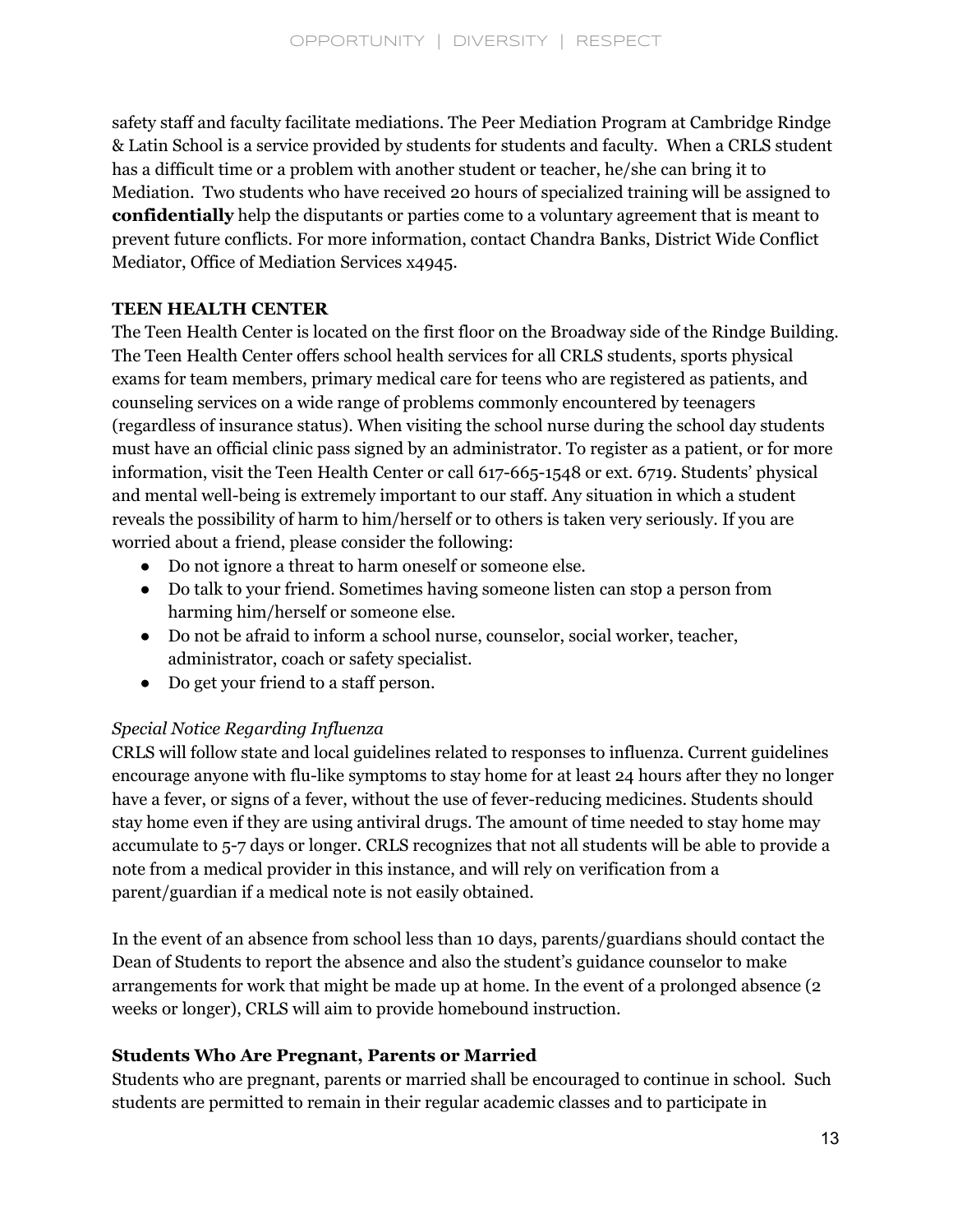safety staff and faculty facilitate mediations. The Peer Mediation Program at Cambridge Rindge & Latin School is a service provided by students for students and faculty. When a CRLS student has a difficult time or a problem with another student or teacher, he/she can bring it to Mediation. Two students who have received 20 hours of specialized training will be assigned to **confidentially** help the disputants or parties come to a voluntary agreement that is meant to prevent future conflicts. For more information, contact Chandra Banks, District Wide Conflict Mediator, Office of Mediation Services x4945.

**TEEN HEALTH CENTER**

The Teen Health Center is located on the first floor on the Broadway side of the Rindge Building. The Teen Health Center offers school health services for all CRLS students, sports physical exams for team members, primary medical care for teens who are registered as patients, and counseling services on a wide range of problems commonly encountered by teenagers (regardless of insurance status). When visiting the school nurse during the school day students must have an official clinic pass signed by an administrator. To register as a patient, or for more information, visit the Teen Health Center or call 617-665-1548 or ext. 6719. Students' physical and mental well-being is extremely important to our staff. Any situation in which a student reveals the possibility of harm to him/herself or to others is taken very seriously. If you are worried about a friend, please consider the following:

- Do not ignore a threat to harm oneself or someone else.
- Do talk to your friend. Sometimes having someone listen can stop a person from harming him/herself or someone else.
- Do not be afraid to inform a school nurse, counselor, social worker, teacher, administrator, coach or safety specialist.
- Do get your friend to a staff person.

*Special Notice Regarding Influenza*

CRLS will follow state and local guidelines related to responses to influenza. Current guidelines encourage anyone with flu-like symptoms to stay home for at least 24 hours after they no longer have a fever, or signs of a fever, without the use of fever-reducing medicines. Students should stay home even if they are using antiviral drugs. The amount of time needed to stay home may accumulate to 5-7 days or longer. CRLS recognizes that not all students will be able to provide a note from a medical provider in this instance, and will rely on verification from a parent/guardian if a medical note is not easily obtained.

In the event of an absence from school less than 10 days, parents/guardians should contact the Dean of Students to report the absence and also the student's guidance counselor to make arrangements for work that might be made up at home. In the event of a prolonged absence (2 weeks or longer), CRLS will aim to provide homebound instruction.

**Students Who Are Pregnant, Parents or Married**

Students who are pregnant, parents or married shall be encouraged to continue in school. Such students are permitted to remain in their regular academic classes and to participate in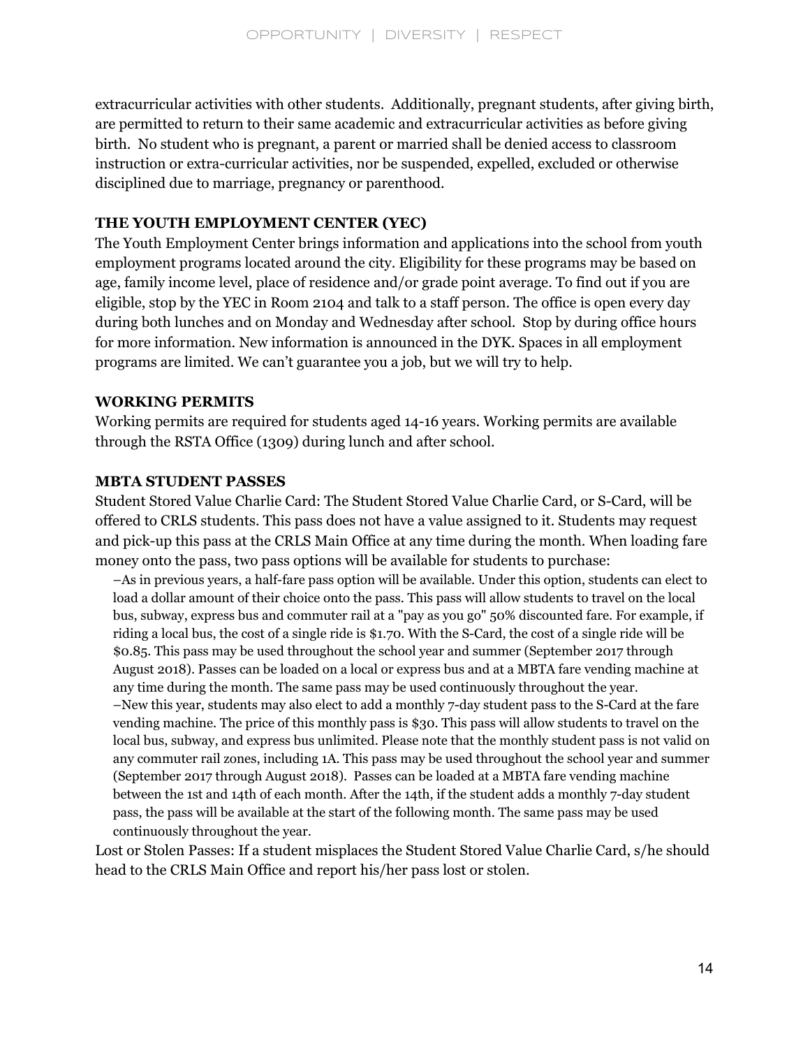extracurricular activities with other students. Additionally, pregnant students, after giving birth, are permitted to return to their same academic and extracurricular activities as before giving birth. No student who is pregnant, a parent or married shall be denied access to classroom instruction or extra-curricular activities, nor be suspended, expelled, excluded or otherwise disciplined due to marriage, pregnancy or parenthood.

**THE YOUTH EMPLOYMENT CENTER (YEC)**

The Youth Employment Center brings information and applications into the school from youth employment programs located around the city. Eligibility for these programs may be based on age, family income level, place of residence and/or grade point average. To find out if you are eligible, stop by the YEC in Room 2104 and talk to a staff person. The office is open every day during both lunches and on Monday and Wednesday after school. Stop by during office hours for more information. New information is announced in the DYK. Spaces in all employment programs are limited. We can't guarantee you a job, but we will try to help.

**WORKING PERMITS**

Working permits are required for students aged 14-16 years. Working permits are available through the RSTA Office (1309) during lunch and after school.

**MBTA STUDENT PASSES**

Student Stored Value Charlie Card: The Student Stored Value Charlie Card, or S-Card, will be offered to CRLS students. This pass does not have a value assigned to it. Students may request and pick-up this pass at the CRLS Main Office at any time during the month. When loading fare money onto the pass, two pass options will be available for students to purchase:

–As in previous years, a half-fare pass option will be available. Under this option, students can elect to load a dollar amount of their choice onto the pass. This pass will allow students to travel on the local bus, subway, express bus and commuter rail at a "pay as you go" 50% discounted fare. For example, if riding a local bus, the cost of a single ride is $1.70. With the S-Card, the cost of a single ride will be $0.85. This pass may be used throughout the school year and summer (September 2017 through August 2018). Passes can be loaded on a local or express bus and at a MBTA fare vending machine at any time during the month. The same pass may be used continuously throughout the year.

–New this year, students may also elect to add a monthly 7-day student pass to the S-Card at the fare vending machine. The price of this monthly pass is $30. This pass will allow students to travel on the local bus, subway, and express bus unlimited. Please note that the monthly student pass is not valid on any commuter rail zones, including 1A. This pass may be used throughout the school year and summer (September 2017 through August 2018). Passes can be loaded at a MBTA fare vending machine between the 1st and 14th of each month. After the 14th, if the student adds a monthly 7-day student pass, the pass will be available at the start of the following month. The same pass may be used continuously throughout the year.

Lost or Stolen Passes: If a student misplaces the Student Stored Value Charlie Card, s/he should head to the CRLS Main Office and report his/her pass lost or stolen.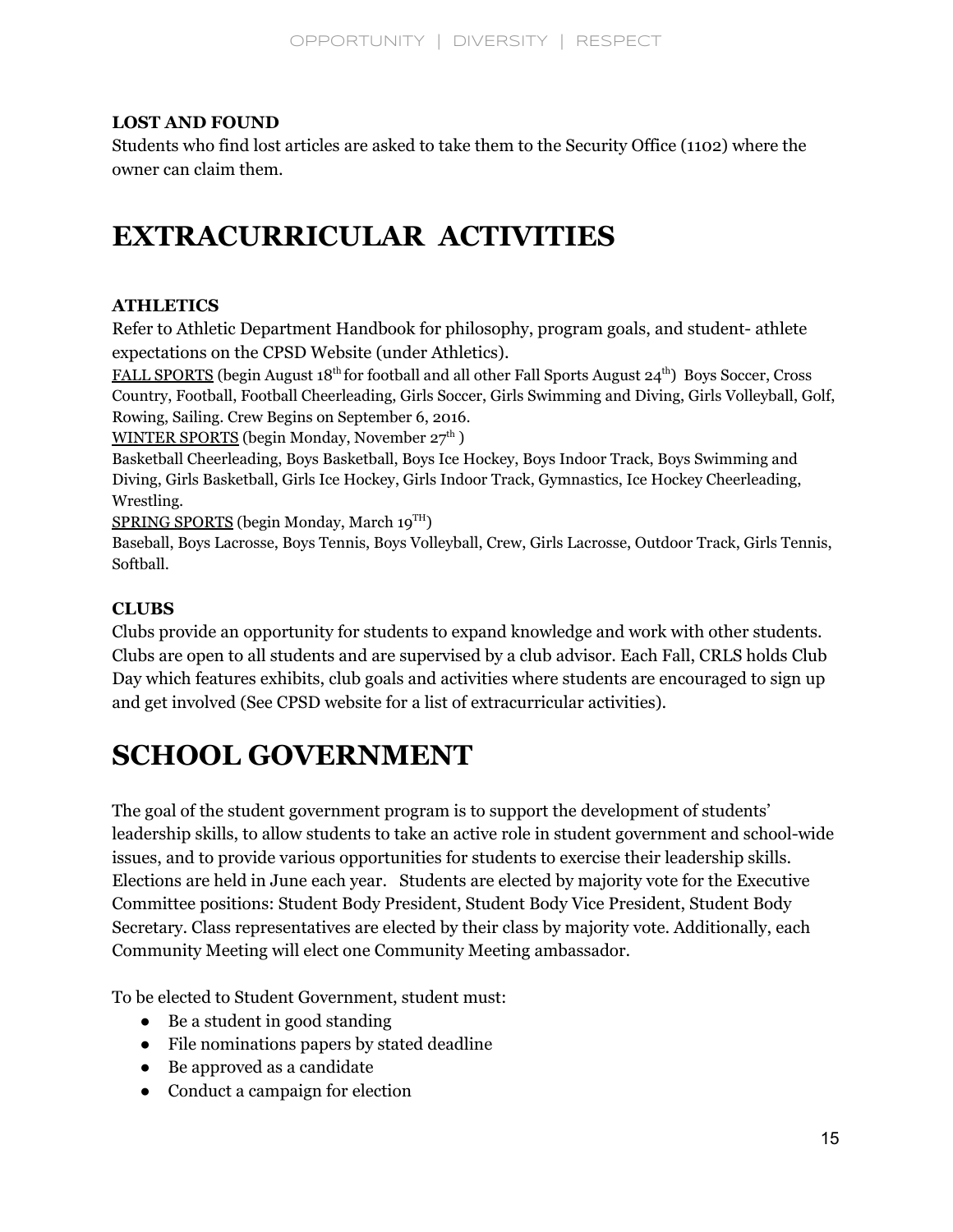**LOST AND FOUND**

Students who find lost articles are asked to take them to the Security Office (1102) where the owner can claim them.

# EXTRACURRICULAR ACTIVITIES

**ATHLETICS**

Refer to Athletic Department Handbook for philosophy, program goals, and student- athlete expectations on the CPSD Website (under Athletics).

FALL SPORTS (begin August 18th for football and all other Fall Sports August 24th) Boys Soccer, Cross Country, Football, Football Cheerleading, Girls Soccer, Girls Swimming and Diving, Girls Volleyball, Golf, Rowing, Sailing. Crew Begins on September 6, 2016.

WINTER SPORTS (begin Monday, November 27th )

Basketball Cheerleading, Boys Basketball, Boys Ice Hockey, Boys Indoor Track, Boys Swimming and Diving, Girls Basketball, Girls Ice Hockey, Girls Indoor Track, Gymnastics, Ice Hockey Cheerleading, Wrestling.

SPRING SPORTS (begin Monday, March 19TH)

Baseball, Boys Lacrosse, Boys Tennis, Boys Volleyball, Crew, Girls Lacrosse, Outdoor Track, Girls Tennis, Softball.

**CLUBS**

Clubs provide an opportunity for students to expand knowledge and work with other students. Clubs are open to all students and are supervised by a club advisor. Each Fall, CRLS holds Club Day which features exhibits, club goals and activities where students are encouraged to sign up and get involved (See CPSD website for a list of extracurricular activities).

# SCHOOL GOVERNMENT

The goal of the student government program is to support the development of students' leadership skills, to allow students to take an active role in student government and school-wide issues, and to provide various opportunities for students to exercise their leadership skills. Elections are held in June each year. Students are elected by majority vote for the Executive Committee positions: Student Body President, Student Body Vice President, Student Body Secretary. Class representatives are elected by their class by majority vote. Additionally, each Community Meeting will elect one Community Meeting ambassador.

To be elected to Student Government, student must:

- Be a student in good standing
- File nominations papers by stated deadline
- Be approved as a candidate
- Conduct a campaign for election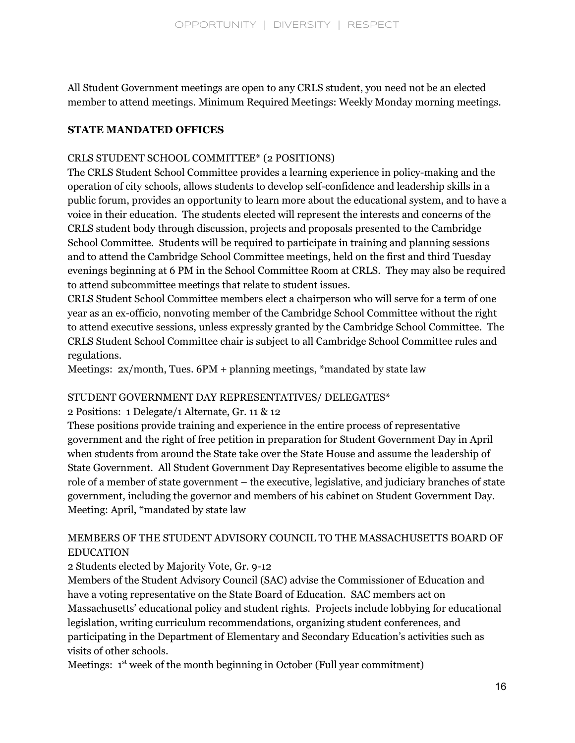All Student Government meetings are open to any CRLS student, you need not be an elected member to attend meetings. Minimum Required Meetings: Weekly Monday morning meetings.

**STATE MANDATED OFFICES**

CRLS STUDENT SCHOOL COMMITTEE* (2 POSITIONS)

The CRLS Student School Committee provides a learning experience in policy-making and the operation of city schools, allows students to develop self-confidence and leadership skills in a public forum, provides an opportunity to learn more about the educational system, and to have a voice in their education. The students elected will represent the interests and concerns of the CRLS student body through discussion, projects and proposals presented to the Cambridge School Committee. Students will be required to participate in training and planning sessions and to attend the Cambridge School Committee meetings, held on the first and third Tuesday evenings beginning at 6 PM in the School Committee Room at CRLS. They may also be required to attend subcommittee meetings that relate to student issues.

CRLS Student School Committee members elect a chairperson who will serve for a term of one year as an ex-officio, nonvoting member of the Cambridge School Committee without the right to attend executive sessions, unless expressly granted by the Cambridge School Committee. The CRLS Student School Committee chair is subject to all Cambridge School Committee rules and regulations.

Meetings: 2x/month, Tues. 6PM + planning meetings, *mandated by state law

STUDENT GOVERNMENT DAY REPRESENTATIVES/ DELEGATES*

2 Positions: 1 Delegate/1 Alternate, Gr. 11 & 12

These positions provide training and experience in the entire process of representative government and the right of free petition in preparation for Student Government Day in April when students from around the State take over the State House and assume the leadership of State Government. All Student Government Day Representatives become eligible to assume the role of a member of state government – the executive, legislative, and judiciary branches of state government, including the governor and members of his cabinet on Student Government Day.

Meeting: April, *mandated by state law

MEMBERS OF THE STUDENT ADVISORY COUNCIL TO THE MASSACHUSETTS BOARD OF EDUCATION

2 Students elected by Majority Vote, Gr. 9-12

Members of the Student Advisory Council (SAC) advise the Commissioner of Education and have a voting representative on the State Board of Education. SAC members act on Massachusetts' educational policy and student rights. Projects include lobbying for educational legislation, writing curriculum recommendations, organizing student conferences, and participating in the Department of Elementary and Secondary Education's activities such as visits of other schools.

Meetings: 1st week of the month beginning in October (Full year commitment)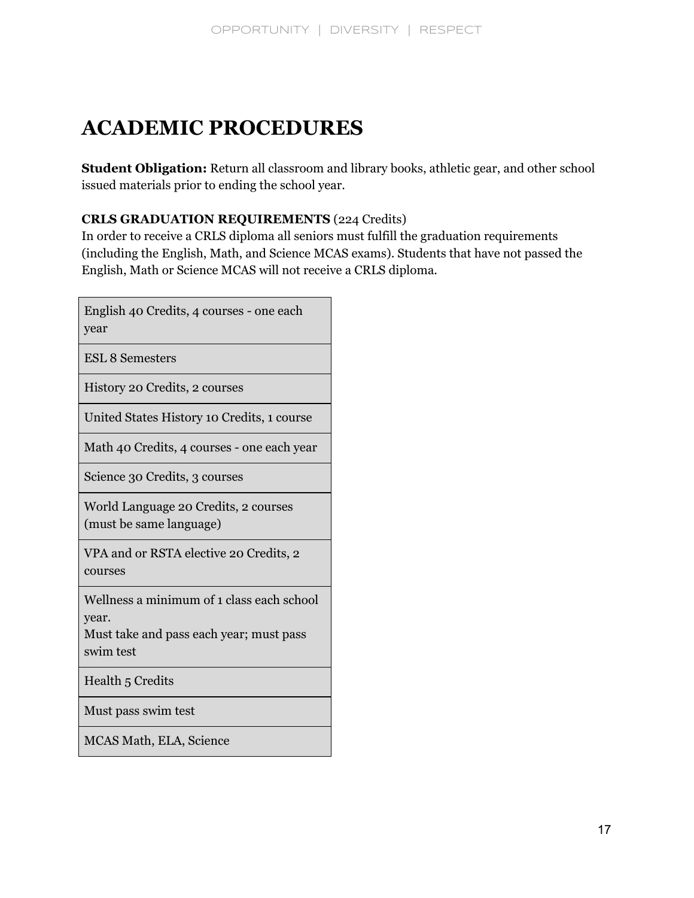# ACADEMIC PROCEDURES

**Student Obligation:** Return all classroom and library books, athletic gear, and other school issued materials prior to ending the school year.

**CRLS GRADUATION REQUIREMENTS** (224 Credits)
In order to receive a CRLS diploma all seniors must fulfill the graduation requirements (including the English, Math, and Science MCAS exams). Students that have not passed the English, Math or Science MCAS will not receive a CRLS diploma.

| |
|---|
| English 40 Credits, 4 courses - one each year |
| ESL 8 Semesters |
| History 20 Credits, 2 courses |
| United States History 10 Credits, 1 course |
| Math 40 Credits, 4 courses - one each year |
| Science 30 Credits, 3 courses |
| World Language 20 Credits, 2 courses (must be same language) |
| VPA and or RSTA elective 20 Credits, 2 courses |
| Wellness a minimum of 1 class each school year. Must take and pass each year; must pass swim test |
| Health 5 Credits |
| Must pass swim test |
| MCAS Math, ELA, Science |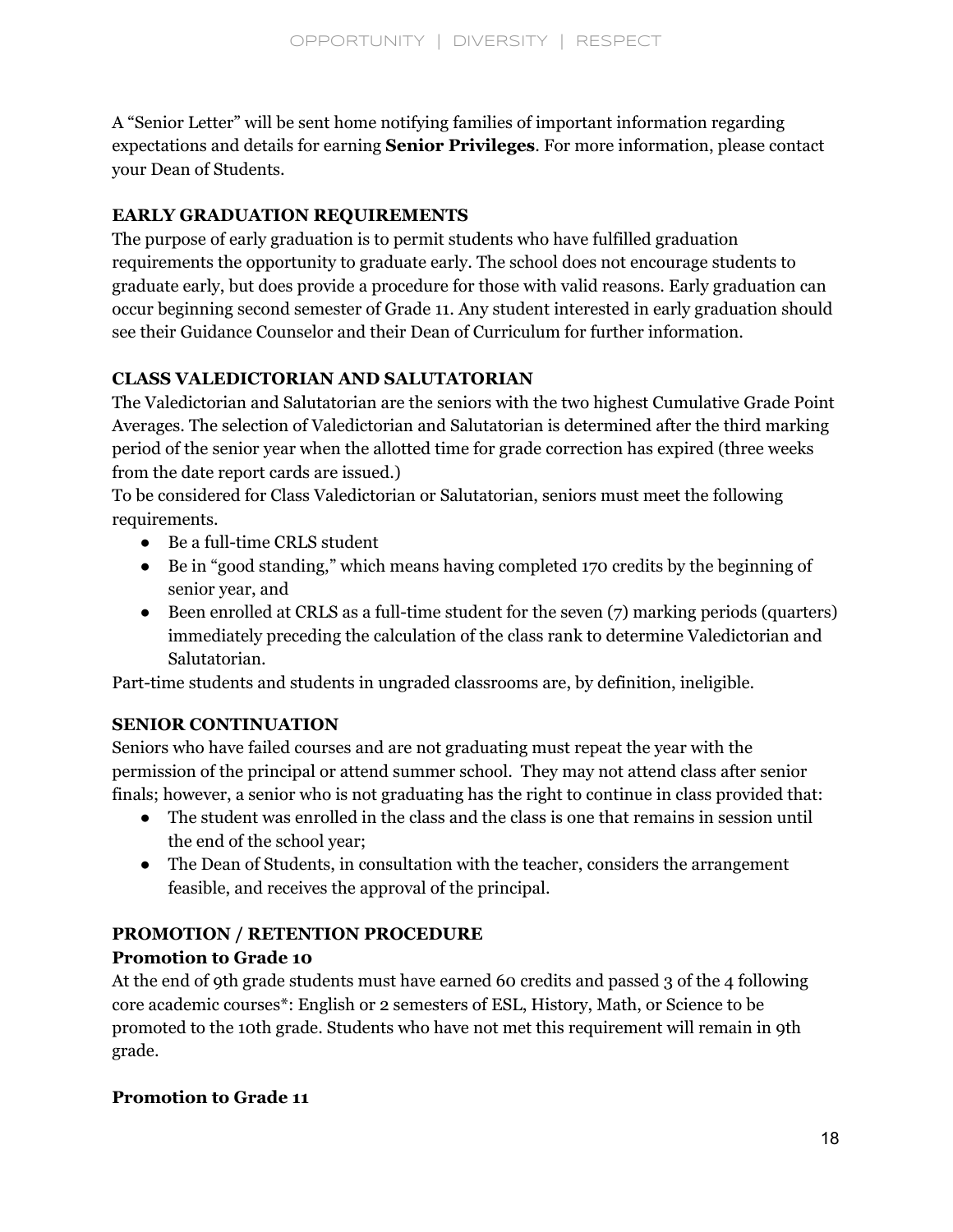A "Senior Letter" will be sent home notifying families of important information regarding expectations and details for earning **Senior Privileges**. For more information, please contact your Dean of Students.

**EARLY GRADUATION REQUIREMENTS**

The purpose of early graduation is to permit students who have fulfilled graduation requirements the opportunity to graduate early. The school does not encourage students to graduate early, but does provide a procedure for those with valid reasons. Early graduation can occur beginning second semester of Grade 11. Any student interested in early graduation should see their Guidance Counselor and their Dean of Curriculum for further information.

**CLASS VALEDICTORIAN AND SALUTATORIAN**

The Valedictorian and Salutatorian are the seniors with the two highest Cumulative Grade Point Averages. The selection of Valedictorian and Salutatorian is determined after the third marking period of the senior year when the allotted time for grade correction has expired (three weeks from the date report cards are issued.)

To be considered for Class Valedictorian or Salutatorian, seniors must meet the following requirements.

- Be a full-time CRLS student
- Be in "good standing," which means having completed 170 credits by the beginning of senior year, and
- Been enrolled at CRLS as a full-time student for the seven (7) marking periods (quarters) immediately preceding the calculation of the class rank to determine Valedictorian and Salutatorian.

Part-time students and students in ungraded classrooms are, by definition, ineligible.

**SENIOR CONTINUATION**

Seniors who have failed courses and are not graduating must repeat the year with the permission of the principal or attend summer school. They may not attend class after senior finals; however, a senior who is not graduating has the right to continue in class provided that:

- The student was enrolled in the class and the class is one that remains in session until the end of the school year;
- The Dean of Students, in consultation with the teacher, considers the arrangement feasible, and receives the approval of the principal.

**PROMOTION / RETENTION PROCEDURE**

**Promotion to Grade 10**

At the end of 9th grade students must have earned 60 credits and passed 3 of the 4 following core academic courses*: English or 2 semesters of ESL, History, Math, or Science to be promoted to the 10th grade. Students who have not met this requirement will remain in 9th grade.

**Promotion to Grade 11**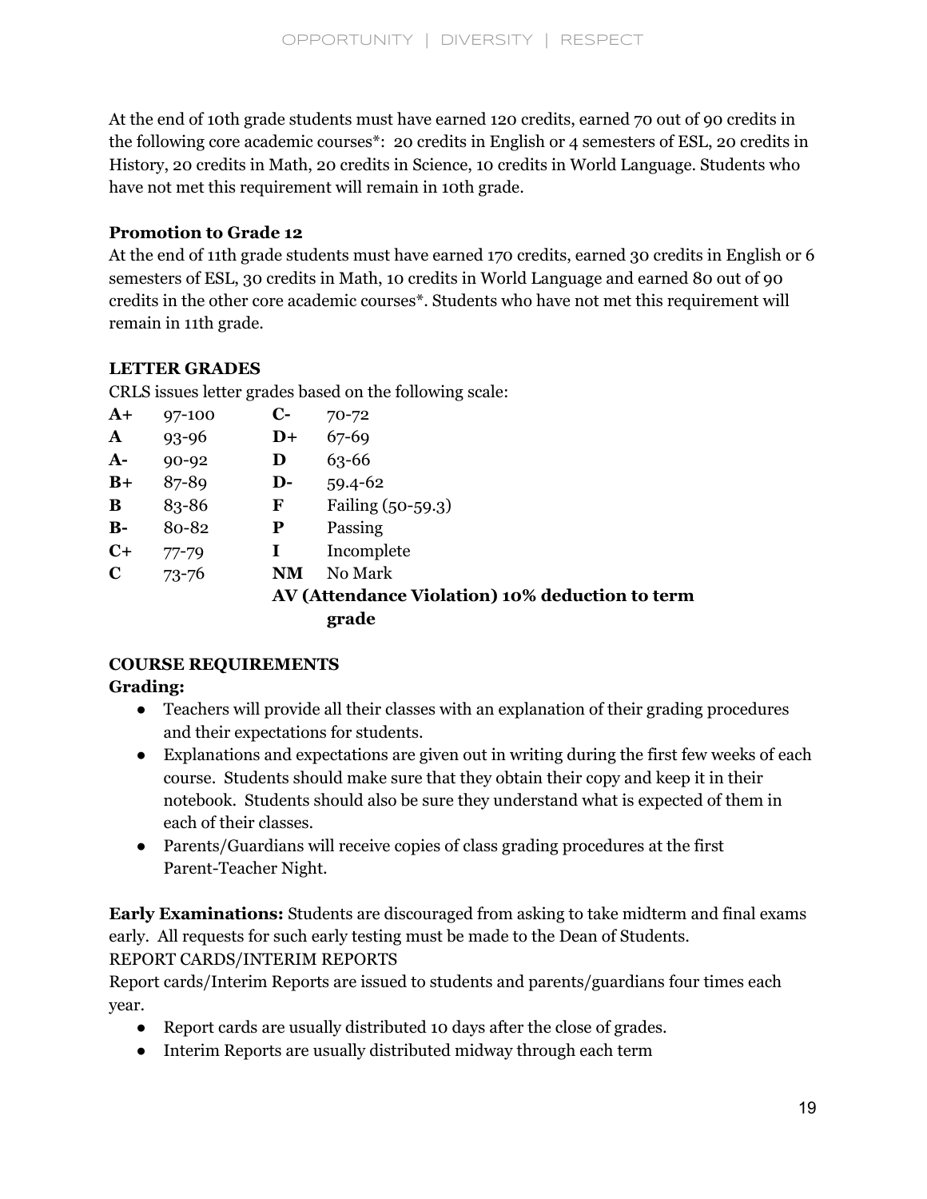At the end of 10th grade students must have earned 120 credits, earned 70 out of 90 credits in the following core academic courses*:  20 credits in English or 4 semesters of ESL, 20 credits in History, 20 credits in Math, 20 credits in Science, 10 credits in World Language. Students who have not met this requirement will remain in 10th grade.

**Promotion to Grade 12**

At the end of 11th grade students must have earned 170 credits, earned 30 credits in English or 6 semesters of ESL, 30 credits in Math, 10 credits in World Language and earned 80 out of 90 credits in the other core academic courses*. Students who have not met this requirement will remain in 11th grade.

**LETTER GRADES**

CRLS issues letter grades based on the following scale:

| | | | |
|---|---|---|---|
| **A+** | 97-100 | **C-** | 70-72 |
| **A** | 93-96 | **D+** | 67-69 |
| **A-** | 90-92 | **D** | 63-66 |
| **B+** | 87-89 | **D-** | 59.4-62 |
| **B** | 83-86 | **F** | Failing (50-59.3) |
| **B-** | 80-82 | **P** | Passing |
| **C+** | 77-79 | **I** | Incomplete |
| **C** | 73-76 | **NM** | No Mark |
| | | **AV (Attendance Violation) 10% deduction to term grade** | |

**COURSE REQUIREMENTS**

**Grading:**

- Teachers will provide all their classes with an explanation of their grading procedures and their expectations for students.
- Explanations and expectations are given out in writing during the first few weeks of each course. Students should make sure that they obtain their copy and keep it in their notebook. Students should also be sure they understand what is expected of them in each of their classes.
- Parents/Guardians will receive copies of class grading procedures at the first Parent-Teacher Night.

**Early Examinations:** Students are discouraged from asking to take midterm and final exams early. All requests for such early testing must be made to the Dean of Students.

REPORT CARDS/INTERIM REPORTS

Report cards/Interim Reports are issued to students and parents/guardians four times each year.

- Report cards are usually distributed 10 days after the close of grades.
- Interim Reports are usually distributed midway through each term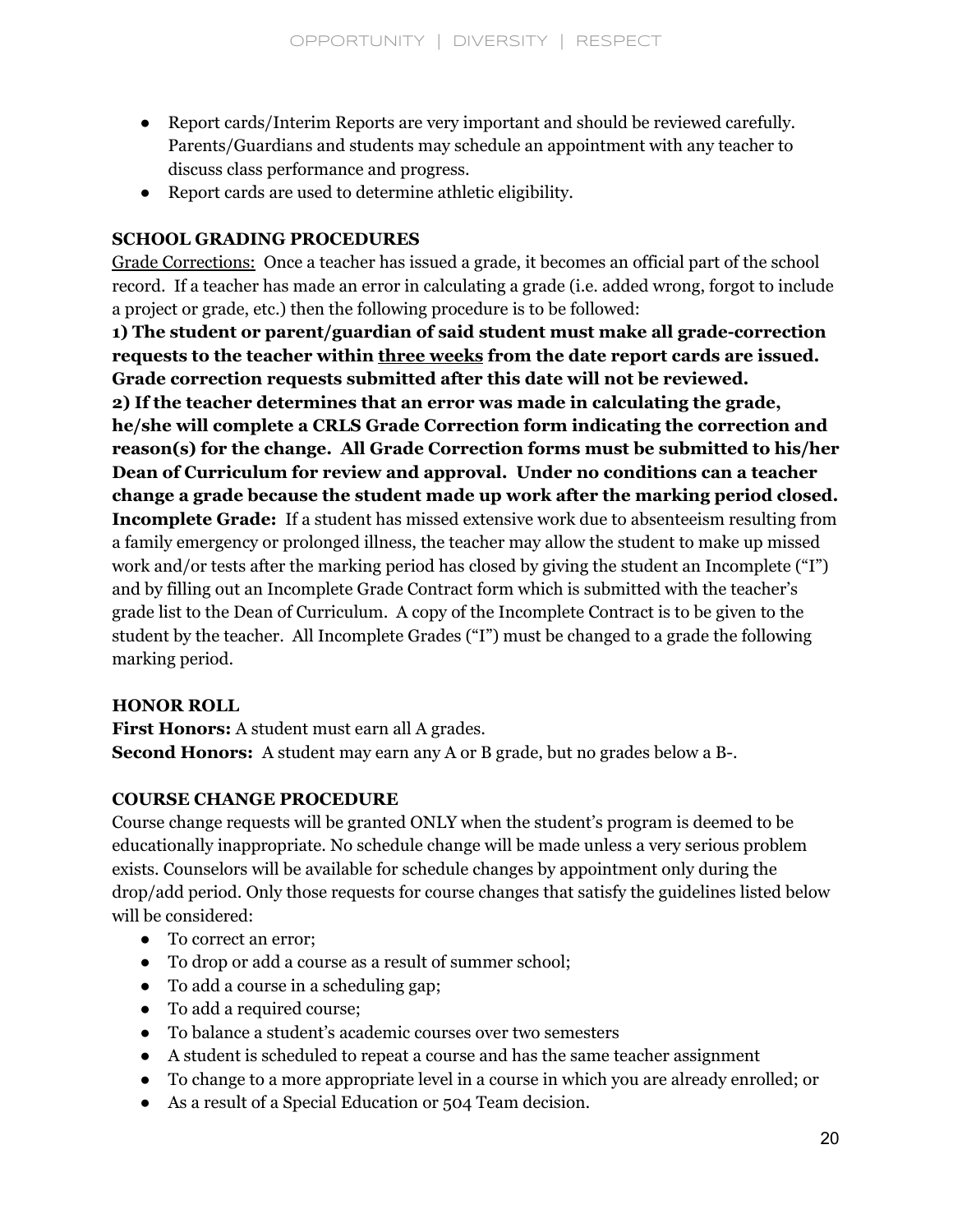- Report cards/Interim Reports are very important and should be reviewed carefully. Parents/Guardians and students may schedule an appointment with any teacher to discuss class performance and progress.
- Report cards are used to determine athletic eligibility.

**SCHOOL GRADING PROCEDURES**

Grade Corrections: Once a teacher has issued a grade, it becomes an official part of the school record. If a teacher has made an error in calculating a grade (i.e. added wrong, forgot to include a project or grade, etc.) then the following procedure is to be followed:

**1) The student or parent/guardian of said student must make all grade-correction requests to the teacher within three weeks from the date report cards are issued. Grade correction requests submitted after this date will not be reviewed.**

**2) If the teacher determines that an error was made in calculating the grade, he/she will complete a CRLS Grade Correction form indicating the correction and reason(s) for the change. All Grade Correction forms must be submitted to his/her Dean of Curriculum for review and approval. Under no conditions can a teacher change a grade because the student made up work after the marking period closed.**

**Incomplete Grade:** If a student has missed extensive work due to absenteeism resulting from a family emergency or prolonged illness, the teacher may allow the student to make up missed work and/or tests after the marking period has closed by giving the student an Incomplete ("I") and by filling out an Incomplete Grade Contract form which is submitted with the teacher's grade list to the Dean of Curriculum. A copy of the Incomplete Contract is to be given to the student by the teacher. All Incomplete Grades ("I") must be changed to a grade the following marking period.

**HONOR ROLL**

**First Honors:** A student must earn all A grades.

**Second Honors:** A student may earn any A or B grade, but no grades below a B-.

**COURSE CHANGE PROCEDURE**

Course change requests will be granted ONLY when the student's program is deemed to be educationally inappropriate. No schedule change will be made unless a very serious problem exists. Counselors will be available for schedule changes by appointment only during the drop/add period. Only those requests for course changes that satisfy the guidelines listed below will be considered:

- To correct an error;
- To drop or add a course as a result of summer school;
- To add a course in a scheduling gap;
- To add a required course;
- To balance a student's academic courses over two semesters
- A student is scheduled to repeat a course and has the same teacher assignment
- To change to a more appropriate level in a course in which you are already enrolled; or
- As a result of a Special Education or 504 Team decision.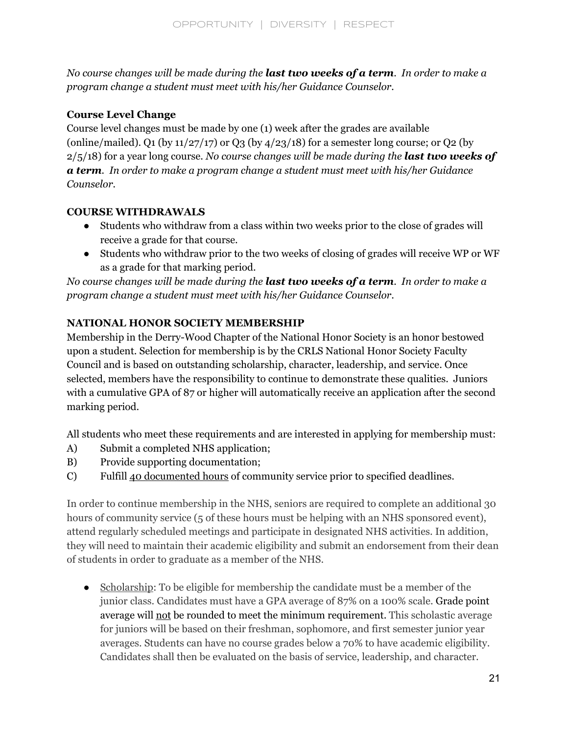*No course changes will be made during the* ***last two weeks of a term****. In order to make a program change a student must meet with his/her Guidance Counselor.*

### Course Level Change

Course level changes must be made by one (1) week after the grades are available (online/mailed). Q1 (by 11/27/17) or Q3 (by 4/23/18) for a semester long course; or Q2 (by 2/5/18) for a year long course. *No course changes will be made during the* ***last two weeks of a term****. In order to make a program change a student must meet with his/her Guidance Counselor.*

### COURSE WITHDRAWALS

- Students who withdraw from a class within two weeks prior to the close of grades will receive a grade for that course.
- Students who withdraw prior to the two weeks of closing of grades will receive WP or WF as a grade for that marking period.

*No course changes will be made during the* ***last two weeks of a term****. In order to make a program change a student must meet with his/her Guidance Counselor.*

### NATIONAL HONOR SOCIETY MEMBERSHIP

Membership in the Derry-Wood Chapter of the National Honor Society is an honor bestowed upon a student. Selection for membership is by the CRLS National Honor Society Faculty Council and is based on outstanding scholarship, character, leadership, and service. Once selected, members have the responsibility to continue to demonstrate these qualities. Juniors with a cumulative GPA of 87 or higher will automatically receive an application after the second marking period.

All students who meet these requirements and are interested in applying for membership must:

A) Submit a completed NHS application;
B) Provide supporting documentation;
C) Fulfill <u>40 documented hours</u> of community service prior to specified deadlines.

In order to continue membership in the NHS, seniors are required to complete an additional 30 hours of community service (5 of these hours must be helping with an NHS sponsored event), attend regularly scheduled meetings and participate in designated NHS activities. In addition, they will need to maintain their academic eligibility and submit an endorsement from their dean of students in order to graduate as a member of the NHS.

- <u>Scholarship</u>: To be eligible for membership the candidate must be a member of the junior class. Candidates must have a GPA average of 87% on a 100% scale. Grade point average will <u>not</u> be rounded to meet the minimum requirement. This scholastic average for juniors will be based on their freshman, sophomore, and first semester junior year averages. Students can have no course grades below a 70% to have academic eligibility. Candidates shall then be evaluated on the basis of service, leadership, and character.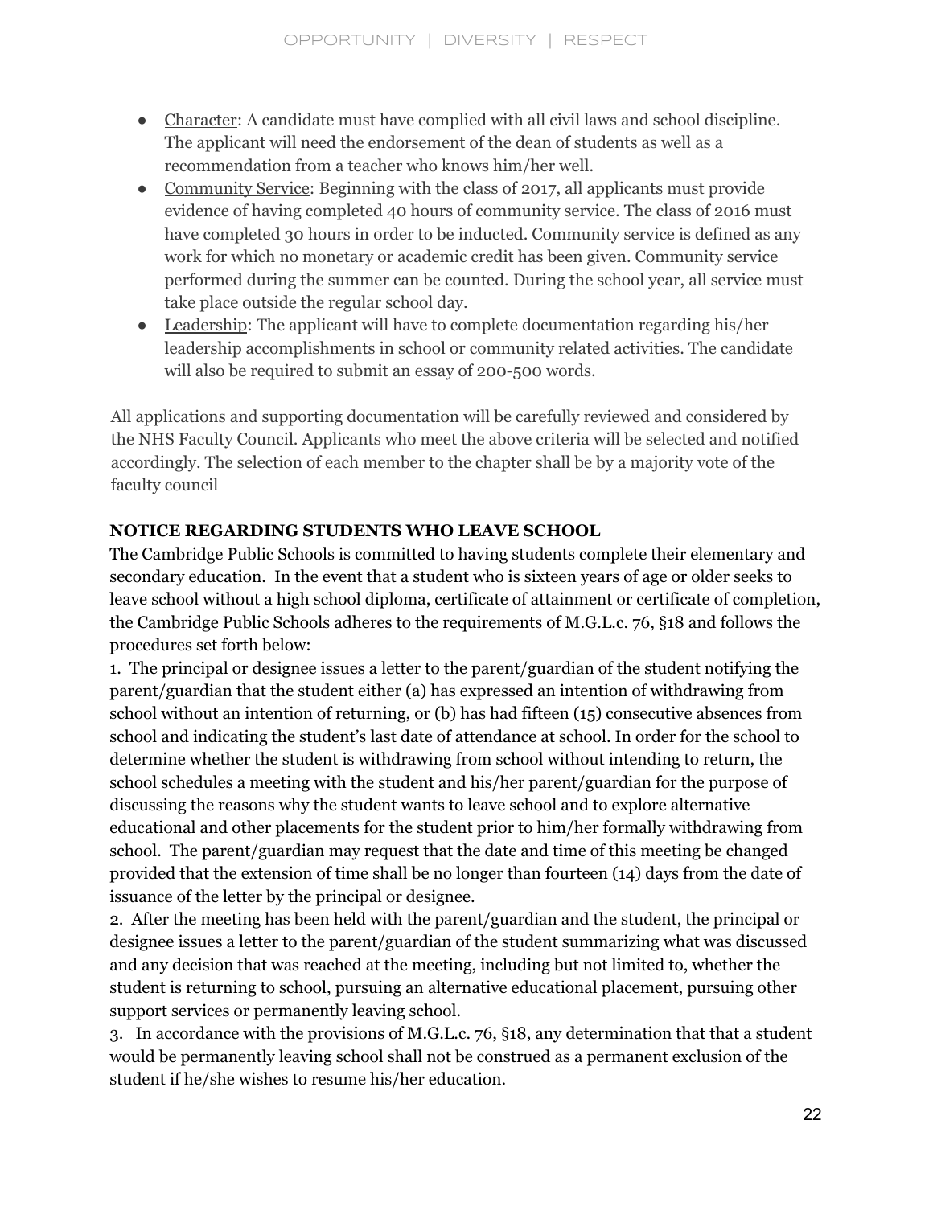- Character: A candidate must have complied with all civil laws and school discipline. The applicant will need the endorsement of the dean of students as well as a recommendation from a teacher who knows him/her well.
- Community Service: Beginning with the class of 2017, all applicants must provide evidence of having completed 40 hours of community service. The class of 2016 must have completed 30 hours in order to be inducted. Community service is defined as any work for which no monetary or academic credit has been given. Community service performed during the summer can be counted. During the school year, all service must take place outside the regular school day.
- Leadership: The applicant will have to complete documentation regarding his/her leadership accomplishments in school or community related activities. The candidate will also be required to submit an essay of 200-500 words.

All applications and supporting documentation will be carefully reviewed and considered by the NHS Faculty Council. Applicants who meet the above criteria will be selected and notified accordingly. The selection of each member to the chapter shall be by a majority vote of the faculty council

**NOTICE REGARDING STUDENTS WHO LEAVE SCHOOL**

The Cambridge Public Schools is committed to having students complete their elementary and secondary education. In the event that a student who is sixteen years of age or older seeks to leave school without a high school diploma, certificate of attainment or certificate of completion, the Cambridge Public Schools adheres to the requirements of M.G.L.c. 76, §18 and follows the procedures set forth below:

1. The principal or designee issues a letter to the parent/guardian of the student notifying the parent/guardian that the student either (a) has expressed an intention of withdrawing from school without an intention of returning, or (b) has had fifteen (15) consecutive absences from school and indicating the student's last date of attendance at school. In order for the school to determine whether the student is withdrawing from school without intending to return, the school schedules a meeting with the student and his/her parent/guardian for the purpose of discussing the reasons why the student wants to leave school and to explore alternative educational and other placements for the student prior to him/her formally withdrawing from school. The parent/guardian may request that the date and time of this meeting be changed provided that the extension of time shall be no longer than fourteen (14) days from the date of issuance of the letter by the principal or designee.
2. After the meeting has been held with the parent/guardian and the student, the principal or designee issues a letter to the parent/guardian of the student summarizing what was discussed and any decision that was reached at the meeting, including but not limited to, whether the student is returning to school, pursuing an alternative educational placement, pursuing other support services or permanently leaving school.
3. In accordance with the provisions of M.G.L.c. 76, §18, any determination that that a student would be permanently leaving school shall not be construed as a permanent exclusion of the student if he/she wishes to resume his/her education.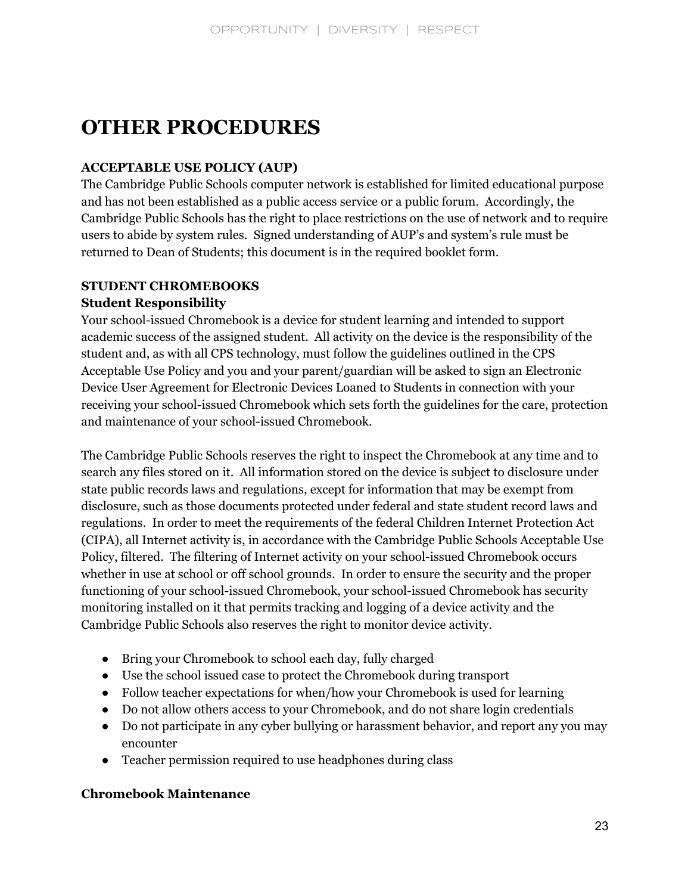# OTHER PROCEDURES

**ACCEPTABLE USE POLICY (AUP)**

The Cambridge Public Schools computer network is established for limited educational purpose and has not been established as a public access service or a public forum. Accordingly, the Cambridge Public Schools has the right to place restrictions on the use of network and to require users to abide by system rules. Signed understanding of AUP's and system's rule must be returned to Dean of Students; this document is in the required booklet form.

**STUDENT CHROMEBOOKS**

**Student Responsibility**

Your school-issued Chromebook is a device for student learning and intended to support academic success of the assigned student. All activity on the device is the responsibility of the student and, as with all CPS technology, must follow the guidelines outlined in the CPS Acceptable Use Policy and you and your parent/guardian will be asked to sign an Electronic Device User Agreement for Electronic Devices Loaned to Students in connection with your receiving your school-issued Chromebook which sets forth the guidelines for the care, protection and maintenance of your school-issued Chromebook.

The Cambridge Public Schools reserves the right to inspect the Chromebook at any time and to search any files stored on it. All information stored on the device is subject to disclosure under state public records laws and regulations, except for information that may be exempt from disclosure, such as those documents protected under federal and state student record laws and regulations. In order to meet the requirements of the federal Children Internet Protection Act (CIPA), all Internet activity is, in accordance with the Cambridge Public Schools Acceptable Use Policy, filtered. The filtering of Internet activity on your school-issued Chromebook occurs whether in use at school or off school grounds. In order to ensure the security and the proper functioning of your school-issued Chromebook, your school-issued Chromebook has security monitoring installed on it that permits tracking and logging of a device activity and the Cambridge Public Schools also reserves the right to monitor device activity.

- Bring your Chromebook to school each day, fully charged
- Use the school issued case to protect the Chromebook during transport
- Follow teacher expectations for when/how your Chromebook is used for learning
- Do not allow others access to your Chromebook, and do not share login credentials
- Do not participate in any cyber bullying or harassment behavior, and report any you may encounter
- Teacher permission required to use headphones during class

**Chromebook Maintenance**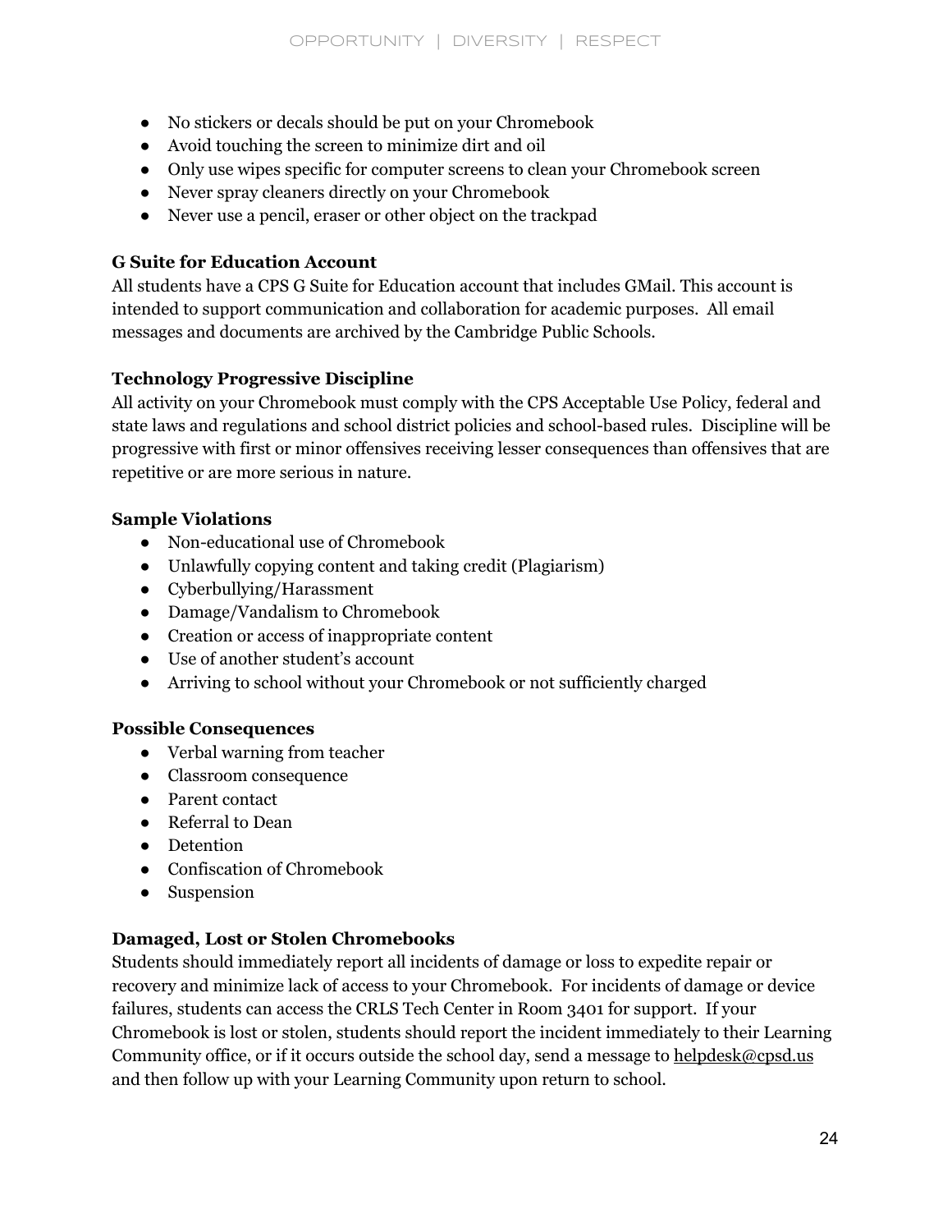- No stickers or decals should be put on your Chromebook
- Avoid touching the screen to minimize dirt and oil
- Only use wipes specific for computer screens to clean your Chromebook screen
- Never spray cleaners directly on your Chromebook
- Never use a pencil, eraser or other object on the trackpad

**G Suite for Education Account**

All students have a CPS G Suite for Education account that includes GMail. This account is intended to support communication and collaboration for academic purposes. All email messages and documents are archived by the Cambridge Public Schools.

**Technology Progressive Discipline**

All activity on your Chromebook must comply with the CPS Acceptable Use Policy, federal and state laws and regulations and school district policies and school-based rules. Discipline will be progressive with first or minor offensives receiving lesser consequences than offensives that are repetitive or are more serious in nature.

**Sample Violations**

- Non-educational use of Chromebook
- Unlawfully copying content and taking credit (Plagiarism)
- Cyberbullying/Harassment
- Damage/Vandalism to Chromebook
- Creation or access of inappropriate content
- Use of another student's account
- Arriving to school without your Chromebook or not sufficiently charged

**Possible Consequences**

- Verbal warning from teacher
- Classroom consequence
- Parent contact
- Referral to Dean
- Detention
- Confiscation of Chromebook
- Suspension

**Damaged, Lost or Stolen Chromebooks**

Students should immediately report all incidents of damage or loss to expedite repair or recovery and minimize lack of access to your Chromebook. For incidents of damage or device failures, students can access the CRLS Tech Center in Room 3401 for support. If your Chromebook is lost or stolen, students should report the incident immediately to their Learning Community office, or if it occurs outside the school day, send a message to helpdesk@cpsd.us and then follow up with your Learning Community upon return to school.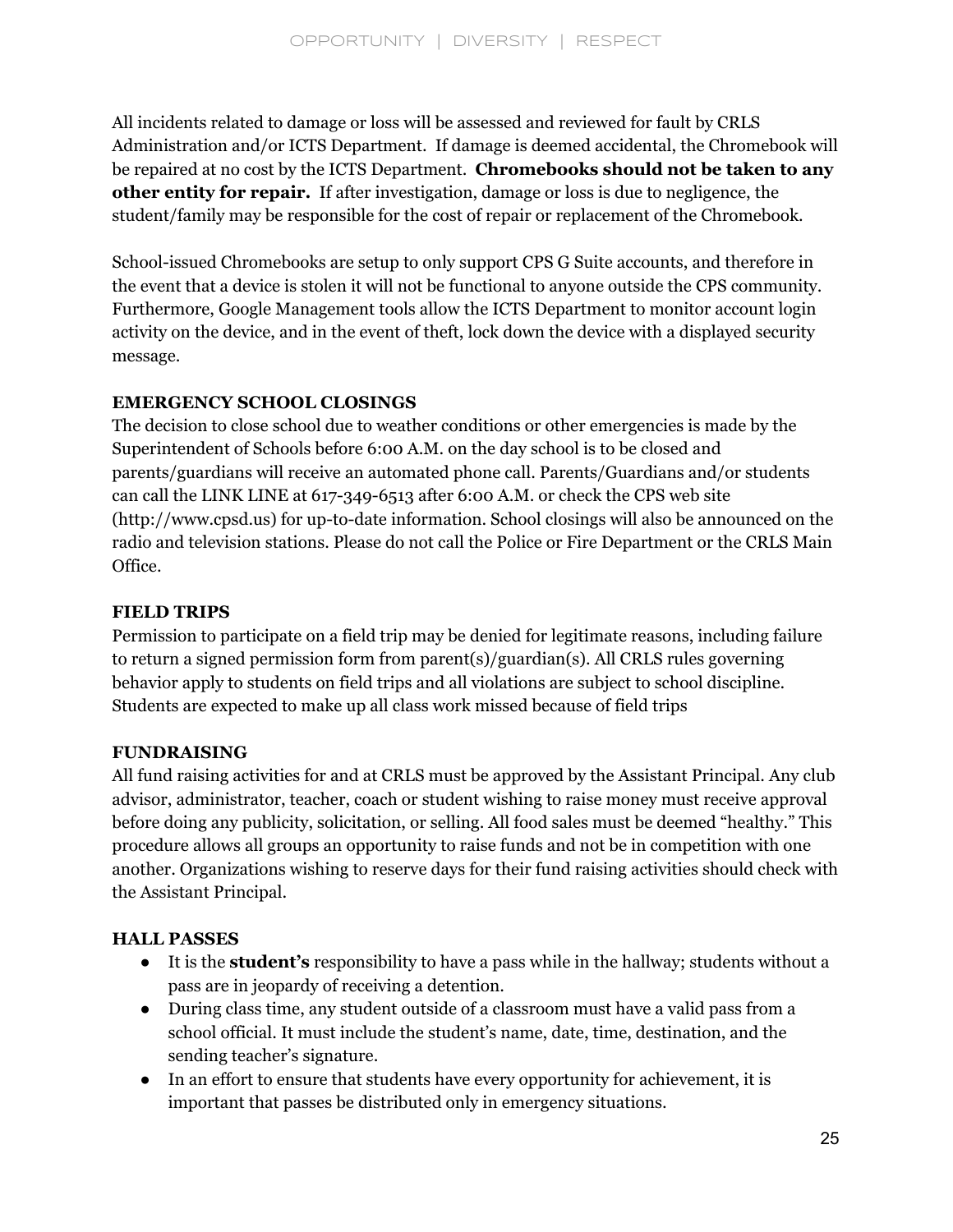All incidents related to damage or loss will be assessed and reviewed for fault by CRLS Administration and/or ICTS Department. If damage is deemed accidental, the Chromebook will be repaired at no cost by the ICTS Department. **Chromebooks should not be taken to any other entity for repair.** If after investigation, damage or loss is due to negligence, the student/family may be responsible for the cost of repair or replacement of the Chromebook.

School-issued Chromebooks are setup to only support CPS G Suite accounts, and therefore in the event that a device is stolen it will not be functional to anyone outside the CPS community. Furthermore, Google Management tools allow the ICTS Department to monitor account login activity on the device, and in the event of theft, lock down the device with a displayed security message.

**EMERGENCY SCHOOL CLOSINGS**

The decision to close school due to weather conditions or other emergencies is made by the Superintendent of Schools before 6:00 A.M. on the day school is to be closed and parents/guardians will receive an automated phone call. Parents/Guardians and/or students can call the LINK LINE at 617-349-6513 after 6:00 A.M. or check the CPS web site (http://www.cpsd.us) for up-to-date information. School closings will also be announced on the radio and television stations. Please do not call the Police or Fire Department or the CRLS Main Office.

**FIELD TRIPS**

Permission to participate on a field trip may be denied for legitimate reasons, including failure to return a signed permission form from parent(s)/guardian(s). All CRLS rules governing behavior apply to students on field trips and all violations are subject to school discipline. Students are expected to make up all class work missed because of field trips

**FUNDRAISING**

All fund raising activities for and at CRLS must be approved by the Assistant Principal. Any club advisor, administrator, teacher, coach or student wishing to raise money must receive approval before doing any publicity, solicitation, or selling. All food sales must be deemed "healthy." This procedure allows all groups an opportunity to raise funds and not be in competition with one another. Organizations wishing to reserve days for their fund raising activities should check with the Assistant Principal.

**HALL PASSES**

- It is the **student's** responsibility to have a pass while in the hallway; students without a pass are in jeopardy of receiving a detention.
- During class time, any student outside of a classroom must have a valid pass from a school official. It must include the student's name, date, time, destination, and the sending teacher's signature.
- In an effort to ensure that students have every opportunity for achievement, it is important that passes be distributed only in emergency situations.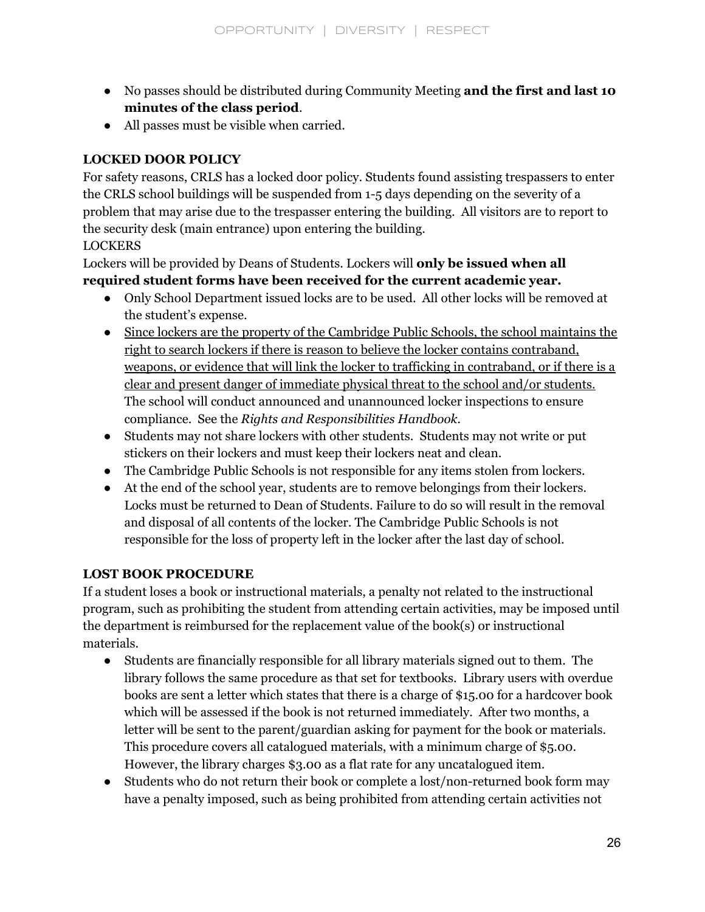- No passes should be distributed during Community Meeting **and the first and last 10 minutes of the class period**.
- All passes must be visible when carried.

**LOCKED DOOR POLICY**

For safety reasons, CRLS has a locked door policy. Students found assisting trespassers to enter the CRLS school buildings will be suspended from 1-5 days depending on the severity of a problem that may arise due to the trespasser entering the building. All visitors are to report to the security desk (main entrance) upon entering the building.

LOCKERS

Lockers will be provided by Deans of Students. Lockers will **only be issued when all required student forms have been received for the current academic year.**

- Only School Department issued locks are to be used. All other locks will be removed at the student's expense.
- <u>Since lockers are the property of the Cambridge Public Schools, the school maintains the right to search lockers if there is reason to believe the locker contains contraband, weapons, or evidence that will link the locker to trafficking in contraband, or if there is a clear and present danger of immediate physical threat to the school and/or students.</u> The school will conduct announced and unannounced locker inspections to ensure compliance. See the *Rights and Responsibilities Handbook*.
- Students may not share lockers with other students. Students may not write or put stickers on their lockers and must keep their lockers neat and clean.
- The Cambridge Public Schools is not responsible for any items stolen from lockers.
- At the end of the school year, students are to remove belongings from their lockers. Locks must be returned to Dean of Students. Failure to do so will result in the removal and disposal of all contents of the locker. The Cambridge Public Schools is not responsible for the loss of property left in the locker after the last day of school.

**LOST BOOK PROCEDURE**

If a student loses a book or instructional materials, a penalty not related to the instructional program, such as prohibiting the student from attending certain activities, may be imposed until the department is reimbursed for the replacement value of the book(s) or instructional materials.

- Students are financially responsible for all library materials signed out to them. The library follows the same procedure as that set for textbooks. Library users with overdue books are sent a letter which states that there is a charge of $15.00 for a hardcover book which will be assessed if the book is not returned immediately. After two months, a letter will be sent to the parent/guardian asking for payment for the book or materials. This procedure covers all catalogued materials, with a minimum charge of $5.00. However, the library charges $3.00 as a flat rate for any uncatalogued item.
- Students who do not return their book or complete a lost/non-returned book form may have a penalty imposed, such as being prohibited from attending certain activities not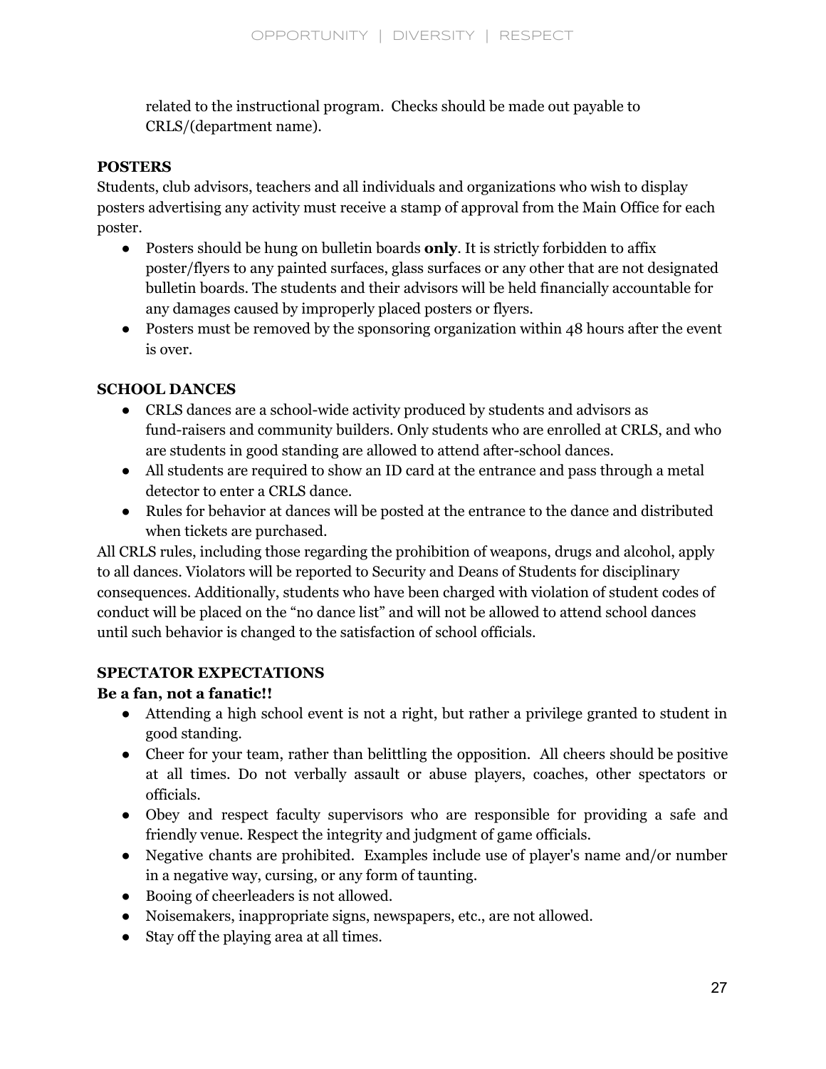related to the instructional program. Checks should be made out payable to CRLS/(department name).

**POSTERS**

Students, club advisors, teachers and all individuals and organizations who wish to display posters advertising any activity must receive a stamp of approval from the Main Office for each poster.

- Posters should be hung on bulletin boards **only**. It is strictly forbidden to affix poster/flyers to any painted surfaces, glass surfaces or any other that are not designated bulletin boards. The students and their advisors will be held financially accountable for any damages caused by improperly placed posters or flyers.
- Posters must be removed by the sponsoring organization within 48 hours after the event is over.

**SCHOOL DANCES**

- CRLS dances are a school-wide activity produced by students and advisors as fund-raisers and community builders. Only students who are enrolled at CRLS, and who are students in good standing are allowed to attend after-school dances.
- All students are required to show an ID card at the entrance and pass through a metal detector to enter a CRLS dance.
- Rules for behavior at dances will be posted at the entrance to the dance and distributed when tickets are purchased.

All CRLS rules, including those regarding the prohibition of weapons, drugs and alcohol, apply to all dances. Violators will be reported to Security and Deans of Students for disciplinary consequences. Additionally, students who have been charged with violation of student codes of conduct will be placed on the "no dance list" and will not be allowed to attend school dances until such behavior is changed to the satisfaction of school officials.

**SPECTATOR EXPECTATIONS**

**Be a fan, not a fanatic!!**

- Attending a high school event is not a right, but rather a privilege granted to student in good standing.
- Cheer for your team, rather than belittling the opposition. All cheers should be positive at all times. Do not verbally assault or abuse players, coaches, other spectators or officials.
- Obey and respect faculty supervisors who are responsible for providing a safe and friendly venue. Respect the integrity and judgment of game officials.
- Negative chants are prohibited. Examples include use of player's name and/or number in a negative way, cursing, or any form of taunting.
- Booing of cheerleaders is not allowed.
- Noisemakers, inappropriate signs, newspapers, etc., are not allowed.
- Stay off the playing area at all times.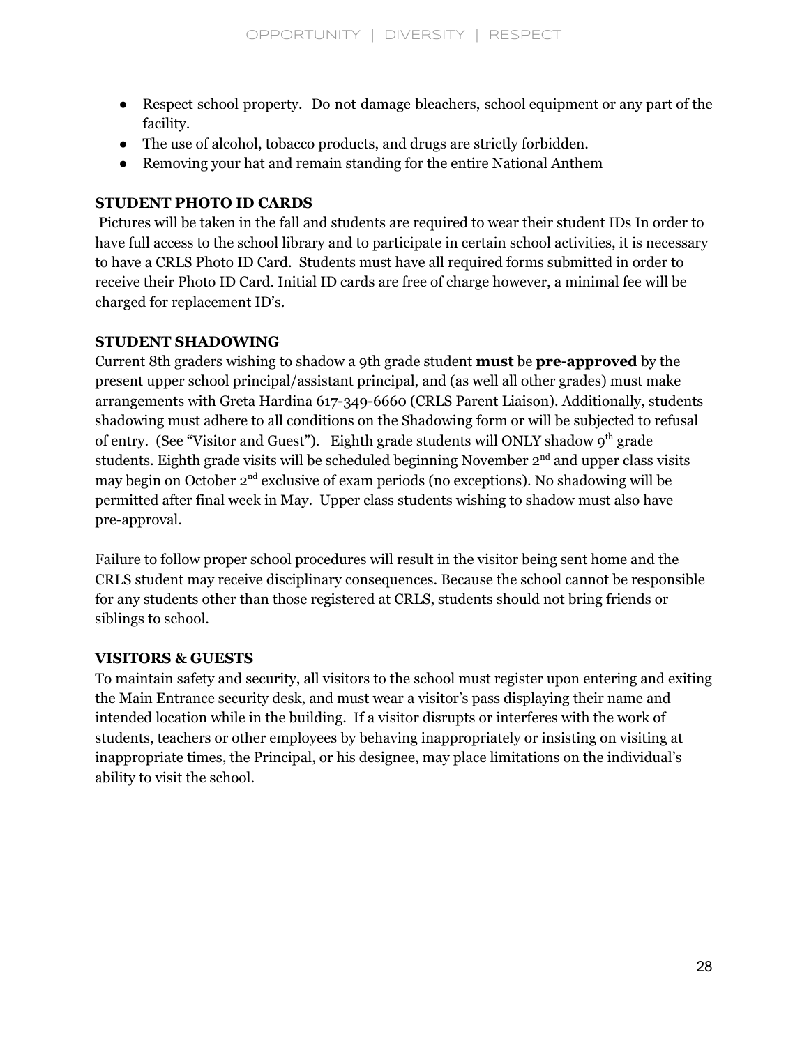- Respect school property. Do not damage bleachers, school equipment or any part of the facility.
- The use of alcohol, tobacco products, and drugs are strictly forbidden.
- Removing your hat and remain standing for the entire National Anthem

**STUDENT PHOTO ID CARDS**

Pictures will be taken in the fall and students are required to wear their student IDs In order to have full access to the school library and to participate in certain school activities, it is necessary to have a CRLS Photo ID Card. Students must have all required forms submitted in order to receive their Photo ID Card. Initial ID cards are free of charge however, a minimal fee will be charged for replacement ID's.

**STUDENT SHADOWING**

Current 8th graders wishing to shadow a 9th grade student **must** be **pre-approved** by the present upper school principal/assistant principal, and (as well all other grades) must make arrangements with Greta Hardina 617-349-6660 (CRLS Parent Liaison). Additionally, students shadowing must adhere to all conditions on the Shadowing form or will be subjected to refusal of entry. (See "Visitor and Guest"). Eighth grade students will ONLY shadow 9th grade students. Eighth grade visits will be scheduled beginning November 2nd and upper class visits may begin on October 2nd exclusive of exam periods (no exceptions). No shadowing will be permitted after final week in May. Upper class students wishing to shadow must also have pre-approval.

Failure to follow proper school procedures will result in the visitor being sent home and the CRLS student may receive disciplinary consequences. Because the school cannot be responsible for any students other than those registered at CRLS, students should not bring friends or siblings to school.

**VISITORS & GUESTS**

To maintain safety and security, all visitors to the school must register upon entering and exiting the Main Entrance security desk, and must wear a visitor's pass displaying their name and intended location while in the building. If a visitor disrupts or interferes with the work of students, teachers or other employees by behaving inappropriately or insisting on visiting at inappropriate times, the Principal, or his designee, may place limitations on the individual's ability to visit the school.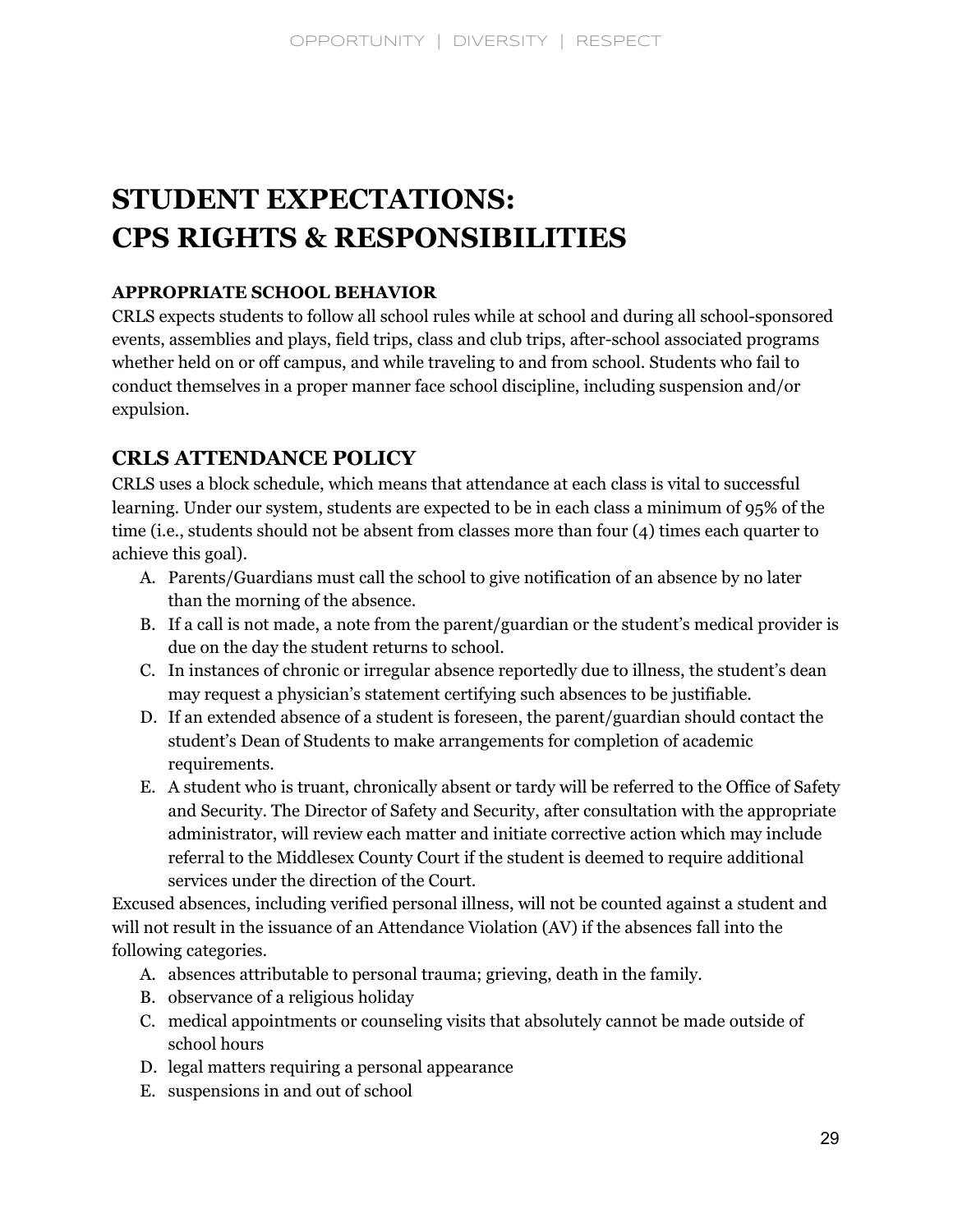# STUDENT EXPECTATIONS: CPS RIGHTS & RESPONSIBILITIES

### APPROPRIATE SCHOOL BEHAVIOR

CRLS expects students to follow all school rules while at school and during all school-sponsored events, assemblies and plays, field trips, class and club trips, after-school associated programs whether held on or off campus, and while traveling to and from school. Students who fail to conduct themselves in a proper manner face school discipline, including suspension and/or expulsion.

## CRLS ATTENDANCE POLICY

CRLS uses a block schedule, which means that attendance at each class is vital to successful learning. Under our system, students are expected to be in each class a minimum of 95% of the time (i.e., students should not be absent from classes more than four (4) times each quarter to achieve this goal).

A. Parents/Guardians must call the school to give notification of an absence by no later than the morning of the absence.
B. If a call is not made, a note from the parent/guardian or the student's medical provider is due on the day the student returns to school.
C. In instances of chronic or irregular absence reportedly due to illness, the student's dean may request a physician's statement certifying such absences to be justifiable.
D. If an extended absence of a student is foreseen, the parent/guardian should contact the student's Dean of Students to make arrangements for completion of academic requirements.
E. A student who is truant, chronically absent or tardy will be referred to the Office of Safety and Security. The Director of Safety and Security, after consultation with the appropriate administrator, will review each matter and initiate corrective action which may include referral to the Middlesex County Court if the student is deemed to require additional services under the direction of the Court.

Excused absences, including verified personal illness, will not be counted against a student and will not result in the issuance of an Attendance Violation (AV) if the absences fall into the following categories.

A. absences attributable to personal trauma; grieving, death in the family.
B. observance of a religious holiday
C. medical appointments or counseling visits that absolutely cannot be made outside of school hours
D. legal matters requiring a personal appearance
E. suspensions in and out of school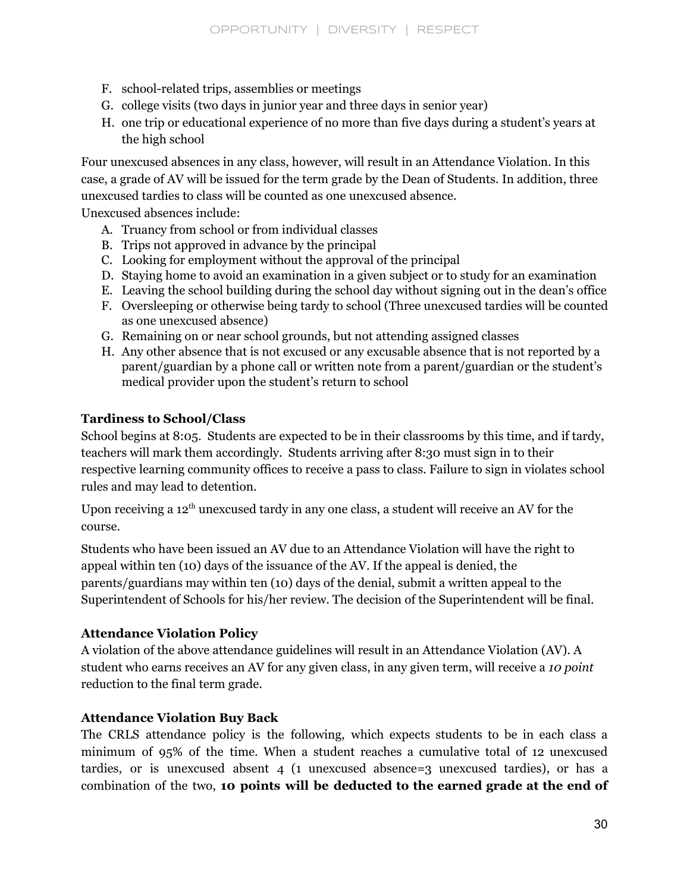F. school-related trips, assemblies or meetings
G. college visits (two days in junior year and three days in senior year)
H. one trip or educational experience of no more than five days during a student's years at the high school

Four unexcused absences in any class, however, will result in an Attendance Violation. In this case, a grade of AV will be issued for the term grade by the Dean of Students. In addition, three unexcused tardies to class will be counted as one unexcused absence.

Unexcused absences include:

A. Truancy from school or from individual classes
B. Trips not approved in advance by the principal
C. Looking for employment without the approval of the principal
D. Staying home to avoid an examination in a given subject or to study for an examination
E. Leaving the school building during the school day without signing out in the dean's office
F. Oversleeping or otherwise being tardy to school (Three unexcused tardies will be counted as one unexcused absence)
G. Remaining on or near school grounds, but not attending assigned classes
H. Any other absence that is not excused or any excusable absence that is not reported by a parent/guardian by a phone call or written note from a parent/guardian or the student's medical provider upon the student's return to school

### Tardiness to School/Class

School begins at 8:05. Students are expected to be in their classrooms by this time, and if tardy, teachers will mark them accordingly. Students arriving after 8:30 must sign in to their respective learning community offices to receive a pass to class. Failure to sign in violates school rules and may lead to detention.

Upon receiving a 12th unexcused tardy in any one class, a student will receive an AV for the course.

Students who have been issued an AV due to an Attendance Violation will have the right to appeal within ten (10) days of the issuance of the AV. If the appeal is denied, the parents/guardians may within ten (10) days of the denial, submit a written appeal to the Superintendent of Schools for his/her review. The decision of the Superintendent will be final.

### Attendance Violation Policy

A violation of the above attendance guidelines will result in an Attendance Violation (AV). A student who earns receives an AV for any given class, in any given term, will receive a *10 point* reduction to the final term grade.

### Attendance Violation Buy Back

The CRLS attendance policy is the following, which expects students to be in each class a minimum of 95% of the time. When a student reaches a cumulative total of 12 unexcused tardies, or is unexcused absent 4 (1 unexcused absence=3 unexcused tardies), or has a combination of the two, **10 points will be deducted to the earned grade at the end of**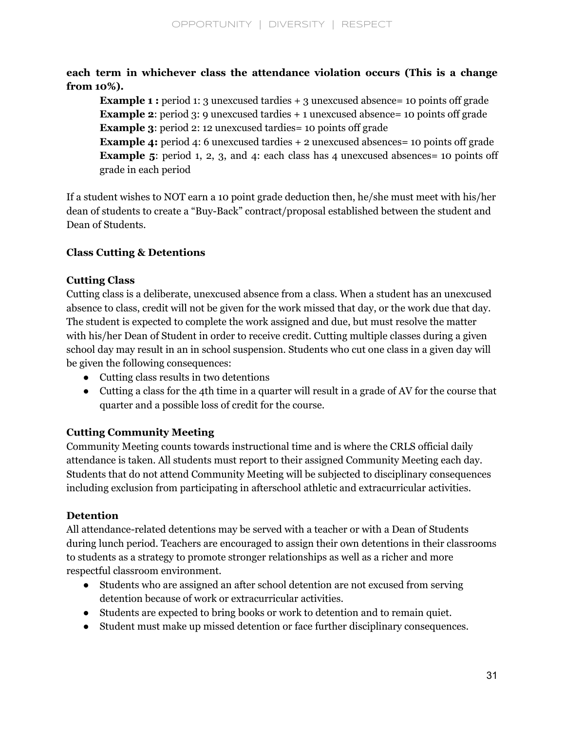**each term in whichever class the attendance violation occurs (This is a change from 10%).**

**Example 1 :** period 1: 3 unexcused tardies + 3 unexcused absence= 10 points off grade
**Example 2**: period 3: 9 unexcused tardies + 1 unexcused absence= 10 points off grade
**Example 3**: period 2: 12 unexcused tardies= 10 points off grade
**Example 4:** period 4: 6 unexcused tardies + 2 unexcused absences= 10 points off grade
**Example 5**: period 1, 2, 3, and 4: each class has 4 unexcused absences= 10 points off grade in each period

If a student wishes to NOT earn a 10 point grade deduction then, he/she must meet with his/her dean of students to create a "Buy-Back" contract/proposal established between the student and Dean of Students.

**Class Cutting & Detentions**

**Cutting Class**

Cutting class is a deliberate, unexcused absence from a class. When a student has an unexcused absence to class, credit will not be given for the work missed that day, or the work due that day. The student is expected to complete the work assigned and due, but must resolve the matter with his/her Dean of Student in order to receive credit. Cutting multiple classes during a given school day may result in an in school suspension. Students who cut one class in a given day will be given the following consequences:

- Cutting class results in two detentions
- Cutting a class for the 4th time in a quarter will result in a grade of AV for the course that quarter and a possible loss of credit for the course.

**Cutting Community Meeting**

Community Meeting counts towards instructional time and is where the CRLS official daily attendance is taken. All students must report to their assigned Community Meeting each day. Students that do not attend Community Meeting will be subjected to disciplinary consequences including exclusion from participating in afterschool athletic and extracurricular activities.

**Detention**

All attendance-related detentions may be served with a teacher or with a Dean of Students during lunch period. Teachers are encouraged to assign their own detentions in their classrooms to students as a strategy to promote stronger relationships as well as a richer and more respectful classroom environment.

- Students who are assigned an after school detention are not excused from serving detention because of work or extracurricular activities.
- Students are expected to bring books or work to detention and to remain quiet.
- Student must make up missed detention or face further disciplinary consequences.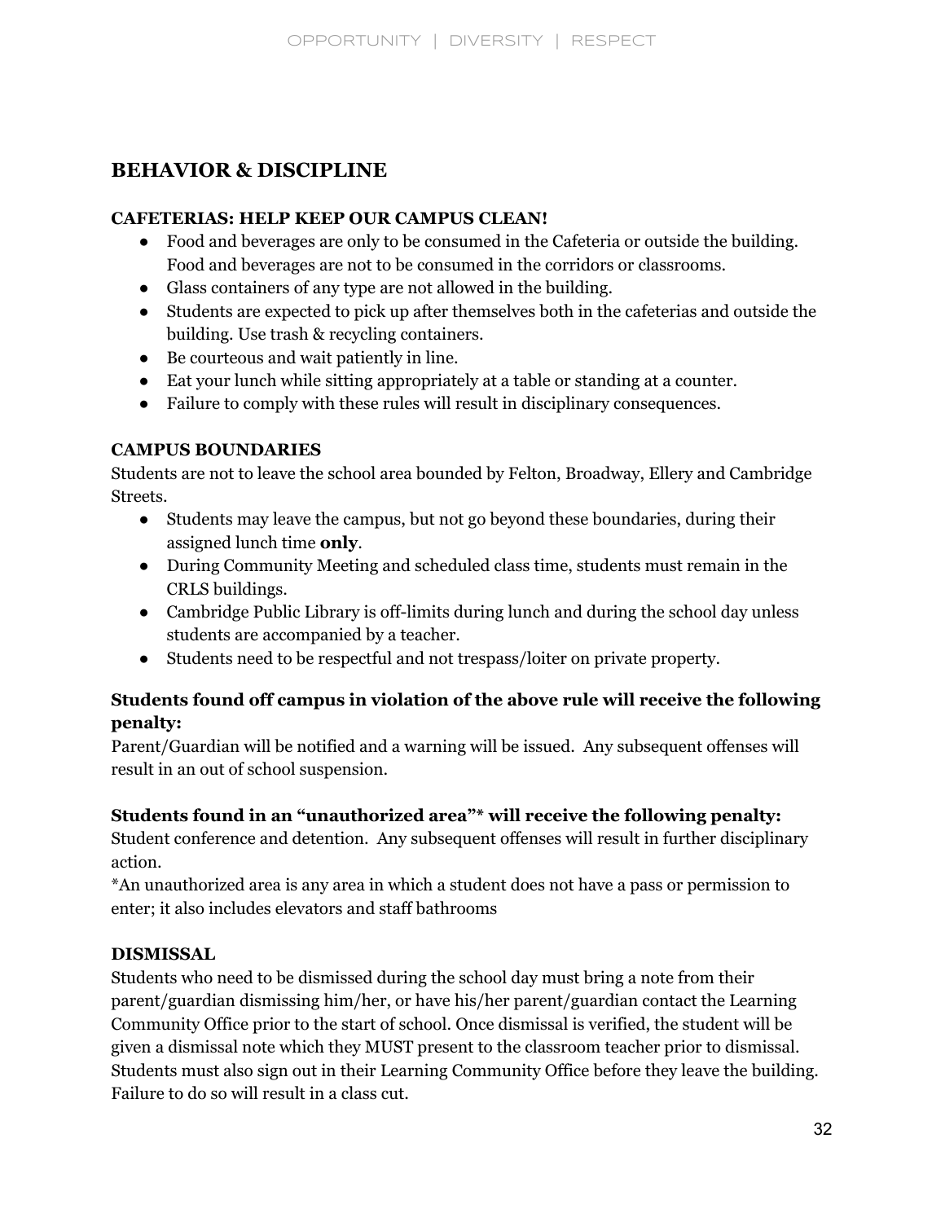## BEHAVIOR & DISCIPLINE

### CAFETERIAS: HELP KEEP OUR CAMPUS CLEAN!

- Food and beverages are only to be consumed in the Cafeteria or outside the building. Food and beverages are not to be consumed in the corridors or classrooms.
- Glass containers of any type are not allowed in the building.
- Students are expected to pick up after themselves both in the cafeterias and outside the building. Use trash & recycling containers.
- Be courteous and wait patiently in line.
- Eat your lunch while sitting appropriately at a table or standing at a counter.
- Failure to comply with these rules will result in disciplinary consequences.

### CAMPUS BOUNDARIES

Students are not to leave the school area bounded by Felton, Broadway, Ellery and Cambridge Streets.

- Students may leave the campus, but not go beyond these boundaries, during their assigned lunch time **only**.
- During Community Meeting and scheduled class time, students must remain in the CRLS buildings.
- Cambridge Public Library is off-limits during lunch and during the school day unless students are accompanied by a teacher.
- Students need to be respectful and not trespass/loiter on private property.

**Students found off campus in violation of the above rule will receive the following penalty:**

Parent/Guardian will be notified and a warning will be issued. Any subsequent offenses will result in an out of school suspension.

**Students found in an "unauthorized area"* will receive the following penalty:**

Student conference and detention. Any subsequent offenses will result in further disciplinary action.

*An unauthorized area is any area in which a student does not have a pass or permission to enter; it also includes elevators and staff bathrooms

### DISMISSAL

Students who need to be dismissed during the school day must bring a note from their parent/guardian dismissing him/her, or have his/her parent/guardian contact the Learning Community Office prior to the start of school. Once dismissal is verified, the student will be given a dismissal note which they MUST present to the classroom teacher prior to dismissal. Students must also sign out in their Learning Community Office before they leave the building. Failure to do so will result in a class cut.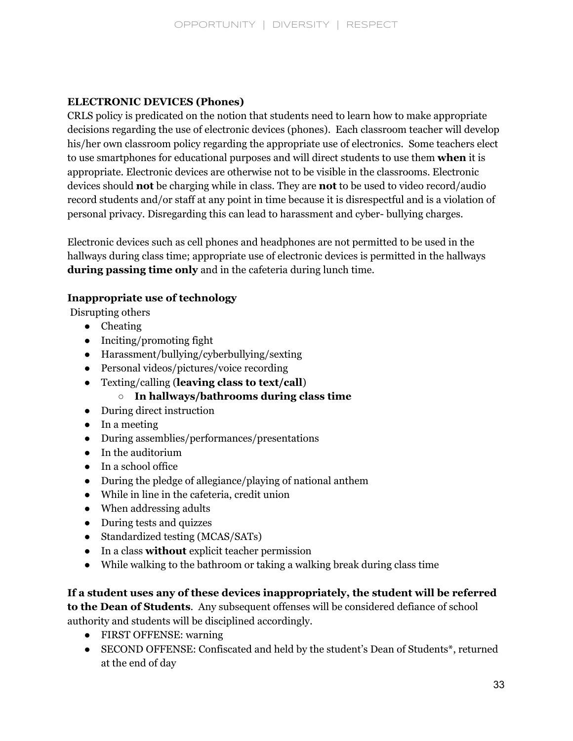**ELECTRONIC DEVICES (Phones)**
CRLS policy is predicated on the notion that students need to learn how to make appropriate decisions regarding the use of electronic devices (phones). Each classroom teacher will develop his/her own classroom policy regarding the appropriate use of electronics. Some teachers elect to use smartphones for educational purposes and will direct students to use them **when** it is appropriate. Electronic devices are otherwise not to be visible in the classrooms. Electronic devices should **not** be charging while in class. They are **not** to be used to video record/audio record students and/or staff at any point in time because it is disrespectful and is a violation of personal privacy. Disregarding this can lead to harassment and cyber- bullying charges.

Electronic devices such as cell phones and headphones are not permitted to be used in the hallways during class time; appropriate use of electronic devices is permitted in the hallways **during passing time only** and in the cafeteria during lunch time.

**Inappropriate use of technology**
Disrupting others

- Cheating
- Inciting/promoting fight
- Harassment/bullying/cyberbullying/sexting
- Personal videos/pictures/voice recording
- Texting/calling (**leaving class to text/call**)
    - **In hallways/bathrooms during class time**
- During direct instruction
- In a meeting
- During assemblies/performances/presentations
- In the auditorium
- In a school office
- During the pledge of allegiance/playing of national anthem
- While in line in the cafeteria, credit union
- When addressing adults
- During tests and quizzes
- Standardized testing (MCAS/SATs)
- In a class **without** explicit teacher permission
- While walking to the bathroom or taking a walking break during class time

**If a student uses any of these devices inappropriately, the student will be referred to the Dean of Students**. Any subsequent offenses will be considered defiance of school authority and students will be disciplined accordingly.

- FIRST OFFENSE: warning
- SECOND OFFENSE: Confiscated and held by the student's Dean of Students*, returned at the end of day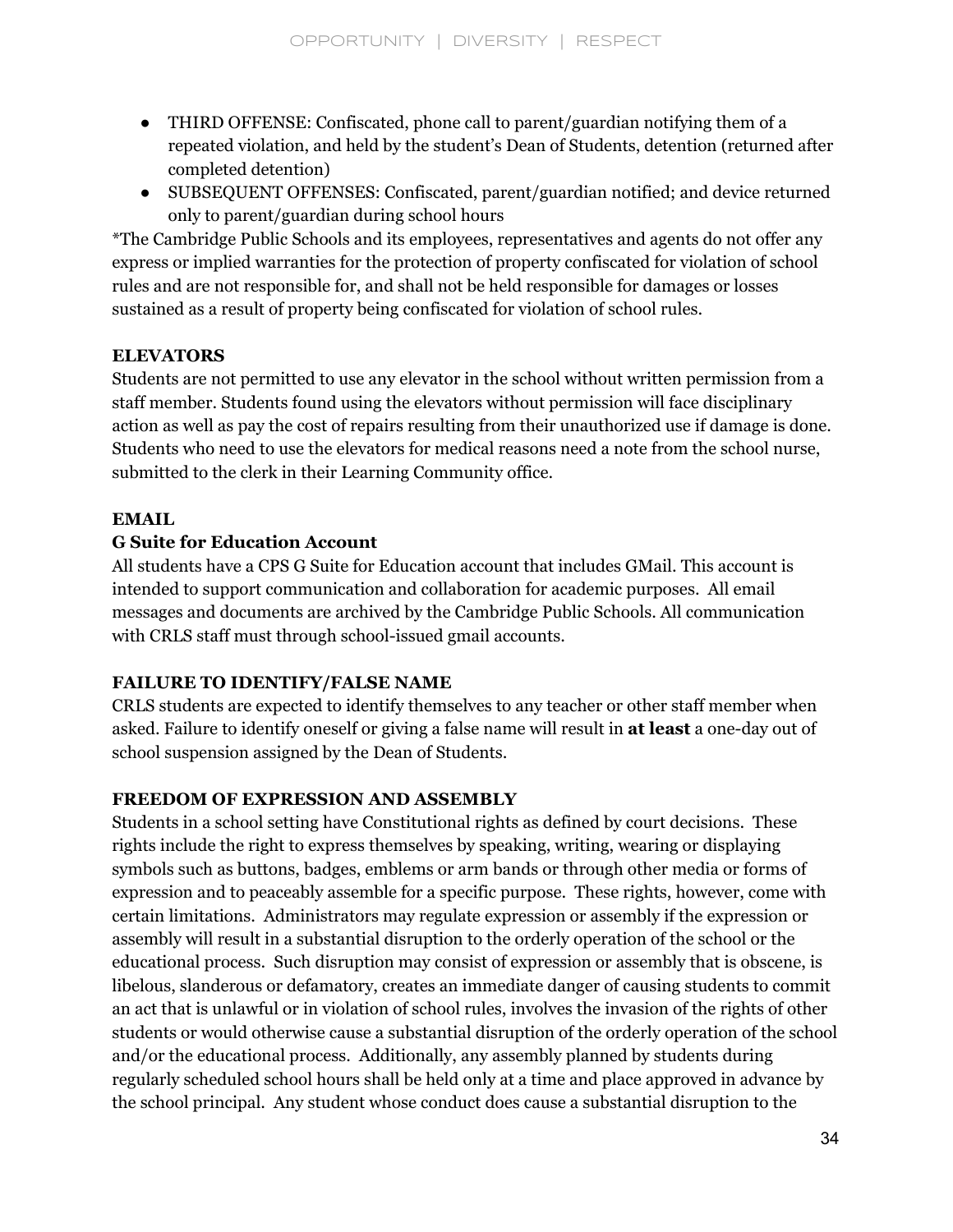- THIRD OFFENSE: Confiscated, phone call to parent/guardian notifying them of a repeated violation, and held by the student's Dean of Students, detention (returned after completed detention)
- SUBSEQUENT OFFENSES: Confiscated, parent/guardian notified; and device returned only to parent/guardian during school hours

*The Cambridge Public Schools and its employees, representatives and agents do not offer any express or implied warranties for the protection of property confiscated for violation of school rules and are not responsible for, and shall not be held responsible for damages or losses sustained as a result of property being confiscated for violation of school rules.

**ELEVATORS**

Students are not permitted to use any elevator in the school without written permission from a staff member. Students found using the elevators without permission will face disciplinary action as well as pay the cost of repairs resulting from their unauthorized use if damage is done. Students who need to use the elevators for medical reasons need a note from the school nurse, submitted to the clerk in their Learning Community office.

**EMAIL**

**G Suite for Education Account**

All students have a CPS G Suite for Education account that includes GMail. This account is intended to support communication and collaboration for academic purposes. All email messages and documents are archived by the Cambridge Public Schools. All communication with CRLS staff must through school-issued gmail accounts.

**FAILURE TO IDENTIFY/FALSE NAME**

CRLS students are expected to identify themselves to any teacher or other staff member when asked. Failure to identify oneself or giving a false name will result in **at least** a one-day out of school suspension assigned by the Dean of Students.

**FREEDOM OF EXPRESSION AND ASSEMBLY**

Students in a school setting have Constitutional rights as defined by court decisions. These rights include the right to express themselves by speaking, writing, wearing or displaying symbols such as buttons, badges, emblems or arm bands or through other media or forms of expression and to peaceably assemble for a specific purpose. These rights, however, come with certain limitations. Administrators may regulate expression or assembly if the expression or assembly will result in a substantial disruption to the orderly operation of the school or the educational process. Such disruption may consist of expression or assembly that is obscene, is libelous, slanderous or defamatory, creates an immediate danger of causing students to commit an act that is unlawful or in violation of school rules, involves the invasion of the rights of other students or would otherwise cause a substantial disruption of the orderly operation of the school and/or the educational process. Additionally, any assembly planned by students during regularly scheduled school hours shall be held only at a time and place approved in advance by the school principal. Any student whose conduct does cause a substantial disruption to the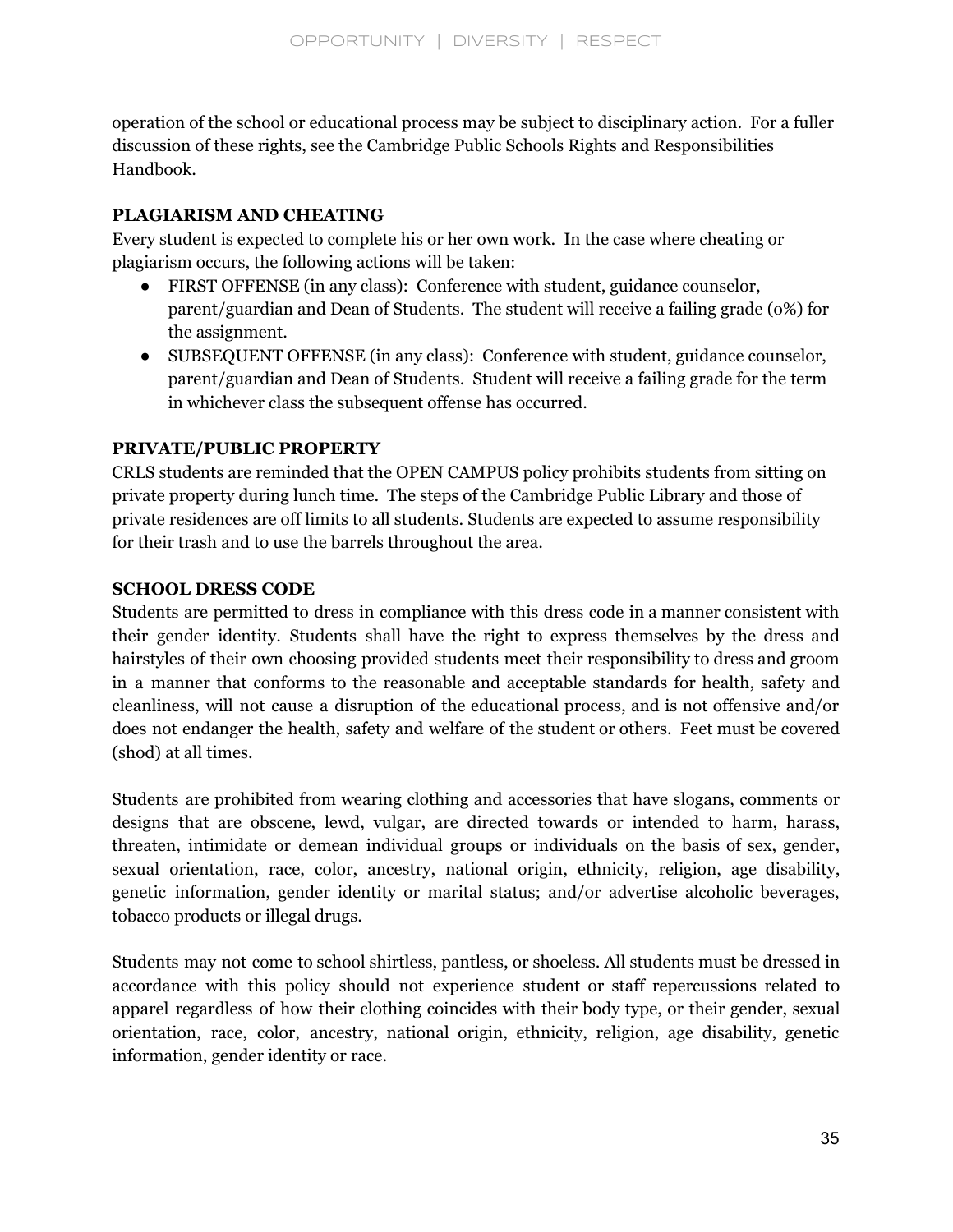operation of the school or educational process may be subject to disciplinary action. For a fuller discussion of these rights, see the Cambridge Public Schools Rights and Responsibilities Handbook.

**PLAGIARISM AND CHEATING**

Every student is expected to complete his or her own work. In the case where cheating or plagiarism occurs, the following actions will be taken:

- FIRST OFFENSE (in any class): Conference with student, guidance counselor, parent/guardian and Dean of Students. The student will receive a failing grade (0%) for the assignment.
- SUBSEQUENT OFFENSE (in any class): Conference with student, guidance counselor, parent/guardian and Dean of Students. Student will receive a failing grade for the term in whichever class the subsequent offense has occurred.

**PRIVATE/PUBLIC PROPERTY**

CRLS students are reminded that the OPEN CAMPUS policy prohibits students from sitting on private property during lunch time. The steps of the Cambridge Public Library and those of private residences are off limits to all students. Students are expected to assume responsibility for their trash and to use the barrels throughout the area.

**SCHOOL DRESS CODE**

Students are permitted to dress in compliance with this dress code in a manner consistent with their gender identity. Students shall have the right to express themselves by the dress and hairstyles of their own choosing provided students meet their responsibility to dress and groom in a manner that conforms to the reasonable and acceptable standards for health, safety and cleanliness, will not cause a disruption of the educational process, and is not offensive and/or does not endanger the health, safety and welfare of the student or others. Feet must be covered (shod) at all times.

Students are prohibited from wearing clothing and accessories that have slogans, comments or designs that are obscene, lewd, vulgar, are directed towards or intended to harm, harass, threaten, intimidate or demean individual groups or individuals on the basis of sex, gender, sexual orientation, race, color, ancestry, national origin, ethnicity, religion, age disability, genetic information, gender identity or marital status; and/or advertise alcoholic beverages, tobacco products or illegal drugs.

Students may not come to school shirtless, pantless, or shoeless. All students must be dressed in accordance with this policy should not experience student or staff repercussions related to apparel regardless of how their clothing coincides with their body type, or their gender, sexual orientation, race, color, ancestry, national origin, ethnicity, religion, age disability, genetic information, gender identity or race.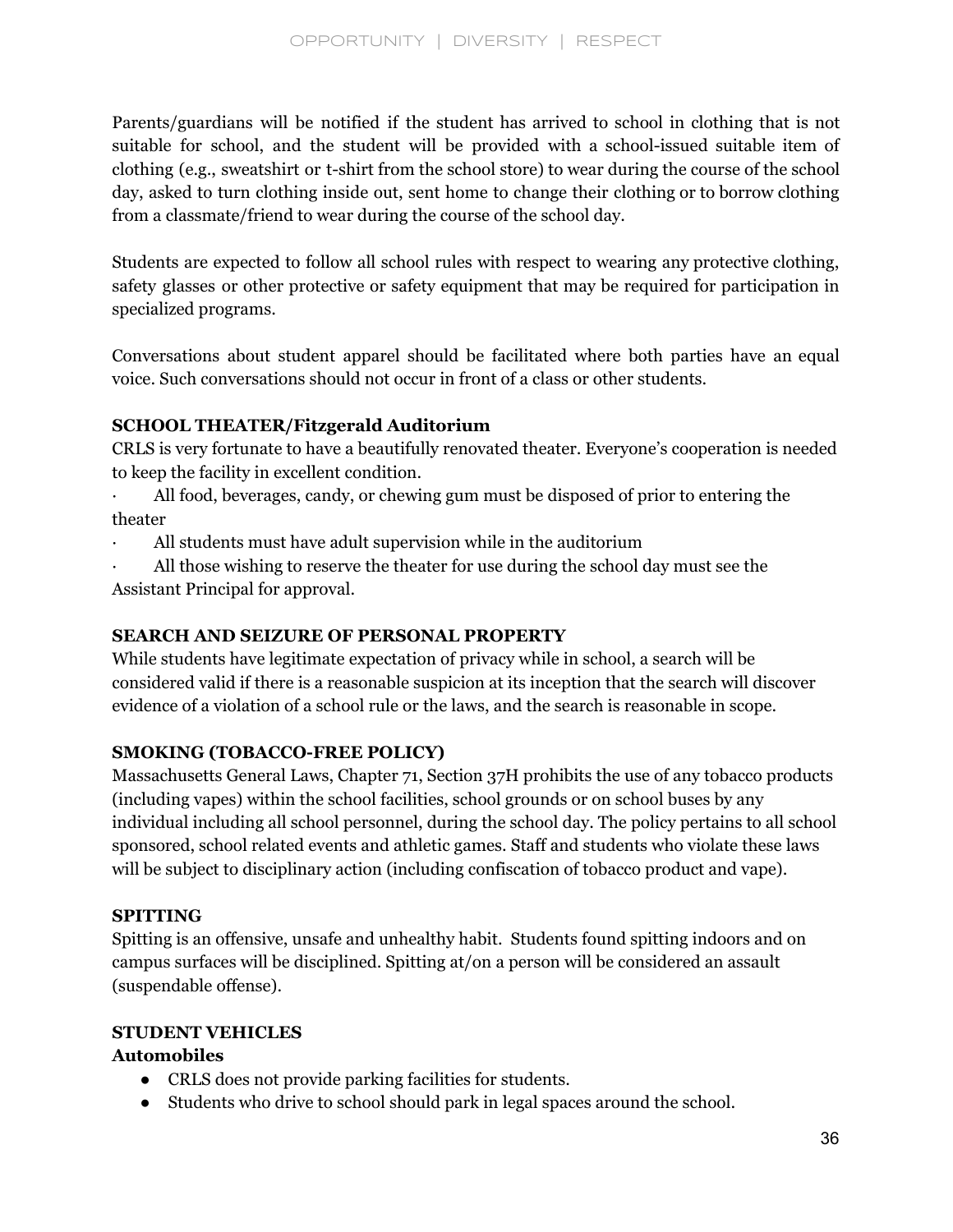Parents/guardians will be notified if the student has arrived to school in clothing that is not suitable for school, and the student will be provided with a school-issued suitable item of clothing (e.g., sweatshirt or t-shirt from the school store) to wear during the course of the school day, asked to turn clothing inside out, sent home to change their clothing or to borrow clothing from a classmate/friend to wear during the course of the school day.

Students are expected to follow all school rules with respect to wearing any protective clothing, safety glasses or other protective or safety equipment that may be required for participation in specialized programs.

Conversations about student apparel should be facilitated where both parties have an equal voice. Such conversations should not occur in front of a class or other students.

**SCHOOL THEATER/Fitzgerald Auditorium**

CRLS is very fortunate to have a beautifully renovated theater. Everyone's cooperation is needed to keep the facility in excellent condition.

- All food, beverages, candy, or chewing gum must be disposed of prior to entering the theater
- All students must have adult supervision while in the auditorium
- All those wishing to reserve the theater for use during the school day must see the Assistant Principal for approval.

**SEARCH AND SEIZURE OF PERSONAL PROPERTY**

While students have legitimate expectation of privacy while in school, a search will be considered valid if there is a reasonable suspicion at its inception that the search will discover evidence of a violation of a school rule or the laws, and the search is reasonable in scope.

**SMOKING (TOBACCO-FREE POLICY)**

Massachusetts General Laws, Chapter 71, Section 37H prohibits the use of any tobacco products (including vapes) within the school facilities, school grounds or on school buses by any individual including all school personnel, during the school day. The policy pertains to all school sponsored, school related events and athletic games. Staff and students who violate these laws will be subject to disciplinary action (including confiscation of tobacco product and vape).

**SPITTING**

Spitting is an offensive, unsafe and unhealthy habit. Students found spitting indoors and on campus surfaces will be disciplined. Spitting at/on a person will be considered an assault (suspendable offense).

**STUDENT VEHICLES**

**Automobiles**

- CRLS does not provide parking facilities for students.
- Students who drive to school should park in legal spaces around the school.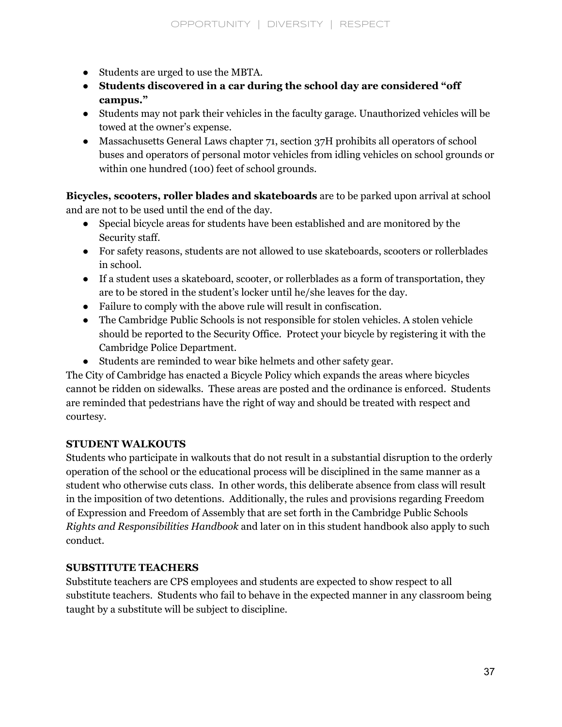- Students are urged to use the MBTA.
- **Students discovered in a car during the school day are considered "off campus."**
- Students may not park their vehicles in the faculty garage. Unauthorized vehicles will be towed at the owner's expense.
- Massachusetts General Laws chapter 71, section 37H prohibits all operators of school buses and operators of personal motor vehicles from idling vehicles on school grounds or within one hundred (100) feet of school grounds.

**Bicycles, scooters, roller blades and skateboards** are to be parked upon arrival at school and are not to be used until the end of the day.

- Special bicycle areas for students have been established and are monitored by the Security staff.
- For safety reasons, students are not allowed to use skateboards, scooters or rollerblades in school.
- If a student uses a skateboard, scooter, or rollerblades as a form of transportation, they are to be stored in the student's locker until he/she leaves for the day.
- Failure to comply with the above rule will result in confiscation.
- The Cambridge Public Schools is not responsible for stolen vehicles. A stolen vehicle should be reported to the Security Office. Protect your bicycle by registering it with the Cambridge Police Department.
- Students are reminded to wear bike helmets and other safety gear.

The City of Cambridge has enacted a Bicycle Policy which expands the areas where bicycles cannot be ridden on sidewalks. These areas are posted and the ordinance is enforced. Students are reminded that pedestrians have the right of way and should be treated with respect and courtesy.

**STUDENT WALKOUTS**

Students who participate in walkouts that do not result in a substantial disruption to the orderly operation of the school or the educational process will be disciplined in the same manner as a student who otherwise cuts class. In other words, this deliberate absence from class will result in the imposition of two detentions. Additionally, the rules and provisions regarding Freedom of Expression and Freedom of Assembly that are set forth in the Cambridge Public Schools *Rights and Responsibilities Handbook* and later on in this student handbook also apply to such conduct.

**SUBSTITUTE TEACHERS**

Substitute teachers are CPS employees and students are expected to show respect to all substitute teachers. Students who fail to behave in the expected manner in any classroom being taught by a substitute will be subject to discipline.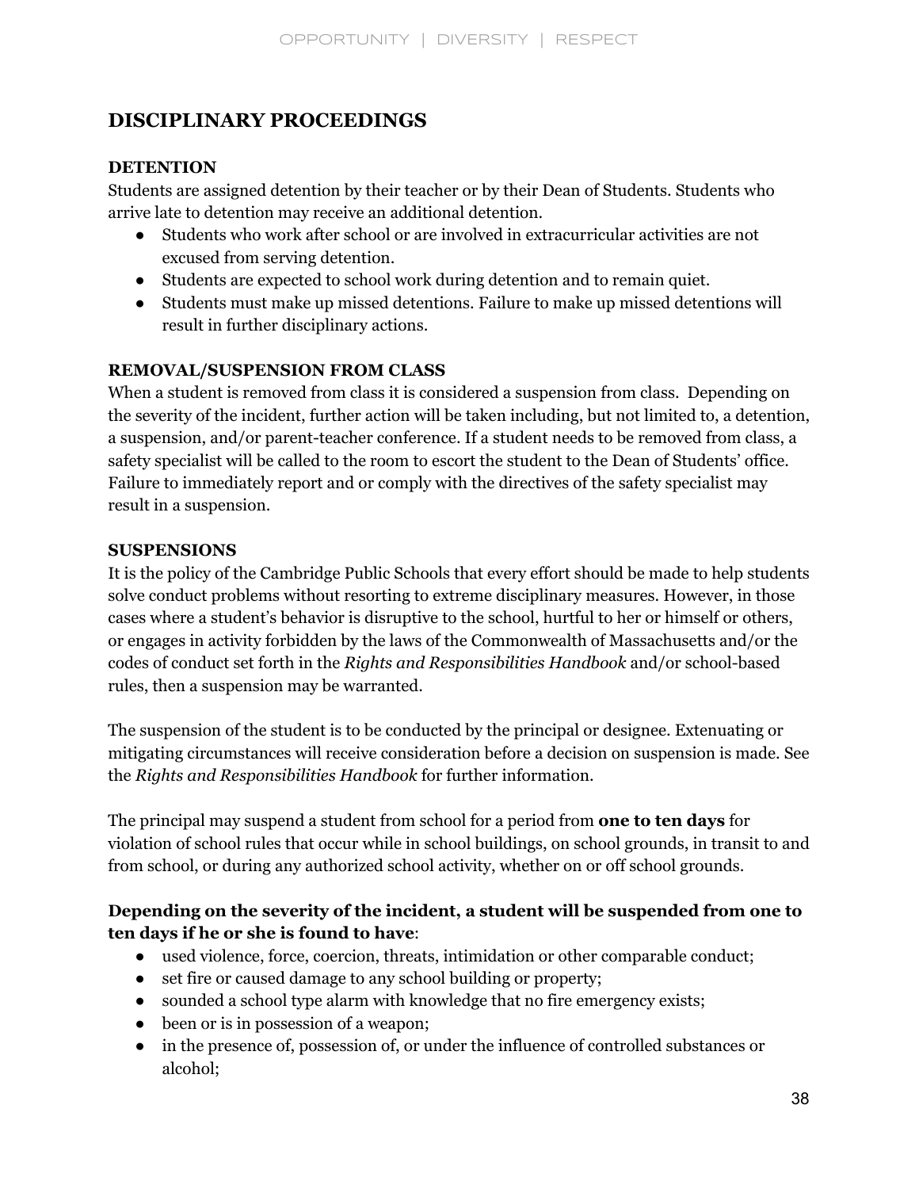## DISCIPLINARY PROCEEDINGS

### DETENTION

Students are assigned detention by their teacher or by their Dean of Students. Students who arrive late to detention may receive an additional detention.

- Students who work after school or are involved in extracurricular activities are not excused from serving detention.
- Students are expected to school work during detention and to remain quiet.
- Students must make up missed detentions. Failure to make up missed detentions will result in further disciplinary actions.

### REMOVAL/SUSPENSION FROM CLASS

When a student is removed from class it is considered a suspension from class. Depending on the severity of the incident, further action will be taken including, but not limited to, a detention, a suspension, and/or parent-teacher conference. If a student needs to be removed from class, a safety specialist will be called to the room to escort the student to the Dean of Students' office. Failure to immediately report and or comply with the directives of the safety specialist may result in a suspension.

### SUSPENSIONS

It is the policy of the Cambridge Public Schools that every effort should be made to help students solve conduct problems without resorting to extreme disciplinary measures. However, in those cases where a student's behavior is disruptive to the school, hurtful to her or himself or others, or engages in activity forbidden by the laws of the Commonwealth of Massachusetts and/or the codes of conduct set forth in the *Rights and Responsibilities Handbook* and/or school-based rules, then a suspension may be warranted.

The suspension of the student is to be conducted by the principal or designee. Extenuating or mitigating circumstances will receive consideration before a decision on suspension is made. See the *Rights and Responsibilities Handbook* for further information.

The principal may suspend a student from school for a period from **one to ten days** for violation of school rules that occur while in school buildings, on school grounds, in transit to and from school, or during any authorized school activity, whether on or off school grounds.

**Depending on the severity of the incident, a student will be suspended from one to ten days if he or she is found to have**:

- used violence, force, coercion, threats, intimidation or other comparable conduct;
- set fire or caused damage to any school building or property;
- sounded a school type alarm with knowledge that no fire emergency exists;
- been or is in possession of a weapon;
- in the presence of, possession of, or under the influence of controlled substances or alcohol;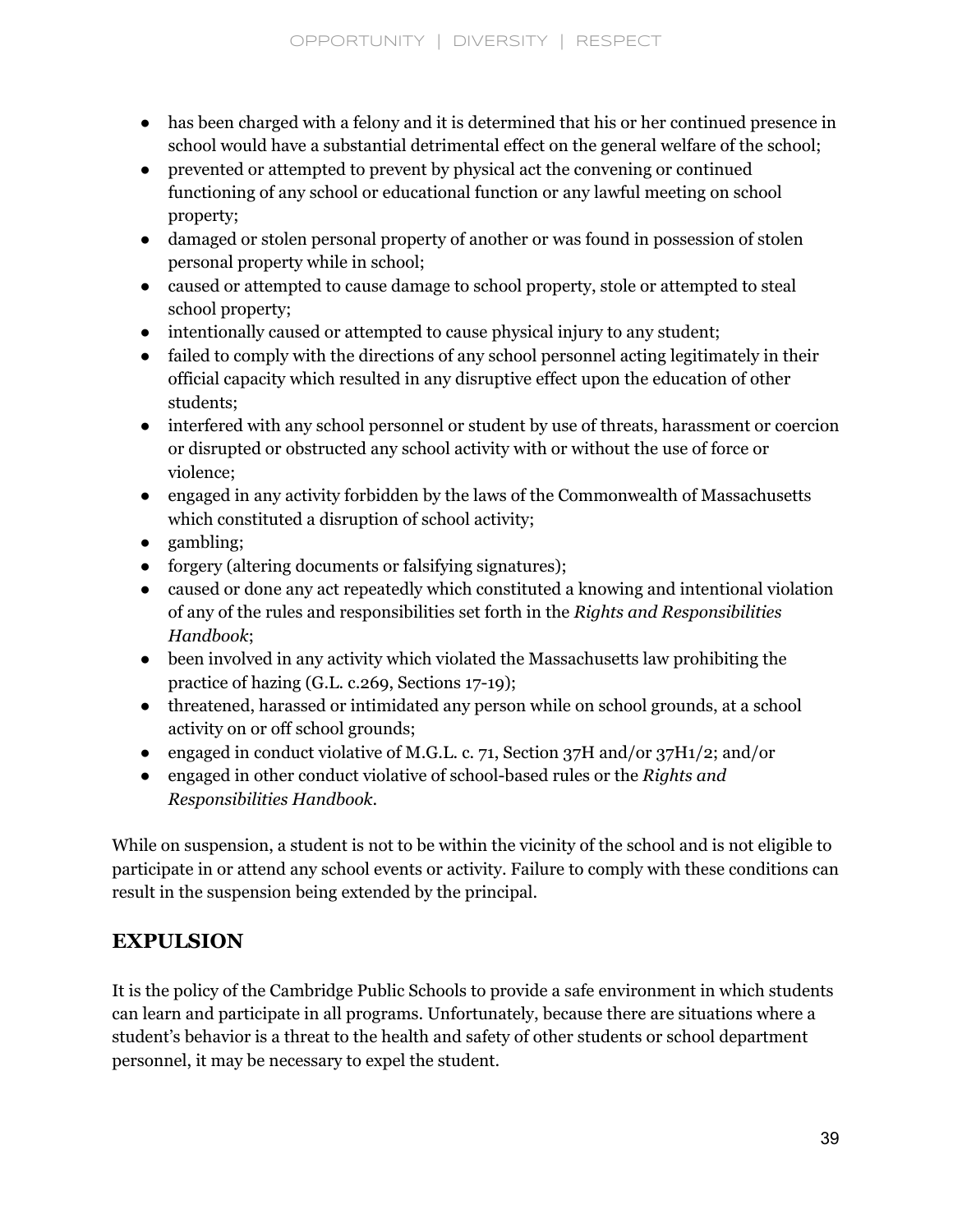- has been charged with a felony and it is determined that his or her continued presence in school would have a substantial detrimental effect on the general welfare of the school;
- prevented or attempted to prevent by physical act the convening or continued functioning of any school or educational function or any lawful meeting on school property;
- damaged or stolen personal property of another or was found in possession of stolen personal property while in school;
- caused or attempted to cause damage to school property, stole or attempted to steal school property;
- intentionally caused or attempted to cause physical injury to any student;
- failed to comply with the directions of any school personnel acting legitimately in their official capacity which resulted in any disruptive effect upon the education of other students;
- interfered with any school personnel or student by use of threats, harassment or coercion or disrupted or obstructed any school activity with or without the use of force or violence;
- engaged in any activity forbidden by the laws of the Commonwealth of Massachusetts which constituted a disruption of school activity;
- gambling;
- forgery (altering documents or falsifying signatures);
- caused or done any act repeatedly which constituted a knowing and intentional violation of any of the rules and responsibilities set forth in the *Rights and Responsibilities Handbook*;
- been involved in any activity which violated the Massachusetts law prohibiting the practice of hazing (G.L. c.269, Sections 17-19);
- threatened, harassed or intimidated any person while on school grounds, at a school activity on or off school grounds;
- engaged in conduct violative of M.G.L. c. 71, Section 37H and/or 37H1/2; and/or
- engaged in other conduct violative of school-based rules or the *Rights and Responsibilities Handbook*.

While on suspension, a student is not to be within the vicinity of the school and is not eligible to participate in or attend any school events or activity. Failure to comply with these conditions can result in the suspension being extended by the principal.

## EXPULSION

It is the policy of the Cambridge Public Schools to provide a safe environment in which students can learn and participate in all programs. Unfortunately, because there are situations where a student's behavior is a threat to the health and safety of other students or school department personnel, it may be necessary to expel the student.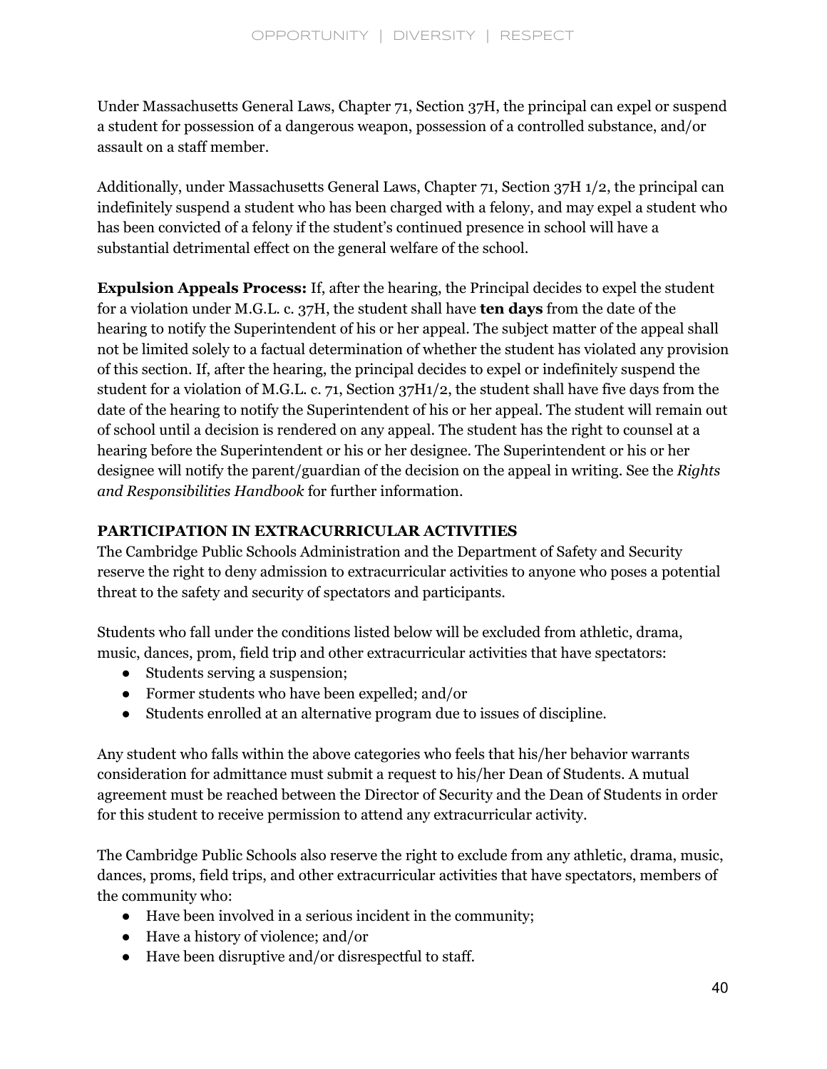Under Massachusetts General Laws, Chapter 71, Section 37H, the principal can expel or suspend a student for possession of a dangerous weapon, possession of a controlled substance, and/or assault on a staff member.

Additionally, under Massachusetts General Laws, Chapter 71, Section 37H 1/2, the principal can indefinitely suspend a student who has been charged with a felony, and may expel a student who has been convicted of a felony if the student's continued presence in school will have a substantial detrimental effect on the general welfare of the school.

**Expulsion Appeals Process:** If, after the hearing, the Principal decides to expel the student for a violation under M.G.L. c. 37H, the student shall have **ten days** from the date of the hearing to notify the Superintendent of his or her appeal. The subject matter of the appeal shall not be limited solely to a factual determination of whether the student has violated any provision of this section. If, after the hearing, the principal decides to expel or indefinitely suspend the student for a violation of M.G.L. c. 71, Section 37H1/2, the student shall have five days from the date of the hearing to notify the Superintendent of his or her appeal. The student will remain out of school until a decision is rendered on any appeal. The student has the right to counsel at a hearing before the Superintendent or his or her designee. The Superintendent or his or her designee will notify the parent/guardian of the decision on the appeal in writing. See the *Rights and Responsibilities Handbook* for further information.

## PARTICIPATION IN EXTRACURRICULAR ACTIVITIES

The Cambridge Public Schools Administration and the Department of Safety and Security reserve the right to deny admission to extracurricular activities to anyone who poses a potential threat to the safety and security of spectators and participants.

Students who fall under the conditions listed below will be excluded from athletic, drama, music, dances, prom, field trip and other extracurricular activities that have spectators:

- Students serving a suspension;
- Former students who have been expelled; and/or
- Students enrolled at an alternative program due to issues of discipline.

Any student who falls within the above categories who feels that his/her behavior warrants consideration for admittance must submit a request to his/her Dean of Students. A mutual agreement must be reached between the Director of Security and the Dean of Students in order for this student to receive permission to attend any extracurricular activity.

The Cambridge Public Schools also reserve the right to exclude from any athletic, drama, music, dances, proms, field trips, and other extracurricular activities that have spectators, members of the community who:

- Have been involved in a serious incident in the community;
- Have a history of violence; and/or
- Have been disruptive and/or disrespectful to staff.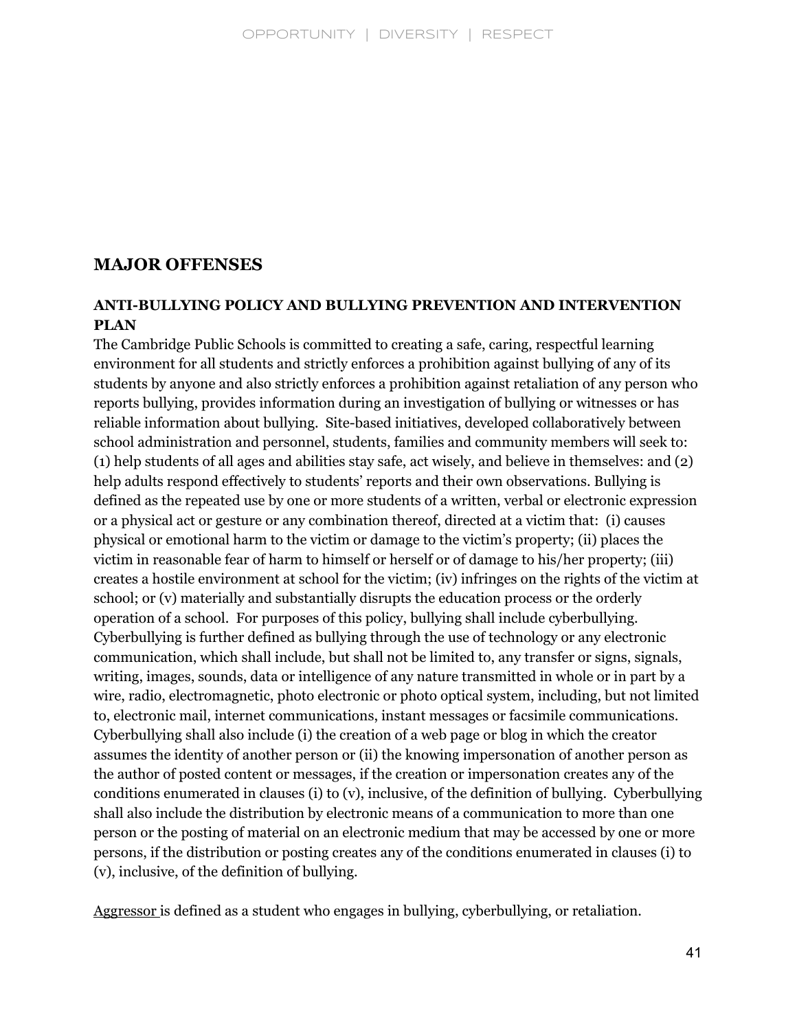## MAJOR OFFENSES

### ANTI-BULLYING POLICY AND BULLYING PREVENTION AND INTERVENTION PLAN

The Cambridge Public Schools is committed to creating a safe, caring, respectful learning environment for all students and strictly enforces a prohibition against bullying of any of its students by anyone and also strictly enforces a prohibition against retaliation of any person who reports bullying, provides information during an investigation of bullying or witnesses or has reliable information about bullying. Site-based initiatives, developed collaboratively between school administration and personnel, students, families and community members will seek to: (1) help students of all ages and abilities stay safe, act wisely, and believe in themselves: and (2) help adults respond effectively to students' reports and their own observations. Bullying is defined as the repeated use by one or more students of a written, verbal or electronic expression or a physical act or gesture or any combination thereof, directed at a victim that: (i) causes physical or emotional harm to the victim or damage to the victim's property; (ii) places the victim in reasonable fear of harm to himself or herself or of damage to his/her property; (iii) creates a hostile environment at school for the victim; (iv) infringes on the rights of the victim at school; or (v) materially and substantially disrupts the education process or the orderly operation of a school. For purposes of this policy, bullying shall include cyberbullying. Cyberbullying is further defined as bullying through the use of technology or any electronic communication, which shall include, but shall not be limited to, any transfer or signs, signals, writing, images, sounds, data or intelligence of any nature transmitted in whole or in part by a wire, radio, electromagnetic, photo electronic or photo optical system, including, but not limited to, electronic mail, internet communications, instant messages or facsimile communications. Cyberbullying shall also include (i) the creation of a web page or blog in which the creator assumes the identity of another person or (ii) the knowing impersonation of another person as the author of posted content or messages, if the creation or impersonation creates any of the conditions enumerated in clauses (i) to (v), inclusive, of the definition of bullying. Cyberbullying shall also include the distribution by electronic means of a communication to more than one person or the posting of material on an electronic medium that may be accessed by one or more persons, if the distribution or posting creates any of the conditions enumerated in clauses (i) to (v), inclusive, of the definition of bullying.

Aggressor is defined as a student who engages in bullying, cyberbullying, or retaliation.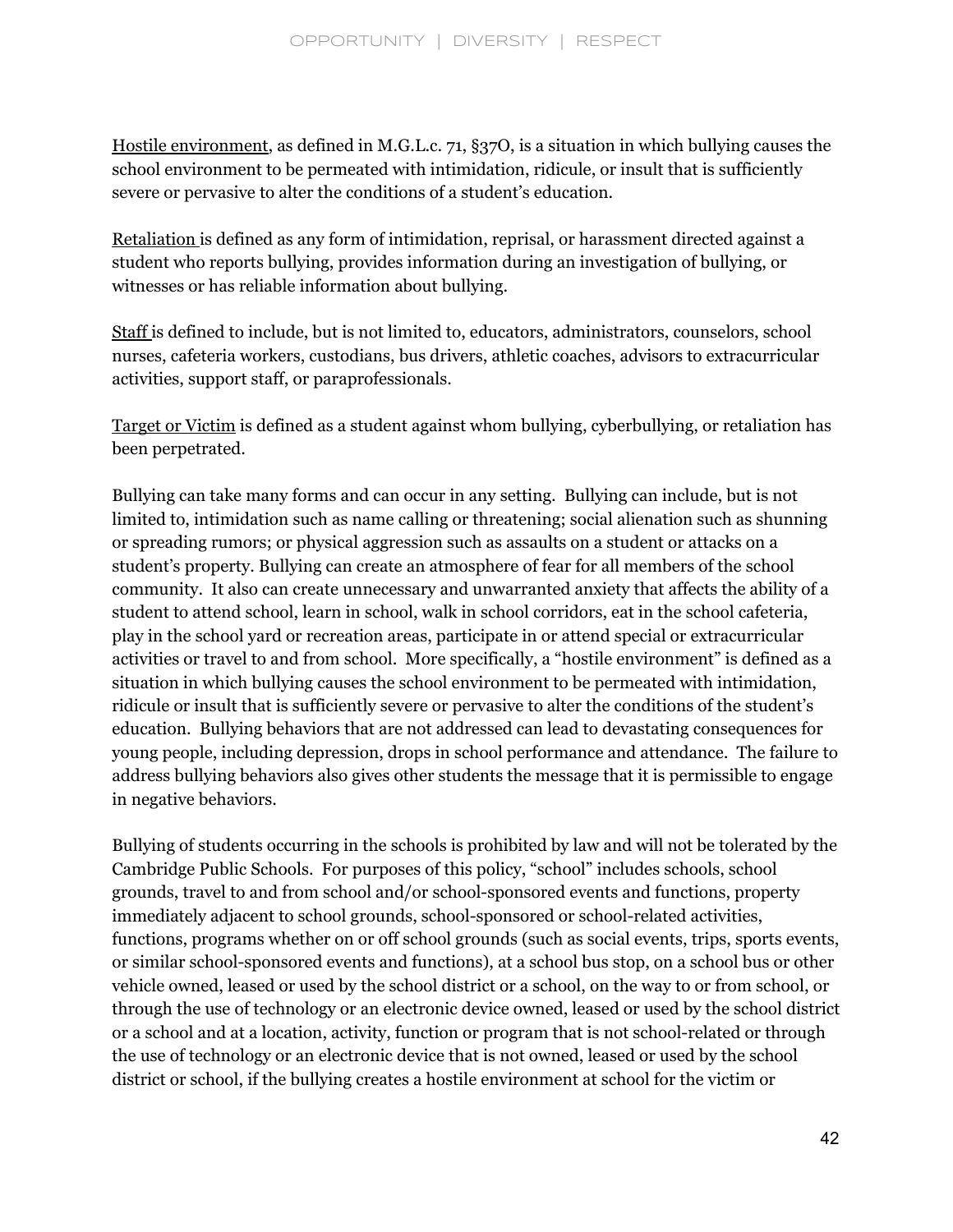Hostile environment, as defined in M.G.L.c. 71, §37O, is a situation in which bullying causes the school environment to be permeated with intimidation, ridicule, or insult that is sufficiently severe or pervasive to alter the conditions of a student's education.

Retaliation is defined as any form of intimidation, reprisal, or harassment directed against a student who reports bullying, provides information during an investigation of bullying, or witnesses or has reliable information about bullying.

Staff is defined to include, but is not limited to, educators, administrators, counselors, school nurses, cafeteria workers, custodians, bus drivers, athletic coaches, advisors to extracurricular activities, support staff, or paraprofessionals.

Target or Victim is defined as a student against whom bullying, cyberbullying, or retaliation has been perpetrated.

Bullying can take many forms and can occur in any setting. Bullying can include, but is not limited to, intimidation such as name calling or threatening; social alienation such as shunning or spreading rumors; or physical aggression such as assaults on a student or attacks on a student's property. Bullying can create an atmosphere of fear for all members of the school community. It also can create unnecessary and unwarranted anxiety that affects the ability of a student to attend school, learn in school, walk in school corridors, eat in the school cafeteria, play in the school yard or recreation areas, participate in or attend special or extracurricular activities or travel to and from school. More specifically, a "hostile environment" is defined as a situation in which bullying causes the school environment to be permeated with intimidation, ridicule or insult that is sufficiently severe or pervasive to alter the conditions of the student's education. Bullying behaviors that are not addressed can lead to devastating consequences for young people, including depression, drops in school performance and attendance. The failure to address bullying behaviors also gives other students the message that it is permissible to engage in negative behaviors.

Bullying of students occurring in the schools is prohibited by law and will not be tolerated by the Cambridge Public Schools. For purposes of this policy, "school" includes schools, school grounds, travel to and from school and/or school-sponsored events and functions, property immediately adjacent to school grounds, school-sponsored or school-related activities, functions, programs whether on or off school grounds (such as social events, trips, sports events, or similar school-sponsored events and functions), at a school bus stop, on a school bus or other vehicle owned, leased or used by the school district or a school, on the way to or from school, or through the use of technology or an electronic device owned, leased or used by the school district or a school and at a location, activity, function or program that is not school-related or through the use of technology or an electronic device that is not owned, leased or used by the school district or school, if the bullying creates a hostile environment at school for the victim or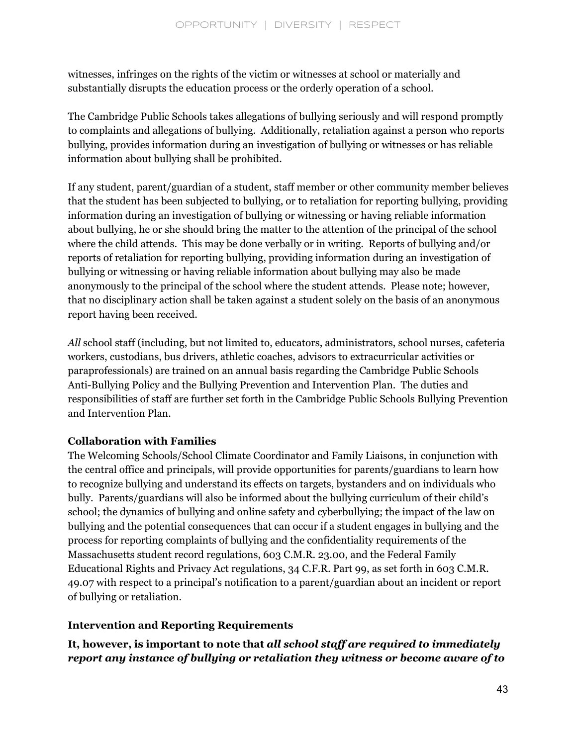witnesses, infringes on the rights of the victim or witnesses at school or materially and substantially disrupts the education process or the orderly operation of a school.

The Cambridge Public Schools takes allegations of bullying seriously and will respond promptly to complaints and allegations of bullying. Additionally, retaliation against a person who reports bullying, provides information during an investigation of bullying or witnesses or has reliable information about bullying shall be prohibited.

If any student, parent/guardian of a student, staff member or other community member believes that the student has been subjected to bullying, or to retaliation for reporting bullying, providing information during an investigation of bullying or witnessing or having reliable information about bullying, he or she should bring the matter to the attention of the principal of the school where the child attends. This may be done verbally or in writing. Reports of bullying and/or reports of retaliation for reporting bullying, providing information during an investigation of bullying or witnessing or having reliable information about bullying may also be made anonymously to the principal of the school where the student attends. Please note; however, that no disciplinary action shall be taken against a student solely on the basis of an anonymous report having been received.

*All* school staff (including, but not limited to, educators, administrators, school nurses, cafeteria workers, custodians, bus drivers, athletic coaches, advisors to extracurricular activities or paraprofessionals) are trained on an annual basis regarding the Cambridge Public Schools Anti-Bullying Policy and the Bullying Prevention and Intervention Plan. The duties and responsibilities of staff are further set forth in the Cambridge Public Schools Bullying Prevention and Intervention Plan.

**Collaboration with Families**

The Welcoming Schools/School Climate Coordinator and Family Liaisons, in conjunction with the central office and principals, will provide opportunities for parents/guardians to learn how to recognize bullying and understand its effects on targets, bystanders and on individuals who bully. Parents/guardians will also be informed about the bullying curriculum of their child's school; the dynamics of bullying and online safety and cyberbullying; the impact of the law on bullying and the potential consequences that can occur if a student engages in bullying and the process for reporting complaints of bullying and the confidentiality requirements of the Massachusetts student record regulations, 603 C.M.R. 23.00, and the Federal Family Educational Rights and Privacy Act regulations, 34 C.F.R. Part 99, as set forth in 603 C.M.R. 49.07 with respect to a principal's notification to a parent/guardian about an incident or report of bullying or retaliation.

**Intervention and Reporting Requirements**

**It, however, is important to note that *all school staff are required to immediately report any instance of bullying or retaliation they witness or become aware of to***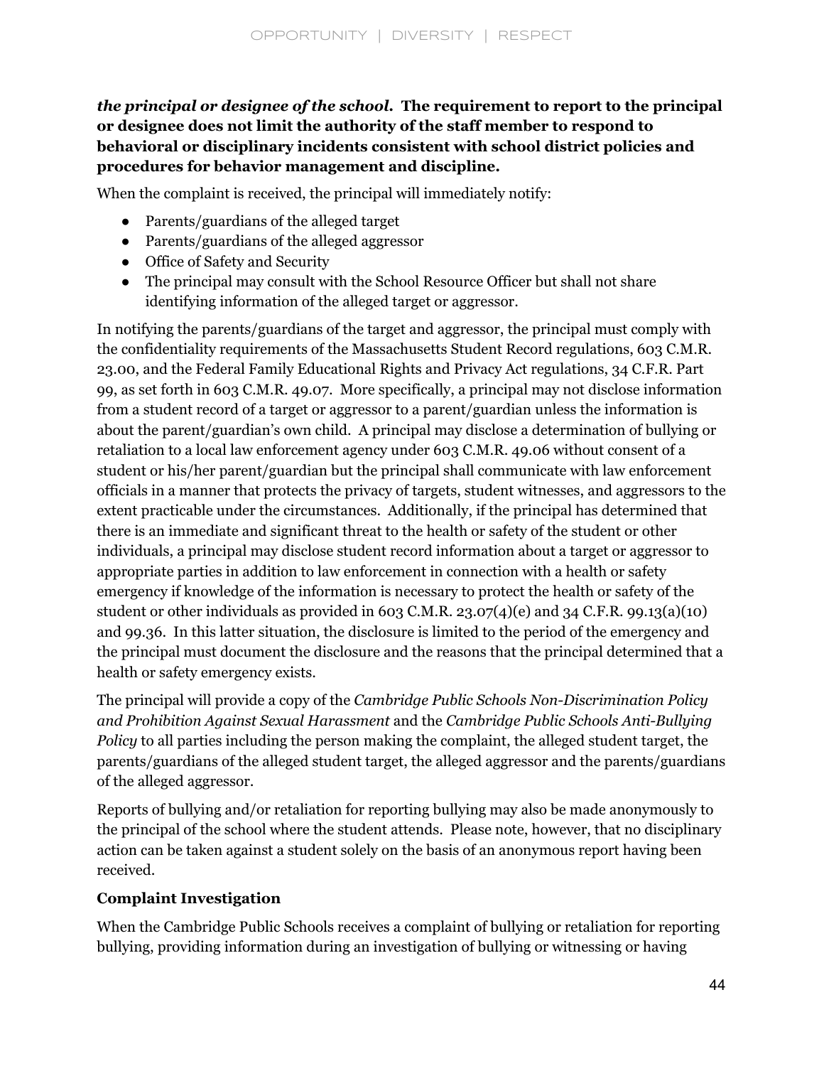***the principal or designee of the school.*** **The requirement to report to the principal or designee does not limit the authority of the staff member to respond to behavioral or disciplinary incidents consistent with school district policies and procedures for behavior management and discipline.**

When the complaint is received, the principal will immediately notify:

- Parents/guardians of the alleged target
- Parents/guardians of the alleged aggressor
- Office of Safety and Security
- The principal may consult with the School Resource Officer but shall not share identifying information of the alleged target or aggressor.

In notifying the parents/guardians of the target and aggressor, the principal must comply with the confidentiality requirements of the Massachusetts Student Record regulations, 603 C.M.R. 23.00, and the Federal Family Educational Rights and Privacy Act regulations, 34 C.F.R. Part 99, as set forth in 603 C.M.R. 49.07. More specifically, a principal may not disclose information from a student record of a target or aggressor to a parent/guardian unless the information is about the parent/guardian's own child. A principal may disclose a determination of bullying or retaliation to a local law enforcement agency under 603 C.M.R. 49.06 without consent of a student or his/her parent/guardian but the principal shall communicate with law enforcement officials in a manner that protects the privacy of targets, student witnesses, and aggressors to the extent practicable under the circumstances. Additionally, if the principal has determined that there is an immediate and significant threat to the health or safety of the student or other individuals, a principal may disclose student record information about a target or aggressor to appropriate parties in addition to law enforcement in connection with a health or safety emergency if knowledge of the information is necessary to protect the health or safety of the student or other individuals as provided in 603 C.M.R. 23.07(4)(e) and 34 C.F.R. 99.13(a)(10) and 99.36. In this latter situation, the disclosure is limited to the period of the emergency and the principal must document the disclosure and the reasons that the principal determined that a health or safety emergency exists.

The principal will provide a copy of the *Cambridge Public Schools Non-Discrimination Policy and Prohibition Against Sexual Harassment* and the *Cambridge Public Schools Anti-Bullying Policy* to all parties including the person making the complaint, the alleged student target, the parents/guardians of the alleged student target, the alleged aggressor and the parents/guardians of the alleged aggressor.

Reports of bullying and/or retaliation for reporting bullying may also be made anonymously to the principal of the school where the student attends. Please note, however, that no disciplinary action can be taken against a student solely on the basis of an anonymous report having been received.

**Complaint Investigation**

When the Cambridge Public Schools receives a complaint of bullying or retaliation for reporting bullying, providing information during an investigation of bullying or witnessing or having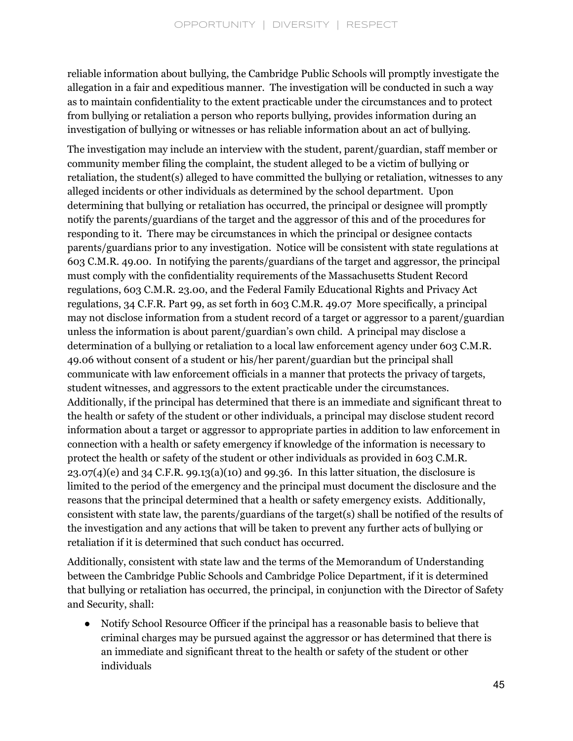reliable information about bullying, the Cambridge Public Schools will promptly investigate the allegation in a fair and expeditious manner. The investigation will be conducted in such a way as to maintain confidentiality to the extent practicable under the circumstances and to protect from bullying or retaliation a person who reports bullying, provides information during an investigation of bullying or witnesses or has reliable information about an act of bullying.

The investigation may include an interview with the student, parent/guardian, staff member or community member filing the complaint, the student alleged to be a victim of bullying or retaliation, the student(s) alleged to have committed the bullying or retaliation, witnesses to any alleged incidents or other individuals as determined by the school department. Upon determining that bullying or retaliation has occurred, the principal or designee will promptly notify the parents/guardians of the target and the aggressor of this and of the procedures for responding to it. There may be circumstances in which the principal or designee contacts parents/guardians prior to any investigation. Notice will be consistent with state regulations at 603 C.M.R. 49.00. In notifying the parents/guardians of the target and aggressor, the principal must comply with the confidentiality requirements of the Massachusetts Student Record regulations, 603 C.M.R. 23.00, and the Federal Family Educational Rights and Privacy Act regulations, 34 C.F.R. Part 99, as set forth in 603 C.M.R. 49.07 More specifically, a principal may not disclose information from a student record of a target or aggressor to a parent/guardian unless the information is about parent/guardian's own child. A principal may disclose a determination of a bullying or retaliation to a local law enforcement agency under 603 C.M.R. 49.06 without consent of a student or his/her parent/guardian but the principal shall communicate with law enforcement officials in a manner that protects the privacy of targets, student witnesses, and aggressors to the extent practicable under the circumstances. Additionally, if the principal has determined that there is an immediate and significant threat to the health or safety of the student or other individuals, a principal may disclose student record information about a target or aggressor to appropriate parties in addition to law enforcement in connection with a health or safety emergency if knowledge of the information is necessary to protect the health or safety of the student or other individuals as provided in 603 C.M.R. 23.07(4)(e) and 34 C.F.R. 99.13(a)(10) and 99.36. In this latter situation, the disclosure is limited to the period of the emergency and the principal must document the disclosure and the reasons that the principal determined that a health or safety emergency exists. Additionally, consistent with state law, the parents/guardians of the target(s) shall be notified of the results of the investigation and any actions that will be taken to prevent any further acts of bullying or retaliation if it is determined that such conduct has occurred.

Additionally, consistent with state law and the terms of the Memorandum of Understanding between the Cambridge Public Schools and Cambridge Police Department, if it is determined that bullying or retaliation has occurred, the principal, in conjunction with the Director of Safety and Security, shall:

- Notify School Resource Officer if the principal has a reasonable basis to believe that criminal charges may be pursued against the aggressor or has determined that there is an immediate and significant threat to the health or safety of the student or other individuals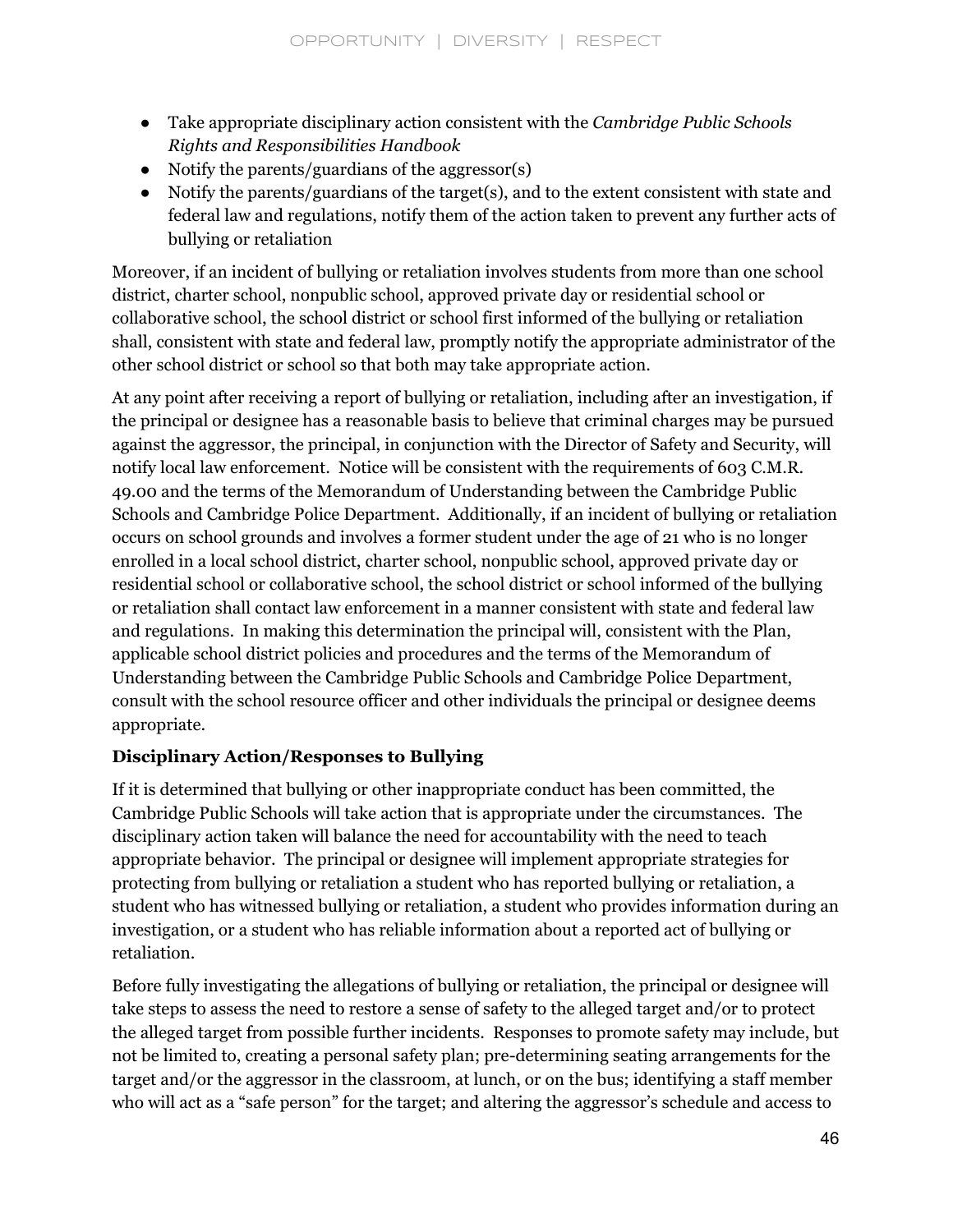- Take appropriate disciplinary action consistent with the *Cambridge Public Schools Rights and Responsibilities Handbook*
- Notify the parents/guardians of the aggressor(s)
- Notify the parents/guardians of the target(s), and to the extent consistent with state and federal law and regulations, notify them of the action taken to prevent any further acts of bullying or retaliation

Moreover, if an incident of bullying or retaliation involves students from more than one school district, charter school, nonpublic school, approved private day or residential school or collaborative school, the school district or school first informed of the bullying or retaliation shall, consistent with state and federal law, promptly notify the appropriate administrator of the other school district or school so that both may take appropriate action.

At any point after receiving a report of bullying or retaliation, including after an investigation, if the principal or designee has a reasonable basis to believe that criminal charges may be pursued against the aggressor, the principal, in conjunction with the Director of Safety and Security, will notify local law enforcement. Notice will be consistent with the requirements of 603 C.M.R. 49.00 and the terms of the Memorandum of Understanding between the Cambridge Public Schools and Cambridge Police Department. Additionally, if an incident of bullying or retaliation occurs on school grounds and involves a former student under the age of 21 who is no longer enrolled in a local school district, charter school, nonpublic school, approved private day or residential school or collaborative school, the school district or school informed of the bullying or retaliation shall contact law enforcement in a manner consistent with state and federal law and regulations. In making this determination the principal will, consistent with the Plan, applicable school district policies and procedures and the terms of the Memorandum of Understanding between the Cambridge Public Schools and Cambridge Police Department, consult with the school resource officer and other individuals the principal or designee deems appropriate.

### Disciplinary Action/Responses to Bullying

If it is determined that bullying or other inappropriate conduct has been committed, the Cambridge Public Schools will take action that is appropriate under the circumstances. The disciplinary action taken will balance the need for accountability with the need to teach appropriate behavior. The principal or designee will implement appropriate strategies for protecting from bullying or retaliation a student who has reported bullying or retaliation, a student who has witnessed bullying or retaliation, a student who provides information during an investigation, or a student who has reliable information about a reported act of bullying or retaliation.

Before fully investigating the allegations of bullying or retaliation, the principal or designee will take steps to assess the need to restore a sense of safety to the alleged target and/or to protect the alleged target from possible further incidents. Responses to promote safety may include, but not be limited to, creating a personal safety plan; pre-determining seating arrangements for the target and/or the aggressor in the classroom, at lunch, or on the bus; identifying a staff member who will act as a "safe person" for the target; and altering the aggressor's schedule and access to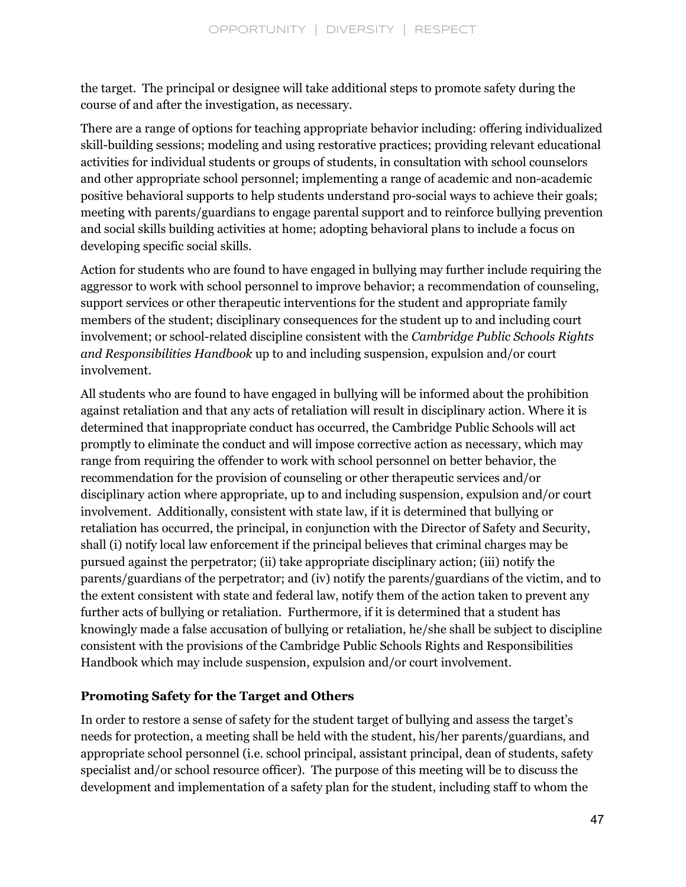the target. The principal or designee will take additional steps to promote safety during the course of and after the investigation, as necessary.

There are a range of options for teaching appropriate behavior including: offering individualized skill-building sessions; modeling and using restorative practices; providing relevant educational activities for individual students or groups of students, in consultation with school counselors and other appropriate school personnel; implementing a range of academic and non-academic positive behavioral supports to help students understand pro-social ways to achieve their goals; meeting with parents/guardians to engage parental support and to reinforce bullying prevention and social skills building activities at home; adopting behavioral plans to include a focus on developing specific social skills.

Action for students who are found to have engaged in bullying may further include requiring the aggressor to work with school personnel to improve behavior; a recommendation of counseling, support services or other therapeutic interventions for the student and appropriate family members of the student; disciplinary consequences for the student up to and including court involvement; or school-related discipline consistent with the *Cambridge Public Schools Rights and Responsibilities Handbook* up to and including suspension, expulsion and/or court involvement.

All students who are found to have engaged in bullying will be informed about the prohibition against retaliation and that any acts of retaliation will result in disciplinary action. Where it is determined that inappropriate conduct has occurred, the Cambridge Public Schools will act promptly to eliminate the conduct and will impose corrective action as necessary, which may range from requiring the offender to work with school personnel on better behavior, the recommendation for the provision of counseling or other therapeutic services and/or disciplinary action where appropriate, up to and including suspension, expulsion and/or court involvement. Additionally, consistent with state law, if it is determined that bullying or retaliation has occurred, the principal, in conjunction with the Director of Safety and Security, shall (i) notify local law enforcement if the principal believes that criminal charges may be pursued against the perpetrator; (ii) take appropriate disciplinary action; (iii) notify the parents/guardians of the perpetrator; and (iv) notify the parents/guardians of the victim, and to the extent consistent with state and federal law, notify them of the action taken to prevent any further acts of bullying or retaliation. Furthermore, if it is determined that a student has knowingly made a false accusation of bullying or retaliation, he/she shall be subject to discipline consistent with the provisions of the Cambridge Public Schools Rights and Responsibilities Handbook which may include suspension, expulsion and/or court involvement.

### Promoting Safety for the Target and Others

In order to restore a sense of safety for the student target of bullying and assess the target's needs for protection, a meeting shall be held with the student, his/her parents/guardians, and appropriate school personnel (i.e. school principal, assistant principal, dean of students, safety specialist and/or school resource officer). The purpose of this meeting will be to discuss the development and implementation of a safety plan for the student, including staff to whom the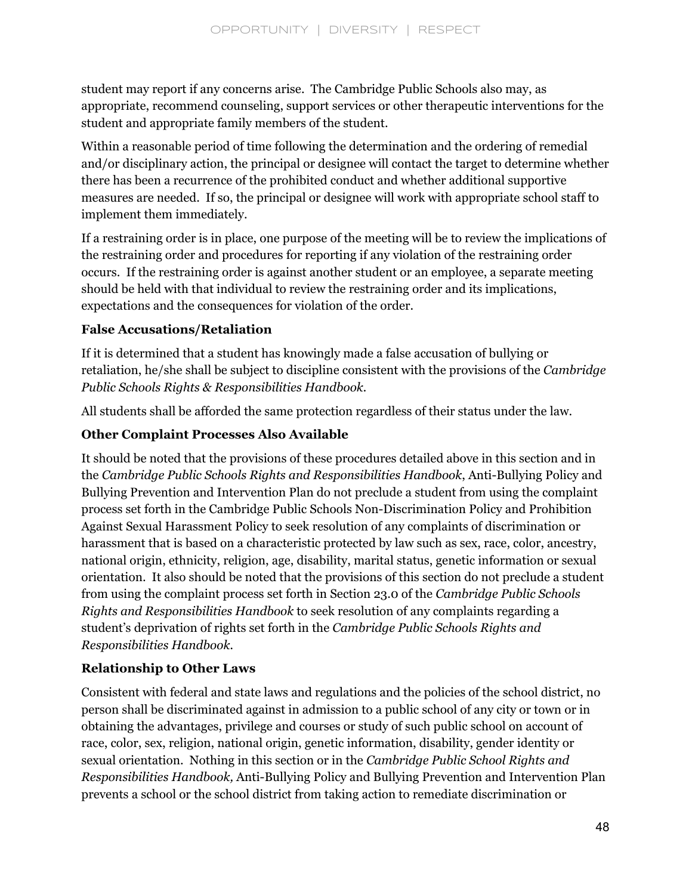student may report if any concerns arise. The Cambridge Public Schools also may, as appropriate, recommend counseling, support services or other therapeutic interventions for the student and appropriate family members of the student.

Within a reasonable period of time following the determination and the ordering of remedial and/or disciplinary action, the principal or designee will contact the target to determine whether there has been a recurrence of the prohibited conduct and whether additional supportive measures are needed. If so, the principal or designee will work with appropriate school staff to implement them immediately.

If a restraining order is in place, one purpose of the meeting will be to review the implications of the restraining order and procedures for reporting if any violation of the restraining order occurs. If the restraining order is against another student or an employee, a separate meeting should be held with that individual to review the restraining order and its implications, expectations and the consequences for violation of the order.

**False Accusations/Retaliation**

If it is determined that a student has knowingly made a false accusation of bullying or retaliation, he/she shall be subject to discipline consistent with the provisions of the *Cambridge Public Schools Rights & Responsibilities Handbook*.

All students shall be afforded the same protection regardless of their status under the law.

**Other Complaint Processes Also Available**

It should be noted that the provisions of these procedures detailed above in this section and in the *Cambridge Public Schools Rights and Responsibilities Handbook*, Anti-Bullying Policy and Bullying Prevention and Intervention Plan do not preclude a student from using the complaint process set forth in the Cambridge Public Schools Non-Discrimination Policy and Prohibition Against Sexual Harassment Policy to seek resolution of any complaints of discrimination or harassment that is based on a characteristic protected by law such as sex, race, color, ancestry, national origin, ethnicity, religion, age, disability, marital status, genetic information or sexual orientation. It also should be noted that the provisions of this section do not preclude a student from using the complaint process set forth in Section 23.0 of the *Cambridge Public Schools Rights and Responsibilities Handbook* to seek resolution of any complaints regarding a student's deprivation of rights set forth in the *Cambridge Public Schools Rights and Responsibilities Handbook*.

**Relationship to Other Laws**

Consistent with federal and state laws and regulations and the policies of the school district, no person shall be discriminated against in admission to a public school of any city or town or in obtaining the advantages, privilege and courses or study of such public school on account of race, color, sex, religion, national origin, genetic information, disability, gender identity or sexual orientation. Nothing in this section or in the *Cambridge Public School Rights and Responsibilities Handbook,* Anti-Bullying Policy and Bullying Prevention and Intervention Plan prevents a school or the school district from taking action to remediate discrimination or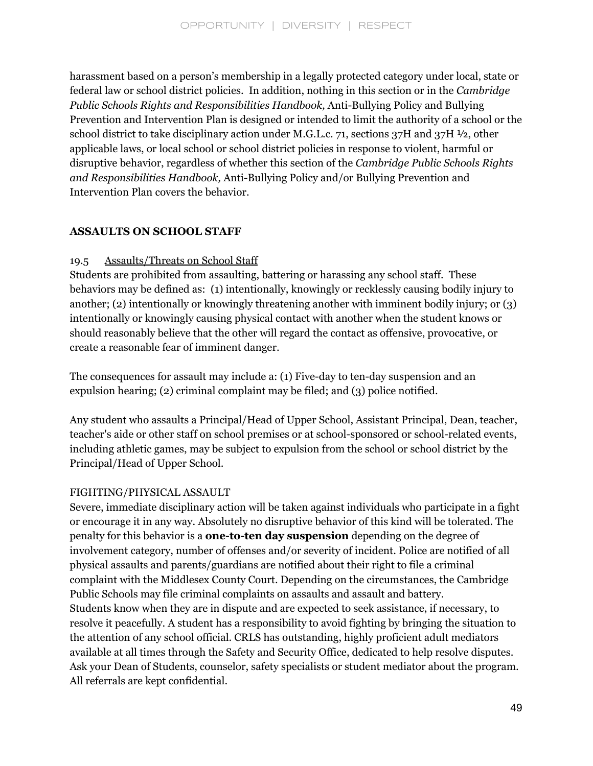harassment based on a person's membership in a legally protected category under local, state or federal law or school district policies. In addition, nothing in this section or in the *Cambridge Public Schools Rights and Responsibilities Handbook,* Anti-Bullying Policy and Bullying Prevention and Intervention Plan is designed or intended to limit the authority of a school or the school district to take disciplinary action under M.G.L.c. 71, sections 37H and 37H ½, other applicable laws, or local school or school district policies in response to violent, harmful or disruptive behavior, regardless of whether this section of the *Cambridge Public Schools Rights and Responsibilities Handbook,* Anti-Bullying Policy and/or Bullying Prevention and Intervention Plan covers the behavior.

## ASSAULTS ON SCHOOL STAFF

### 19.5 Assaults/Threats on School Staff

Students are prohibited from assaulting, battering or harassing any school staff. These behaviors may be defined as: (1) intentionally, knowingly or recklessly causing bodily injury to another; (2) intentionally or knowingly threatening another with imminent bodily injury; or (3) intentionally or knowingly causing physical contact with another when the student knows or should reasonably believe that the other will regard the contact as offensive, provocative, or create a reasonable fear of imminent danger.

The consequences for assault may include a: (1) Five-day to ten-day suspension and an expulsion hearing; (2) criminal complaint may be filed; and (3) police notified.

Any student who assaults a Principal/Head of Upper School, Assistant Principal, Dean, teacher, teacher's aide or other staff on school premises or at school-sponsored or school-related events, including athletic games, may be subject to expulsion from the school or school district by the Principal/Head of Upper School.

### FIGHTING/PHYSICAL ASSAULT

Severe, immediate disciplinary action will be taken against individuals who participate in a fight or encourage it in any way. Absolutely no disruptive behavior of this kind will be tolerated. The penalty for this behavior is a **one-to-ten day suspension** depending on the degree of involvement category, number of offenses and/or severity of incident. Police are notified of all physical assaults and parents/guardians are notified about their right to file a criminal complaint with the Middlesex County Court. Depending on the circumstances, the Cambridge Public Schools may file criminal complaints on assaults and assault and battery.
Students know when they are in dispute and are expected to seek assistance, if necessary, to resolve it peacefully. A student has a responsibility to avoid fighting by bringing the situation to the attention of any school official. CRLS has outstanding, highly proficient adult mediators available at all times through the Safety and Security Office, dedicated to help resolve disputes. Ask your Dean of Students, counselor, safety specialists or student mediator about the program. All referrals are kept confidential.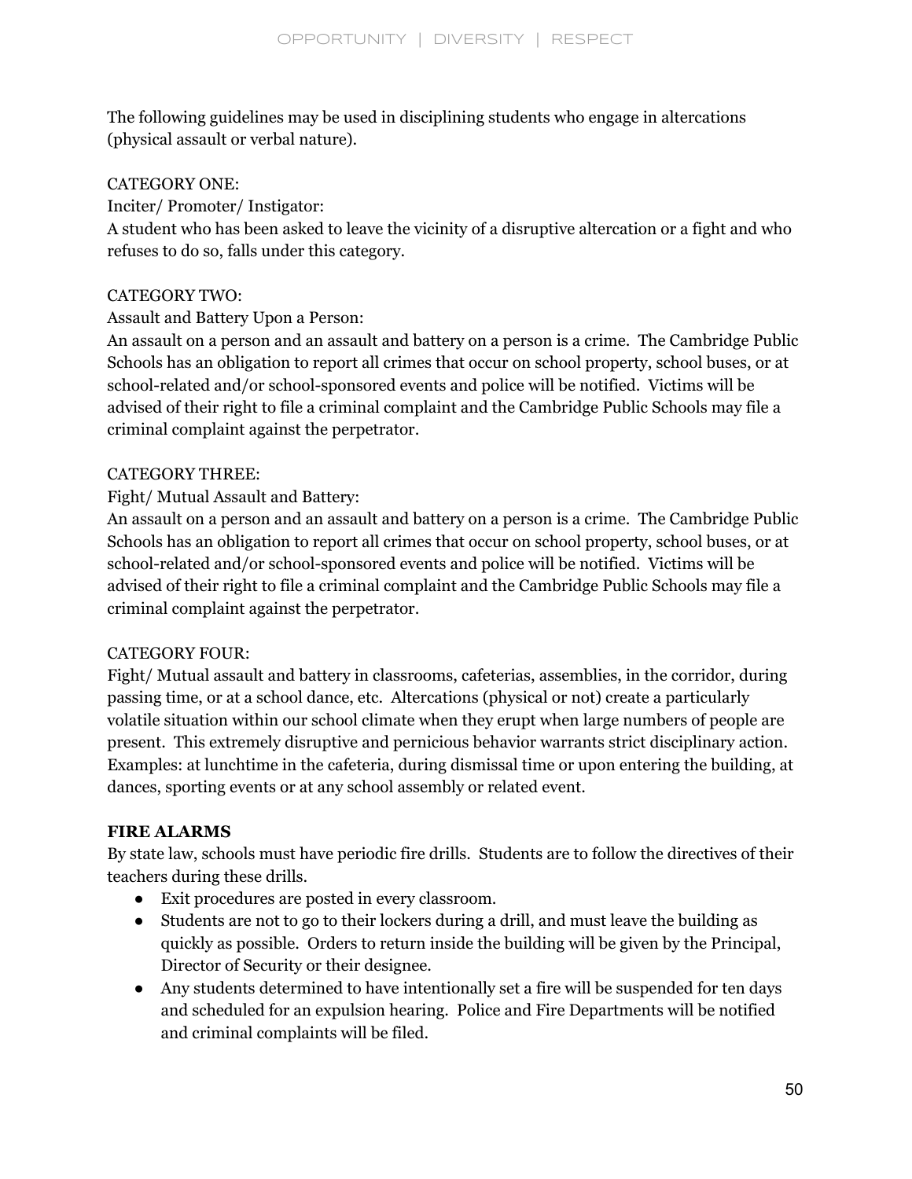The following guidelines may be used in disciplining students who engage in altercations (physical assault or verbal nature).

CATEGORY ONE:

Inciter/ Promoter/ Instigator:

A student who has been asked to leave the vicinity of a disruptive altercation or a fight and who refuses to do so, falls under this category.

CATEGORY TWO:

Assault and Battery Upon a Person:

An assault on a person and an assault and battery on a person is a crime. The Cambridge Public Schools has an obligation to report all crimes that occur on school property, school buses, or at school-related and/or school-sponsored events and police will be notified. Victims will be advised of their right to file a criminal complaint and the Cambridge Public Schools may file a criminal complaint against the perpetrator.

CATEGORY THREE:

Fight/ Mutual Assault and Battery:

An assault on a person and an assault and battery on a person is a crime. The Cambridge Public Schools has an obligation to report all crimes that occur on school property, school buses, or at school-related and/or school-sponsored events and police will be notified. Victims will be advised of their right to file a criminal complaint and the Cambridge Public Schools may file a criminal complaint against the perpetrator.

CATEGORY FOUR:

Fight/ Mutual assault and battery in classrooms, cafeterias, assemblies, in the corridor, during passing time, or at a school dance, etc. Altercations (physical or not) create a particularly volatile situation within our school climate when they erupt when large numbers of people are present. This extremely disruptive and pernicious behavior warrants strict disciplinary action. Examples: at lunchtime in the cafeteria, during dismissal time or upon entering the building, at dances, sporting events or at any school assembly or related event.

**FIRE ALARMS**

By state law, schools must have periodic fire drills. Students are to follow the directives of their teachers during these drills.

- Exit procedures are posted in every classroom.
- Students are not to go to their lockers during a drill, and must leave the building as quickly as possible. Orders to return inside the building will be given by the Principal, Director of Security or their designee.
- Any students determined to have intentionally set a fire will be suspended for ten days and scheduled for an expulsion hearing. Police and Fire Departments will be notified and criminal complaints will be filed.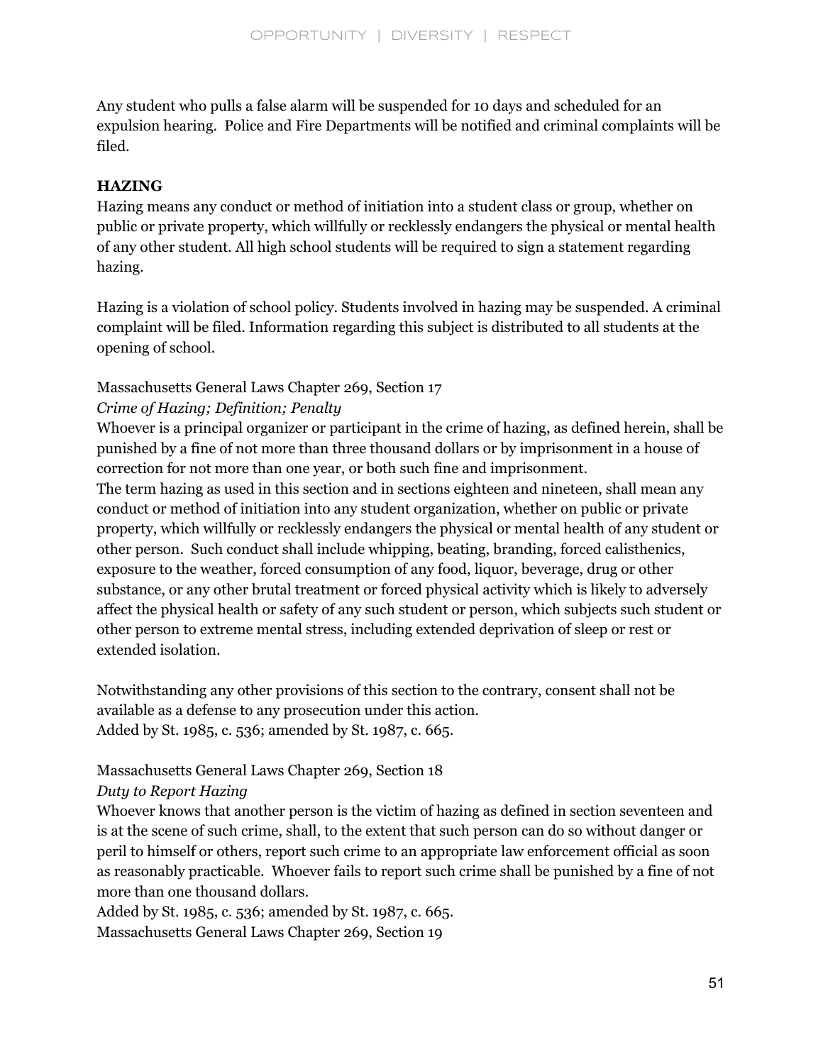Any student who pulls a false alarm will be suspended for 10 days and scheduled for an expulsion hearing. Police and Fire Departments will be notified and criminal complaints will be filed.

**HAZING**

Hazing means any conduct or method of initiation into a student class or group, whether on public or private property, which willfully or recklessly endangers the physical or mental health of any other student. All high school students will be required to sign a statement regarding hazing.

Hazing is a violation of school policy. Students involved in hazing may be suspended. A criminal complaint will be filed. Information regarding this subject is distributed to all students at the opening of school.

Massachusetts General Laws Chapter 269, Section 17

*Crime of Hazing; Definition; Penalty*

Whoever is a principal organizer or participant in the crime of hazing, as defined herein, shall be punished by a fine of not more than three thousand dollars or by imprisonment in a house of correction for not more than one year, or both such fine and imprisonment.

The term hazing as used in this section and in sections eighteen and nineteen, shall mean any conduct or method of initiation into any student organization, whether on public or private property, which willfully or recklessly endangers the physical or mental health of any student or other person. Such conduct shall include whipping, beating, branding, forced calisthenics, exposure to the weather, forced consumption of any food, liquor, beverage, drug or other substance, or any other brutal treatment or forced physical activity which is likely to adversely affect the physical health or safety of any such student or person, which subjects such student or other person to extreme mental stress, including extended deprivation of sleep or rest or extended isolation.

Notwithstanding any other provisions of this section to the contrary, consent shall not be available as a defense to any prosecution under this action.

Added by St. 1985, c. 536; amended by St. 1987, c. 665.

Massachusetts General Laws Chapter 269, Section 18

*Duty to Report Hazing*

Whoever knows that another person is the victim of hazing as defined in section seventeen and is at the scene of such crime, shall, to the extent that such person can do so without danger or peril to himself or others, report such crime to an appropriate law enforcement official as soon as reasonably practicable. Whoever fails to report such crime shall be punished by a fine of not more than one thousand dollars.

Added by St. 1985, c. 536; amended by St. 1987, c. 665.

Massachusetts General Laws Chapter 269, Section 19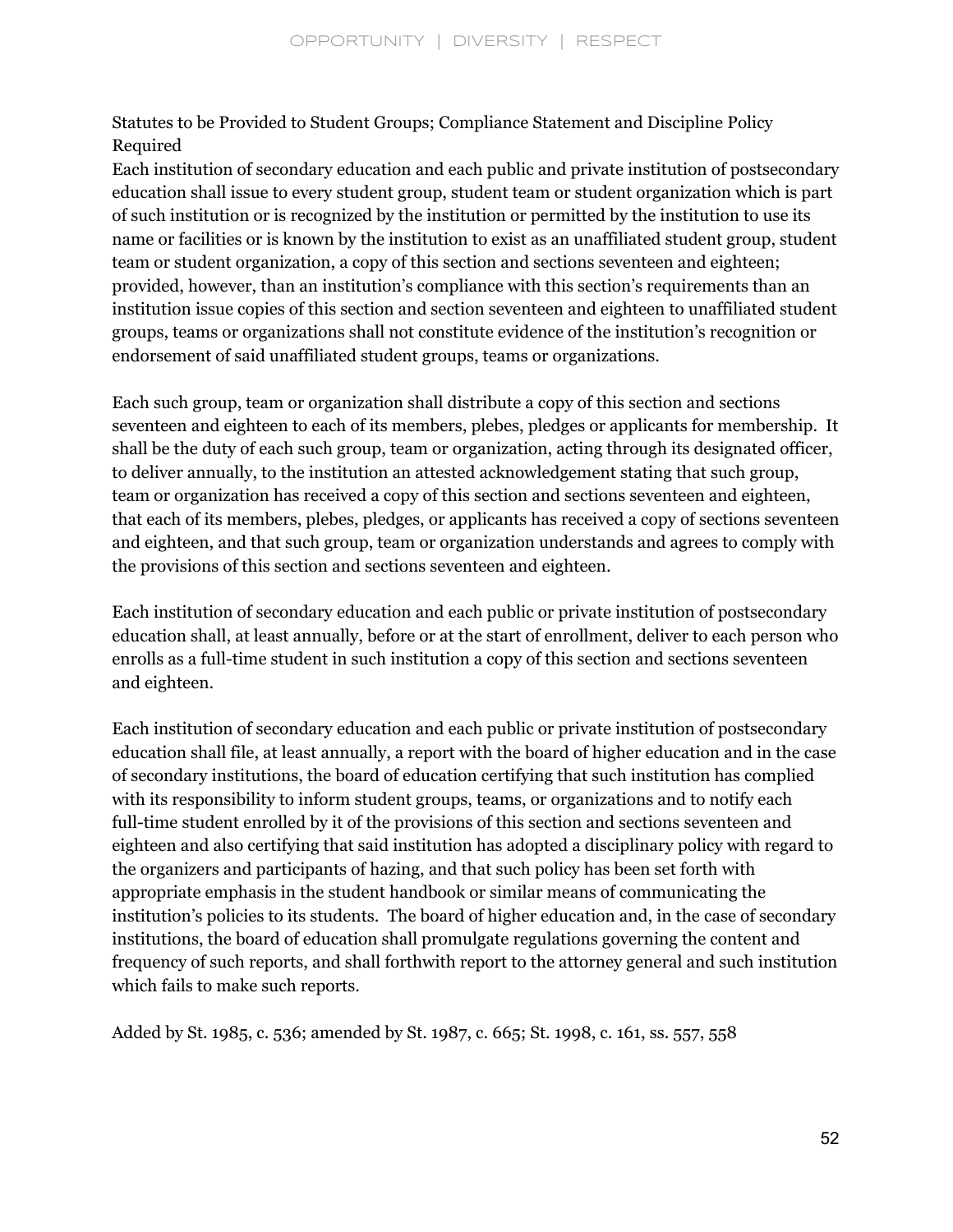Statutes to be Provided to Student Groups; Compliance Statement and Discipline Policy Required

Each institution of secondary education and each public and private institution of postsecondary education shall issue to every student group, student team or student organization which is part of such institution or is recognized by the institution or permitted by the institution to use its name or facilities or is known by the institution to exist as an unaffiliated student group, student team or student organization, a copy of this section and sections seventeen and eighteen; provided, however, than an institution's compliance with this section's requirements than an institution issue copies of this section and section seventeen and eighteen to unaffiliated student groups, teams or organizations shall not constitute evidence of the institution's recognition or endorsement of said unaffiliated student groups, teams or organizations.

Each such group, team or organization shall distribute a copy of this section and sections seventeen and eighteen to each of its members, plebes, pledges or applicants for membership. It shall be the duty of each such group, team or organization, acting through its designated officer, to deliver annually, to the institution an attested acknowledgement stating that such group, team or organization has received a copy of this section and sections seventeen and eighteen, that each of its members, plebes, pledges, or applicants has received a copy of sections seventeen and eighteen, and that such group, team or organization understands and agrees to comply with the provisions of this section and sections seventeen and eighteen.

Each institution of secondary education and each public or private institution of postsecondary education shall, at least annually, before or at the start of enrollment, deliver to each person who enrolls as a full-time student in such institution a copy of this section and sections seventeen and eighteen.

Each institution of secondary education and each public or private institution of postsecondary education shall file, at least annually, a report with the board of higher education and in the case of secondary institutions, the board of education certifying that such institution has complied with its responsibility to inform student groups, teams, or organizations and to notify each full-time student enrolled by it of the provisions of this section and sections seventeen and eighteen and also certifying that said institution has adopted a disciplinary policy with regard to the organizers and participants of hazing, and that such policy has been set forth with appropriate emphasis in the student handbook or similar means of communicating the institution's policies to its students. The board of higher education and, in the case of secondary institutions, the board of education shall promulgate regulations governing the content and frequency of such reports, and shall forthwith report to the attorney general and such institution which fails to make such reports.

Added by St. 1985, c. 536; amended by St. 1987, c. 665; St. 1998, c. 161, ss. 557, 558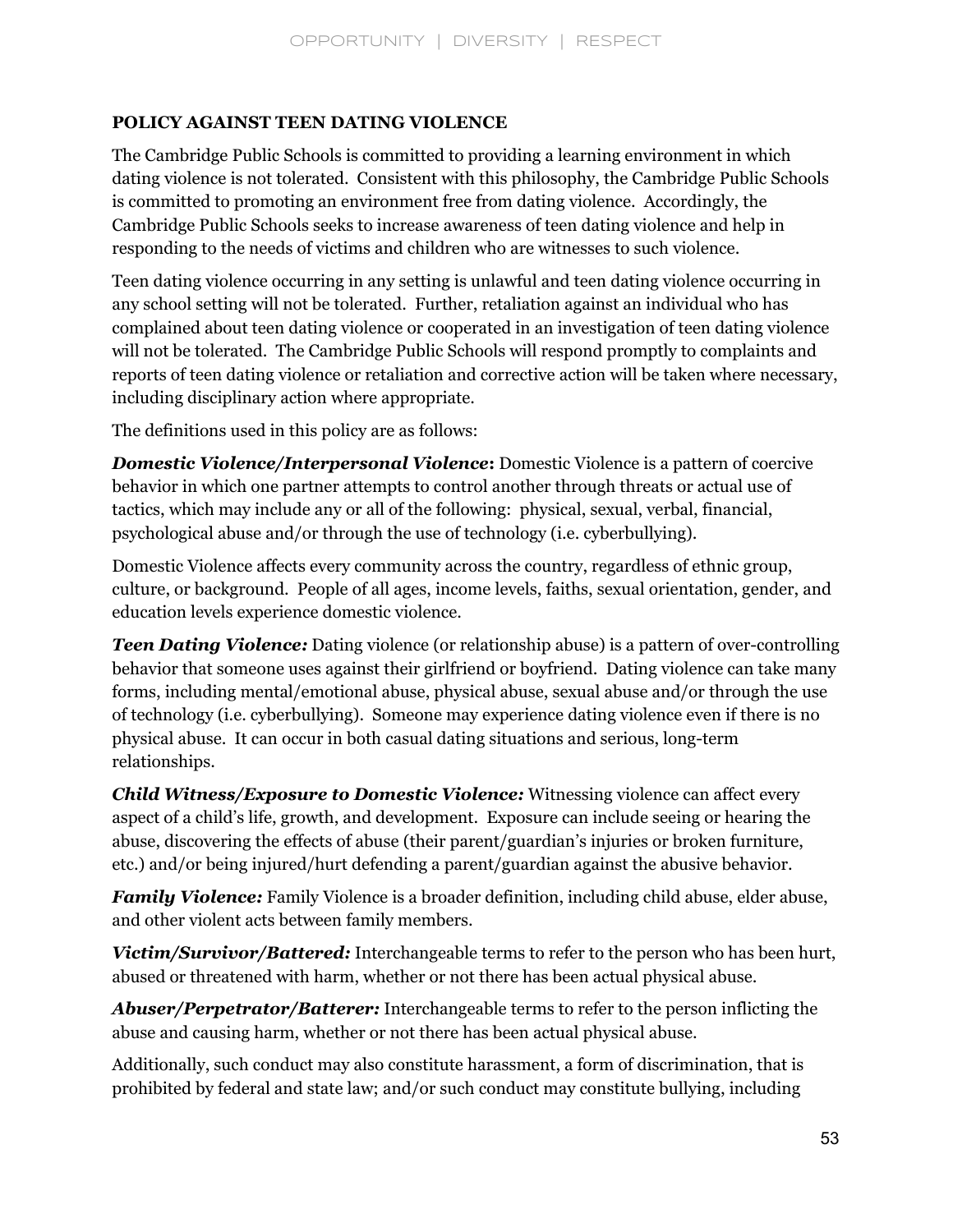**POLICY AGAINST TEEN DATING VIOLENCE**

The Cambridge Public Schools is committed to providing a learning environment in which dating violence is not tolerated. Consistent with this philosophy, the Cambridge Public Schools is committed to promoting an environment free from dating violence. Accordingly, the Cambridge Public Schools seeks to increase awareness of teen dating violence and help in responding to the needs of victims and children who are witnesses to such violence.

Teen dating violence occurring in any setting is unlawful and teen dating violence occurring in any school setting will not be tolerated. Further, retaliation against an individual who has complained about teen dating violence or cooperated in an investigation of teen dating violence will not be tolerated. The Cambridge Public Schools will respond promptly to complaints and reports of teen dating violence or retaliation and corrective action will be taken where necessary, including disciplinary action where appropriate.

The definitions used in this policy are as follows:

***Domestic Violence/Interpersonal Violence*:** Domestic Violence is a pattern of coercive behavior in which one partner attempts to control another through threats or actual use of tactics, which may include any or all of the following: physical, sexual, verbal, financial, psychological abuse and/or through the use of technology (i.e. cyberbullying).

Domestic Violence affects every community across the country, regardless of ethnic group, culture, or background. People of all ages, income levels, faiths, sexual orientation, gender, and education levels experience domestic violence.

***Teen Dating Violence:*** Dating violence (or relationship abuse) is a pattern of over-controlling behavior that someone uses against their girlfriend or boyfriend. Dating violence can take many forms, including mental/emotional abuse, physical abuse, sexual abuse and/or through the use of technology (i.e. cyberbullying). Someone may experience dating violence even if there is no physical abuse. It can occur in both casual dating situations and serious, long-term relationships.

***Child Witness/Exposure to Domestic Violence:*** Witnessing violence can affect every aspect of a child's life, growth, and development. Exposure can include seeing or hearing the abuse, discovering the effects of abuse (their parent/guardian's injuries or broken furniture, etc.) and/or being injured/hurt defending a parent/guardian against the abusive behavior.

***Family Violence:*** Family Violence is a broader definition, including child abuse, elder abuse, and other violent acts between family members.

***Victim/Survivor/Battered:*** Interchangeable terms to refer to the person who has been hurt, abused or threatened with harm, whether or not there has been actual physical abuse.

***Abuser/Perpetrator/Batterer:*** Interchangeable terms to refer to the person inflicting the abuse and causing harm, whether or not there has been actual physical abuse.

Additionally, such conduct may also constitute harassment, a form of discrimination, that is prohibited by federal and state law; and/or such conduct may constitute bullying, including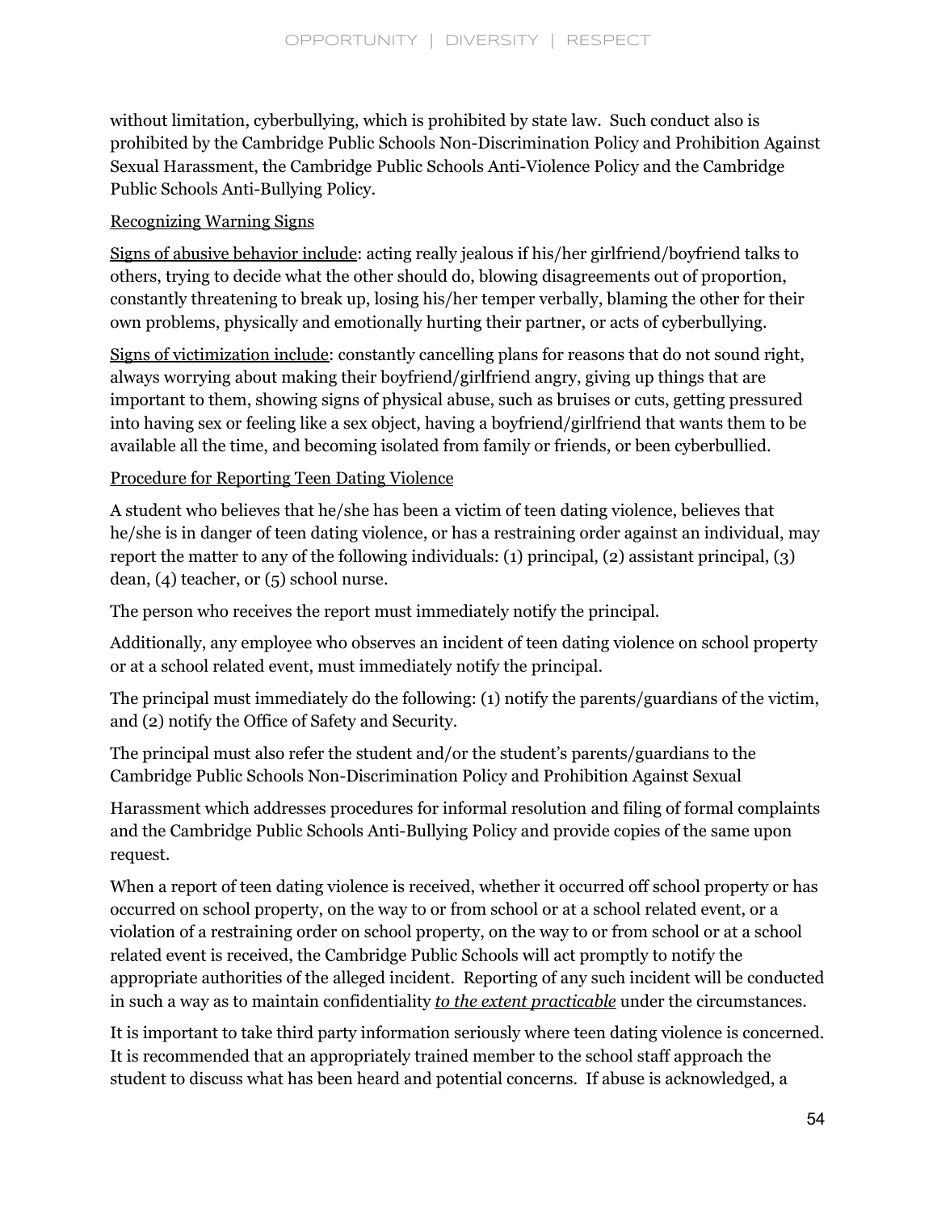without limitation, cyberbullying, which is prohibited by state law. Such conduct also is prohibited by the Cambridge Public Schools Non-Discrimination Policy and Prohibition Against Sexual Harassment, the Cambridge Public Schools Anti-Violence Policy and the Cambridge Public Schools Anti-Bullying Policy.

<u>Recognizing Warning Signs</u>

<u>Signs of abusive behavior include</u>: acting really jealous if his/her girlfriend/boyfriend talks to others, trying to decide what the other should do, blowing disagreements out of proportion, constantly threatening to break up, losing his/her temper verbally, blaming the other for their own problems, physically and emotionally hurting their partner, or acts of cyberbullying.

<u>Signs of victimization include</u>: constantly cancelling plans for reasons that do not sound right, always worrying about making their boyfriend/girlfriend angry, giving up things that are important to them, showing signs of physical abuse, such as bruises or cuts, getting pressured into having sex or feeling like a sex object, having a boyfriend/girlfriend that wants them to be available all the time, and becoming isolated from family or friends, or been cyberbullied.

<u>Procedure for Reporting Teen Dating Violence</u>

A student who believes that he/she has been a victim of teen dating violence, believes that he/she is in danger of teen dating violence, or has a restraining order against an individual, may report the matter to any of the following individuals: (1) principal, (2) assistant principal, (3) dean, (4) teacher, or (5) school nurse.

The person who receives the report must immediately notify the principal.

Additionally, any employee who observes an incident of teen dating violence on school property or at a school related event, must immediately notify the principal.

The principal must immediately do the following: (1) notify the parents/guardians of the victim, and (2) notify the Office of Safety and Security.

The principal must also refer the student and/or the student's parents/guardians to the Cambridge Public Schools Non-Discrimination Policy and Prohibition Against Sexual

Harassment which addresses procedures for informal resolution and filing of formal complaints and the Cambridge Public Schools Anti-Bullying Policy and provide copies of the same upon request.

When a report of teen dating violence is received, whether it occurred off school property or has occurred on school property, on the way to or from school or at a school related event, or a violation of a restraining order on school property, on the way to or from school or at a school related event is received, the Cambridge Public Schools will act promptly to notify the appropriate authorities of the alleged incident. Reporting of any such incident will be conducted in such a way as to maintain confidentiality <u>*to the extent practicable*</u> under the circumstances.

It is important to take third party information seriously where teen dating violence is concerned. It is recommended that an appropriately trained member to the school staff approach the student to discuss what has been heard and potential concerns. If abuse is acknowledged, a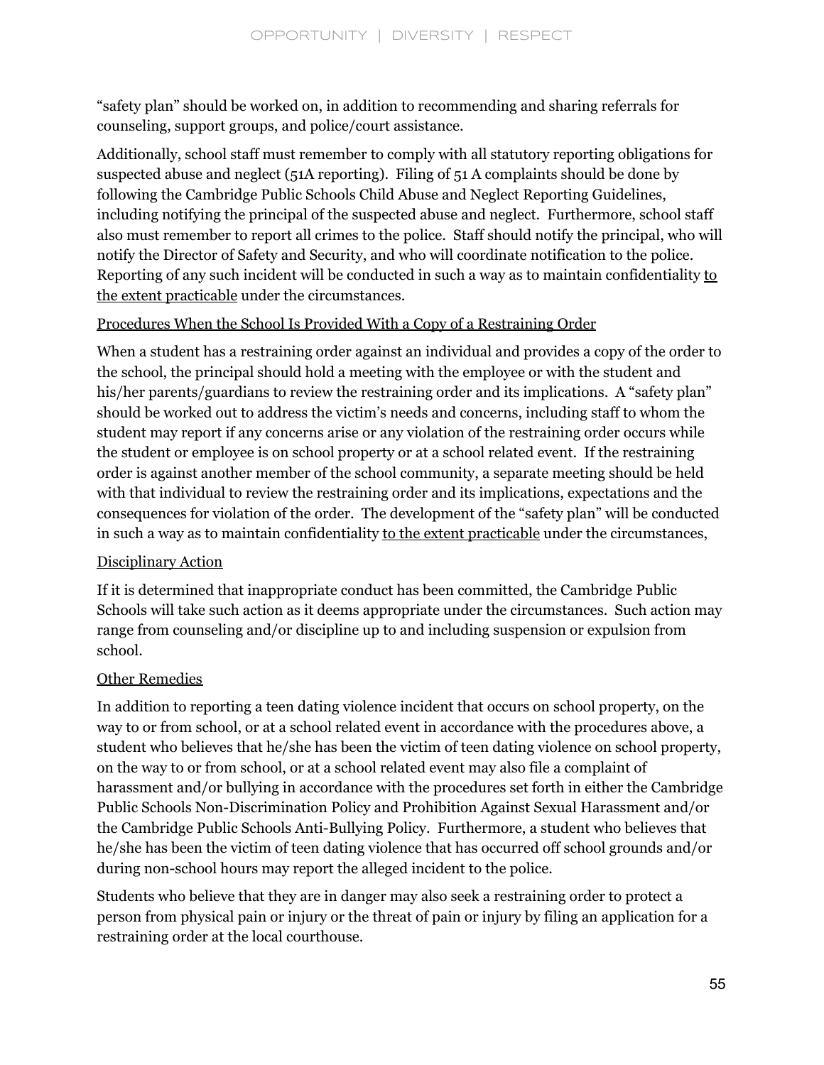"safety plan" should be worked on, in addition to recommending and sharing referrals for counseling, support groups, and police/court assistance.

Additionally, school staff must remember to comply with all statutory reporting obligations for suspected abuse and neglect (51A reporting). Filing of 51 A complaints should be done by following the Cambridge Public Schools Child Abuse and Neglect Reporting Guidelines, including notifying the principal of the suspected abuse and neglect. Furthermore, school staff also must remember to report all crimes to the police. Staff should notify the principal, who will notify the Director of Safety and Security, and who will coordinate notification to the police. Reporting of any such incident will be conducted in such a way as to maintain confidentiality <u>to the extent practicable</u> under the circumstances.

<u>Procedures When the School Is Provided With a Copy of a Restraining Order</u>

When a student has a restraining order against an individual and provides a copy of the order to the school, the principal should hold a meeting with the employee or with the student and his/her parents/guardians to review the restraining order and its implications. A "safety plan" should be worked out to address the victim's needs and concerns, including staff to whom the student may report if any concerns arise or any violation of the restraining order occurs while the student or employee is on school property or at a school related event. If the restraining order is against another member of the school community, a separate meeting should be held with that individual to review the restraining order and its implications, expectations and the consequences for violation of the order. The development of the "safety plan" will be conducted in such a way as to maintain confidentiality <u>to the extent practicable</u> under the circumstances,

<u>Disciplinary Action</u>

If it is determined that inappropriate conduct has been committed, the Cambridge Public Schools will take such action as it deems appropriate under the circumstances. Such action may range from counseling and/or discipline up to and including suspension or expulsion from school.

<u>Other Remedies</u>

In addition to reporting a teen dating violence incident that occurs on school property, on the way to or from school, or at a school related event in accordance with the procedures above, a student who believes that he/she has been the victim of teen dating violence on school property, on the way to or from school, or at a school related event may also file a complaint of harassment and/or bullying in accordance with the procedures set forth in either the Cambridge Public Schools Non-Discrimination Policy and Prohibition Against Sexual Harassment and/or the Cambridge Public Schools Anti-Bullying Policy. Furthermore, a student who believes that he/she has been the victim of teen dating violence that has occurred off school grounds and/or during non-school hours may report the alleged incident to the police.

Students who believe that they are in danger may also seek a restraining order to protect a person from physical pain or injury or the threat of pain or injury by filing an application for a restraining order at the local courthouse.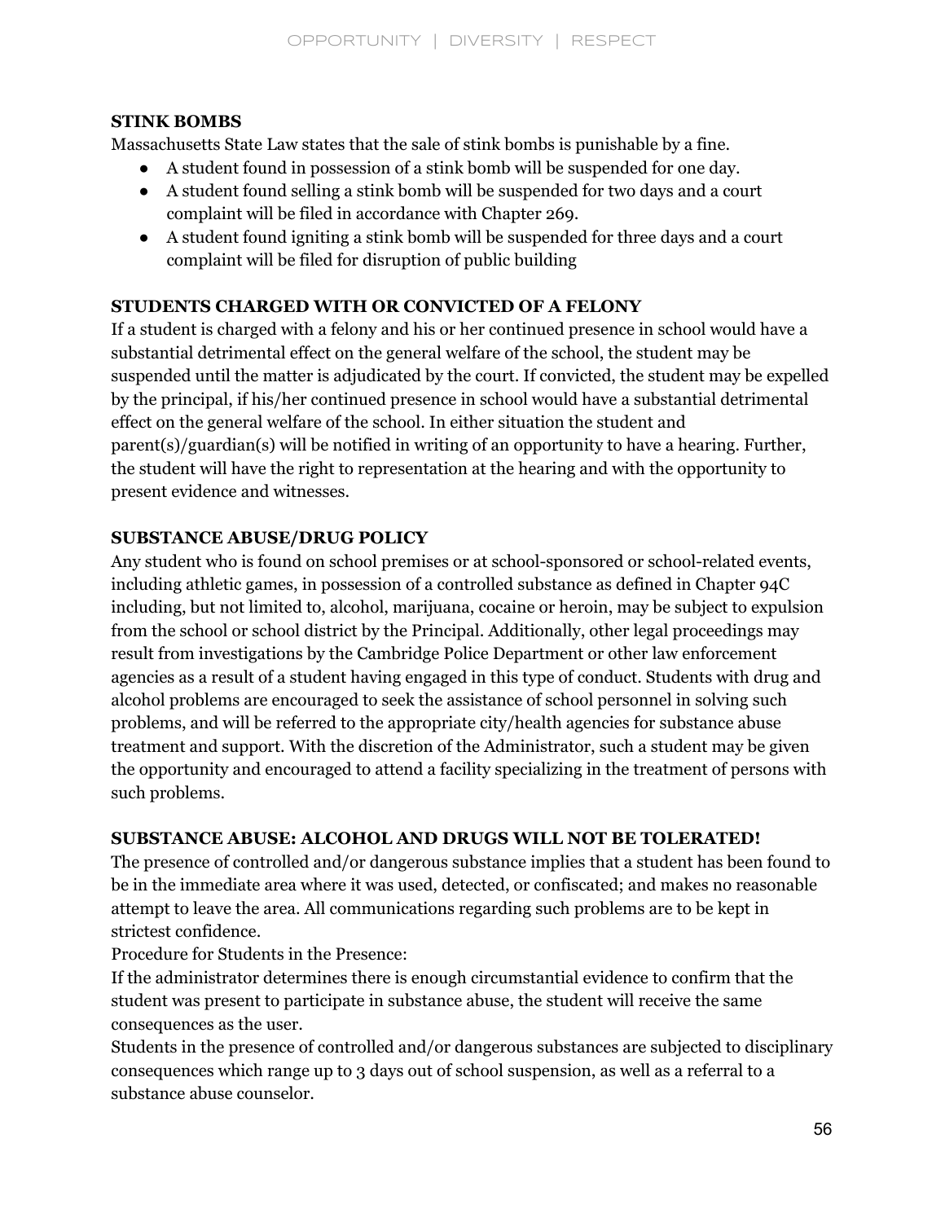**STINK BOMBS**

Massachusetts State Law states that the sale of stink bombs is punishable by a fine.

- A student found in possession of a stink bomb will be suspended for one day.
- A student found selling a stink bomb will be suspended for two days and a court complaint will be filed in accordance with Chapter 269.
- A student found igniting a stink bomb will be suspended for three days and a court complaint will be filed for disruption of public building

**STUDENTS CHARGED WITH OR CONVICTED OF A FELONY**

If a student is charged with a felony and his or her continued presence in school would have a substantial detrimental effect on the general welfare of the school, the student may be suspended until the matter is adjudicated by the court. If convicted, the student may be expelled by the principal, if his/her continued presence in school would have a substantial detrimental effect on the general welfare of the school. In either situation the student and parent(s)/guardian(s) will be notified in writing of an opportunity to have a hearing. Further, the student will have the right to representation at the hearing and with the opportunity to present evidence and witnesses.

**SUBSTANCE ABUSE/DRUG POLICY**

Any student who is found on school premises or at school-sponsored or school-related events, including athletic games, in possession of a controlled substance as defined in Chapter 94C including, but not limited to, alcohol, marijuana, cocaine or heroin, may be subject to expulsion from the school or school district by the Principal. Additionally, other legal proceedings may result from investigations by the Cambridge Police Department or other law enforcement agencies as a result of a student having engaged in this type of conduct. Students with drug and alcohol problems are encouraged to seek the assistance of school personnel in solving such problems, and will be referred to the appropriate city/health agencies for substance abuse treatment and support. With the discretion of the Administrator, such a student may be given the opportunity and encouraged to attend a facility specializing in the treatment of persons with such problems.

**SUBSTANCE ABUSE: ALCOHOL AND DRUGS WILL NOT BE TOLERATED!**

The presence of controlled and/or dangerous substance implies that a student has been found to be in the immediate area where it was used, detected, or confiscated; and makes no reasonable attempt to leave the area. All communications regarding such problems are to be kept in strictest confidence.

Procedure for Students in the Presence:

If the administrator determines there is enough circumstantial evidence to confirm that the student was present to participate in substance abuse, the student will receive the same consequences as the user.

Students in the presence of controlled and/or dangerous substances are subjected to disciplinary consequences which range up to 3 days out of school suspension, as well as a referral to a substance abuse counselor.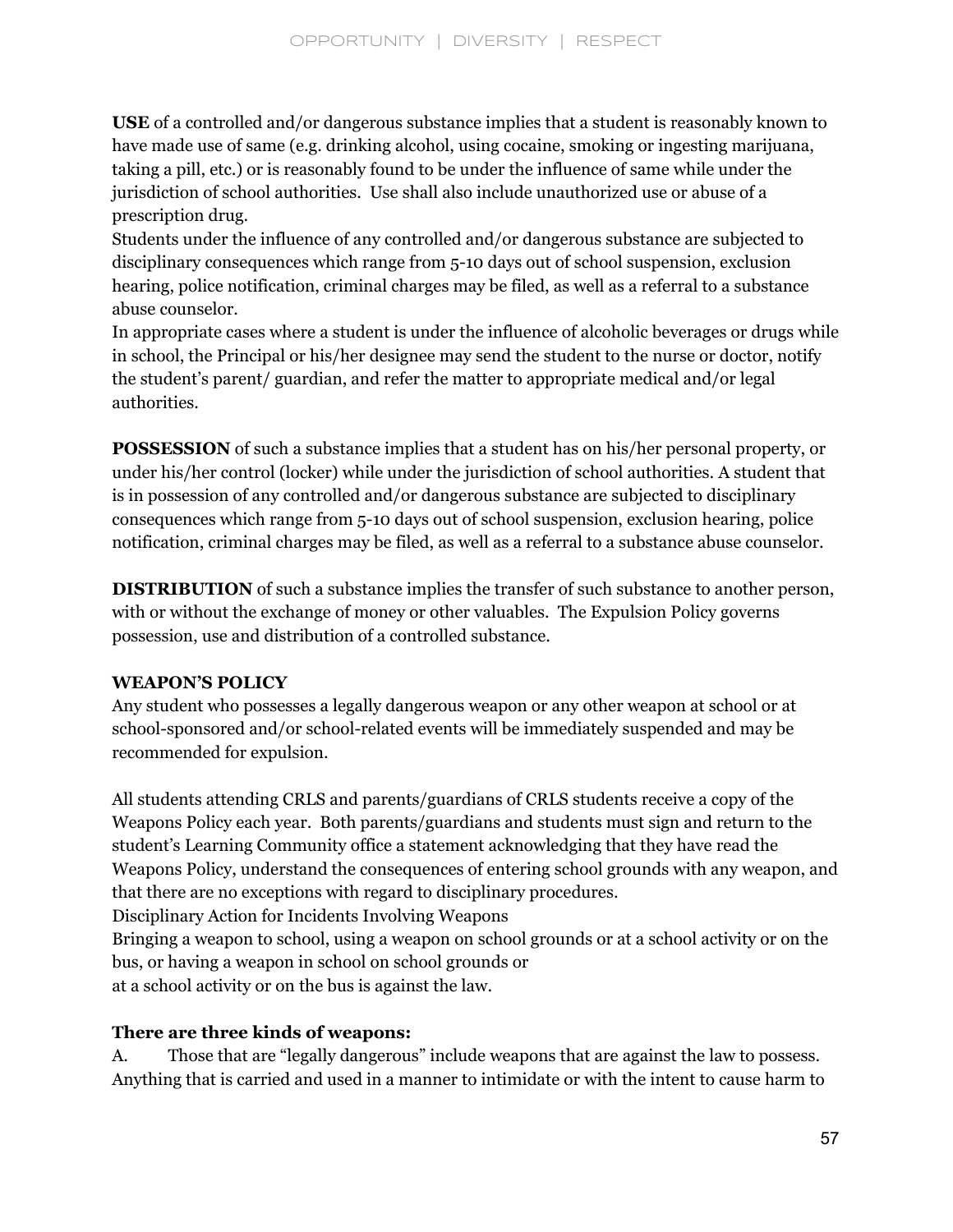**USE** of a controlled and/or dangerous substance implies that a student is reasonably known to have made use of same (e.g. drinking alcohol, using cocaine, smoking or ingesting marijuana, taking a pill, etc.) or is reasonably found to be under the influence of same while under the jurisdiction of school authorities. Use shall also include unauthorized use or abuse of a prescription drug.

Students under the influence of any controlled and/or dangerous substance are subjected to disciplinary consequences which range from 5-10 days out of school suspension, exclusion hearing, police notification, criminal charges may be filed, as well as a referral to a substance abuse counselor.

In appropriate cases where a student is under the influence of alcoholic beverages or drugs while in school, the Principal or his/her designee may send the student to the nurse or doctor, notify the student's parent/ guardian, and refer the matter to appropriate medical and/or legal authorities.

**POSSESSION** of such a substance implies that a student has on his/her personal property, or under his/her control (locker) while under the jurisdiction of school authorities. A student that is in possession of any controlled and/or dangerous substance are subjected to disciplinary consequences which range from 5-10 days out of school suspension, exclusion hearing, police notification, criminal charges may be filed, as well as a referral to a substance abuse counselor.

**DISTRIBUTION** of such a substance implies the transfer of such substance to another person, with or without the exchange of money or other valuables. The Expulsion Policy governs possession, use and distribution of a controlled substance.

**WEAPON'S POLICY**

Any student who possesses a legally dangerous weapon or any other weapon at school or at school-sponsored and/or school-related events will be immediately suspended and may be recommended for expulsion.

All students attending CRLS and parents/guardians of CRLS students receive a copy of the Weapons Policy each year. Both parents/guardians and students must sign and return to the student's Learning Community office a statement acknowledging that they have read the Weapons Policy, understand the consequences of entering school grounds with any weapon, and that there are no exceptions with regard to disciplinary procedures.

Disciplinary Action for Incidents Involving Weapons

Bringing a weapon to school, using a weapon on school grounds or at a school activity or on the bus, or having a weapon in school on school grounds or at a school activity or on the bus is against the law.

**There are three kinds of weapons:**

A. Those that are "legally dangerous" include weapons that are against the law to possess. Anything that is carried and used in a manner to intimidate or with the intent to cause harm to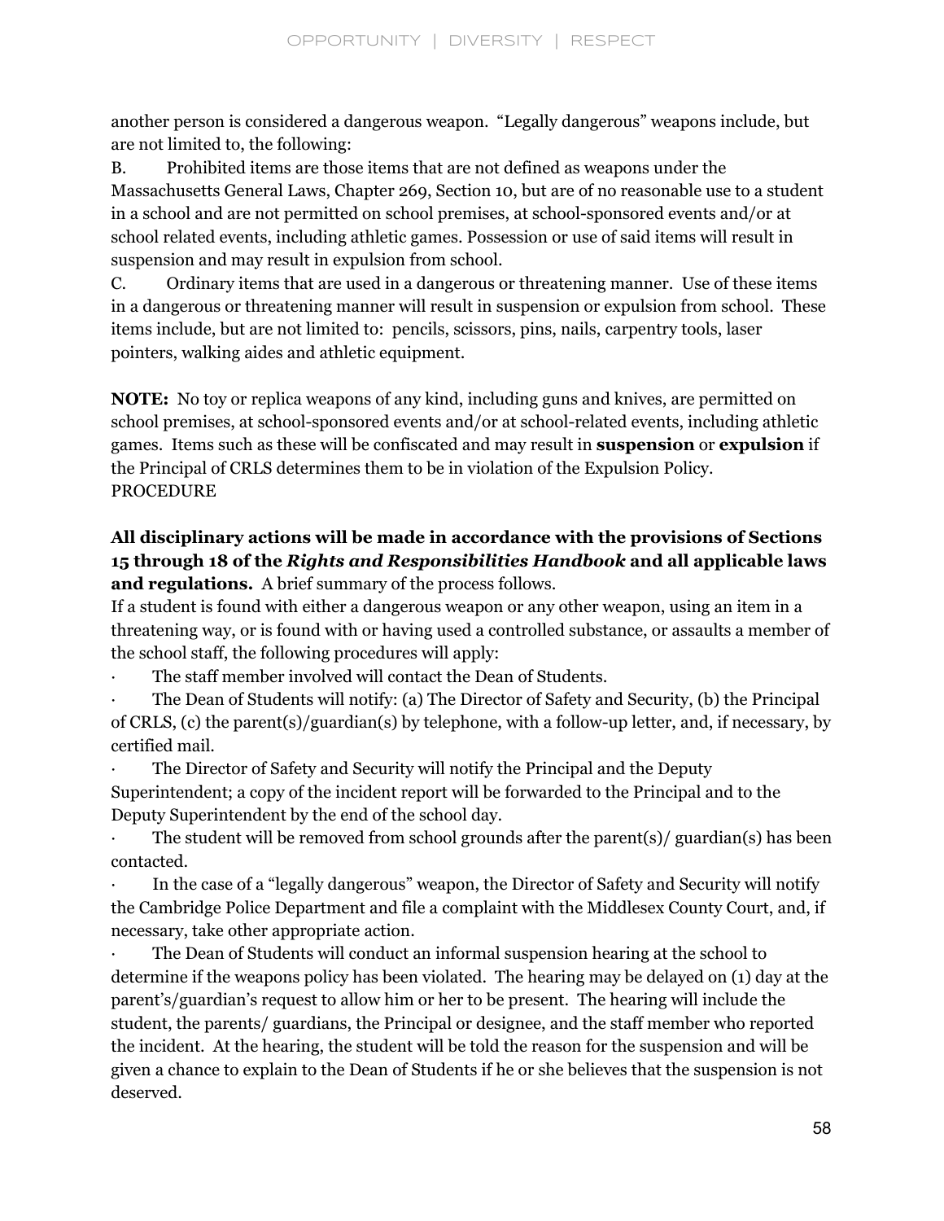another person is considered a dangerous weapon. "Legally dangerous" weapons include, but are not limited to, the following:

B. Prohibited items are those items that are not defined as weapons under the Massachusetts General Laws, Chapter 269, Section 10, but are of no reasonable use to a student in a school and are not permitted on school premises, at school-sponsored events and/or at school related events, including athletic games. Possession or use of said items will result in suspension and may result in expulsion from school.

C. Ordinary items that are used in a dangerous or threatening manner. Use of these items in a dangerous or threatening manner will result in suspension or expulsion from school. These items include, but are not limited to: pencils, scissors, pins, nails, carpentry tools, laser pointers, walking aides and athletic equipment.

**NOTE:** No toy or replica weapons of any kind, including guns and knives, are permitted on school premises, at school-sponsored events and/or at school-related events, including athletic games. Items such as these will be confiscated and may result in **suspension** or **expulsion** if the Principal of CRLS determines them to be in violation of the Expulsion Policy.

PROCEDURE

**All disciplinary actions will be made in accordance with the provisions of Sections 15 through 18 of the *Rights and Responsibilities Handbook* and all applicable laws and regulations.** A brief summary of the process follows.

If a student is found with either a dangerous weapon or any other weapon, using an item in a threatening way, or is found with or having used a controlled substance, or assaults a member of the school staff, the following procedures will apply:

- The staff member involved will contact the Dean of Students.
- The Dean of Students will notify: (a) The Director of Safety and Security, (b) the Principal of CRLS, (c) the parent(s)/guardian(s) by telephone, with a follow-up letter, and, if necessary, by certified mail.
- The Director of Safety and Security will notify the Principal and the Deputy Superintendent; a copy of the incident report will be forwarded to the Principal and to the Deputy Superintendent by the end of the school day.
- The student will be removed from school grounds after the parent(s)/ guardian(s) has been contacted.
- In the case of a "legally dangerous" weapon, the Director of Safety and Security will notify the Cambridge Police Department and file a complaint with the Middlesex County Court, and, if necessary, take other appropriate action.
- The Dean of Students will conduct an informal suspension hearing at the school to determine if the weapons policy has been violated. The hearing may be delayed on (1) day at the parent's/guardian's request to allow him or her to be present. The hearing will include the student, the parents/ guardians, the Principal or designee, and the staff member who reported the incident. At the hearing, the student will be told the reason for the suspension and will be given a chance to explain to the Dean of Students if he or she believes that the suspension is not deserved.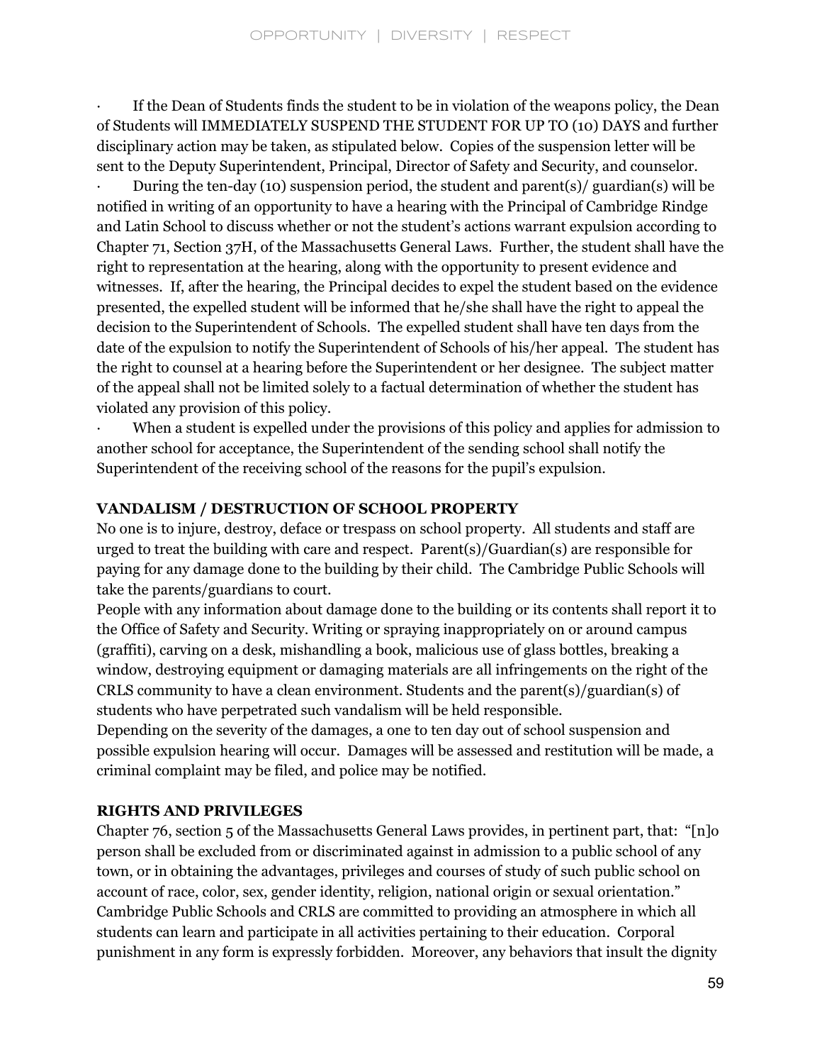- If the Dean of Students finds the student to be in violation of the weapons policy, the Dean of Students will IMMEDIATELY SUSPEND THE STUDENT FOR UP TO (10) DAYS and further disciplinary action may be taken, as stipulated below. Copies of the suspension letter will be sent to the Deputy Superintendent, Principal, Director of Safety and Security, and counselor.
- During the ten-day (10) suspension period, the student and parent(s)/ guardian(s) will be notified in writing of an opportunity to have a hearing with the Principal of Cambridge Rindge and Latin School to discuss whether or not the student's actions warrant expulsion according to Chapter 71, Section 37H, of the Massachusetts General Laws. Further, the student shall have the right to representation at the hearing, along with the opportunity to present evidence and witnesses. If, after the hearing, the Principal decides to expel the student based on the evidence presented, the expelled student will be informed that he/she shall have the right to appeal the decision to the Superintendent of Schools. The expelled student shall have ten days from the date of the expulsion to notify the Superintendent of Schools of his/her appeal. The student has the right to counsel at a hearing before the Superintendent or her designee. The subject matter of the appeal shall not be limited solely to a factual determination of whether the student has violated any provision of this policy.
- When a student is expelled under the provisions of this policy and applies for admission to another school for acceptance, the Superintendent of the sending school shall notify the Superintendent of the receiving school of the reasons for the pupil's expulsion.

**VANDALISM / DESTRUCTION OF SCHOOL PROPERTY**

No one is to injure, destroy, deface or trespass on school property. All students and staff are urged to treat the building with care and respect. Parent(s)/Guardian(s) are responsible for paying for any damage done to the building by their child. The Cambridge Public Schools will take the parents/guardians to court.

People with any information about damage done to the building or its contents shall report it to the Office of Safety and Security. Writing or spraying inappropriately on or around campus (graffiti), carving on a desk, mishandling a book, malicious use of glass bottles, breaking a window, destroying equipment or damaging materials are all infringements on the right of the CRLS community to have a clean environment. Students and the parent(s)/guardian(s) of students who have perpetrated such vandalism will be held responsible.

Depending on the severity of the damages, a one to ten day out of school suspension and possible expulsion hearing will occur. Damages will be assessed and restitution will be made, a criminal complaint may be filed, and police may be notified.

**RIGHTS AND PRIVILEGES**

Chapter 76, section 5 of the Massachusetts General Laws provides, in pertinent part, that: "[n]o person shall be excluded from or discriminated against in admission to a public school of any town, or in obtaining the advantages, privileges and courses of study of such public school on account of race, color, sex, gender identity, religion, national origin or sexual orientation." Cambridge Public Schools and CRLS are committed to providing an atmosphere in which all students can learn and participate in all activities pertaining to their education. Corporal punishment in any form is expressly forbidden. Moreover, any behaviors that insult the dignity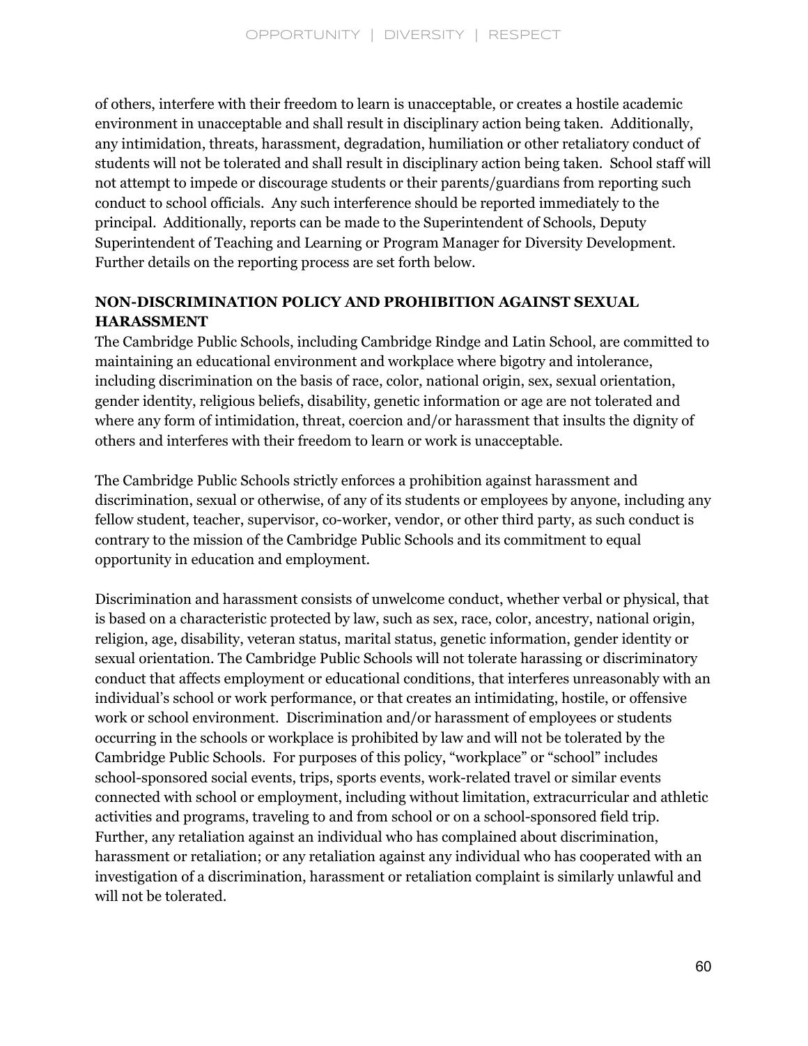of others, interfere with their freedom to learn is unacceptable, or creates a hostile academic environment in unacceptable and shall result in disciplinary action being taken. Additionally, any intimidation, threats, harassment, degradation, humiliation or other retaliatory conduct of students will not be tolerated and shall result in disciplinary action being taken. School staff will not attempt to impede or discourage students or their parents/guardians from reporting such conduct to school officials. Any such interference should be reported immediately to the principal. Additionally, reports can be made to the Superintendent of Schools, Deputy Superintendent of Teaching and Learning or Program Manager for Diversity Development. Further details on the reporting process are set forth below.

**NON-DISCRIMINATION POLICY AND PROHIBITION AGAINST SEXUAL HARASSMENT**

The Cambridge Public Schools, including Cambridge Rindge and Latin School, are committed to maintaining an educational environment and workplace where bigotry and intolerance, including discrimination on the basis of race, color, national origin, sex, sexual orientation, gender identity, religious beliefs, disability, genetic information or age are not tolerated and where any form of intimidation, threat, coercion and/or harassment that insults the dignity of others and interferes with their freedom to learn or work is unacceptable.

The Cambridge Public Schools strictly enforces a prohibition against harassment and discrimination, sexual or otherwise, of any of its students or employees by anyone, including any fellow student, teacher, supervisor, co-worker, vendor, or other third party, as such conduct is contrary to the mission of the Cambridge Public Schools and its commitment to equal opportunity in education and employment.

Discrimination and harassment consists of unwelcome conduct, whether verbal or physical, that is based on a characteristic protected by law, such as sex, race, color, ancestry, national origin, religion, age, disability, veteran status, marital status, genetic information, gender identity or sexual orientation. The Cambridge Public Schools will not tolerate harassing or discriminatory conduct that affects employment or educational conditions, that interferes unreasonably with an individual's school or work performance, or that creates an intimidating, hostile, or offensive work or school environment. Discrimination and/or harassment of employees or students occurring in the schools or workplace is prohibited by law and will not be tolerated by the Cambridge Public Schools. For purposes of this policy, "workplace" or "school" includes school-sponsored social events, trips, sports events, work-related travel or similar events connected with school or employment, including without limitation, extracurricular and athletic activities and programs, traveling to and from school or on a school-sponsored field trip. Further, any retaliation against an individual who has complained about discrimination, harassment or retaliation; or any retaliation against any individual who has cooperated with an investigation of a discrimination, harassment or retaliation complaint is similarly unlawful and will not be tolerated.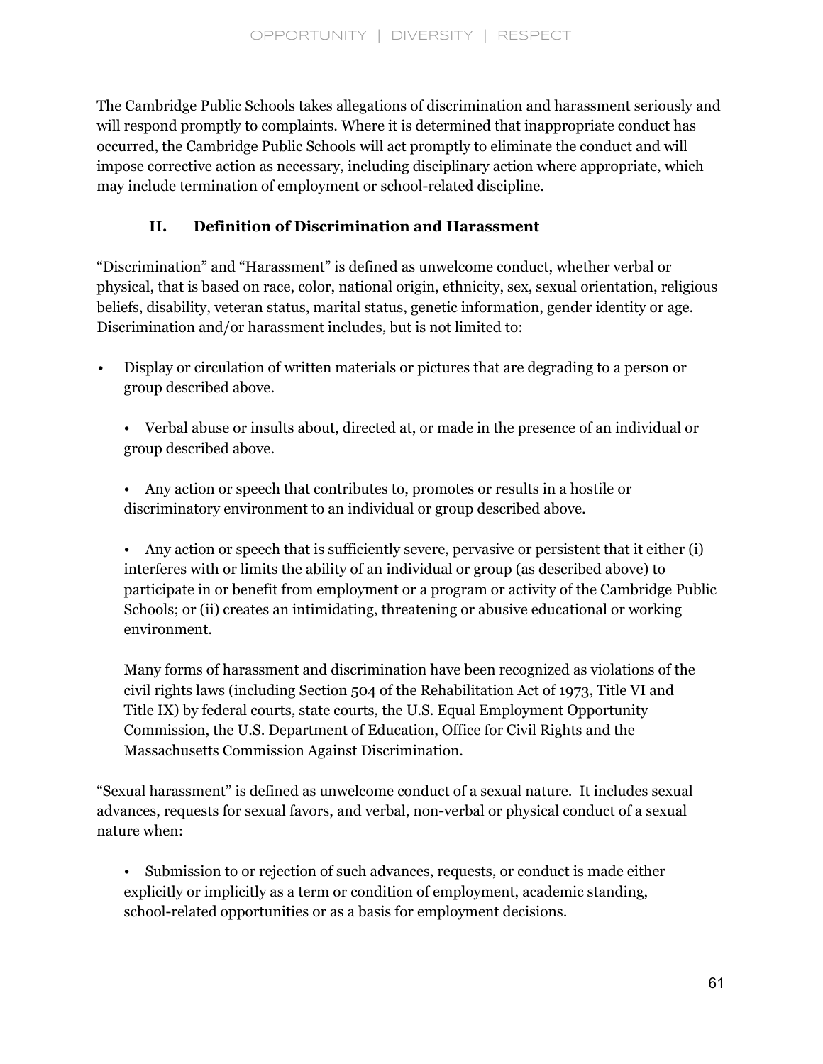The Cambridge Public Schools takes allegations of discrimination and harassment seriously and will respond promptly to complaints. Where it is determined that inappropriate conduct has occurred, the Cambridge Public Schools will act promptly to eliminate the conduct and will impose corrective action as necessary, including disciplinary action where appropriate, which may include termination of employment or school-related discipline.

## II. Definition of Discrimination and Harassment

"Discrimination" and "Harassment" is defined as unwelcome conduct, whether verbal or physical, that is based on race, color, national origin, ethnicity, sex, sexual orientation, religious beliefs, disability, veteran status, marital status, genetic information, gender identity or age. Discrimination and/or harassment includes, but is not limited to:

- Display or circulation of written materials or pictures that are degrading to a person or group described above.
- Verbal abuse or insults about, directed at, or made in the presence of an individual or group described above.
- Any action or speech that contributes to, promotes or results in a hostile or discriminatory environment to an individual or group described above.
- Any action or speech that is sufficiently severe, pervasive or persistent that it either (i) interferes with or limits the ability of an individual or group (as described above) to participate in or benefit from employment or a program or activity of the Cambridge Public Schools; or (ii) creates an intimidating, threatening or abusive educational or working environment.

Many forms of harassment and discrimination have been recognized as violations of the civil rights laws (including Section 504 of the Rehabilitation Act of 1973, Title VI and Title IX) by federal courts, state courts, the U.S. Equal Employment Opportunity Commission, the U.S. Department of Education, Office for Civil Rights and the Massachusetts Commission Against Discrimination.

"Sexual harassment" is defined as unwelcome conduct of a sexual nature. It includes sexual advances, requests for sexual favors, and verbal, non-verbal or physical conduct of a sexual nature when:

- Submission to or rejection of such advances, requests, or conduct is made either explicitly or implicitly as a term or condition of employment, academic standing, school-related opportunities or as a basis for employment decisions.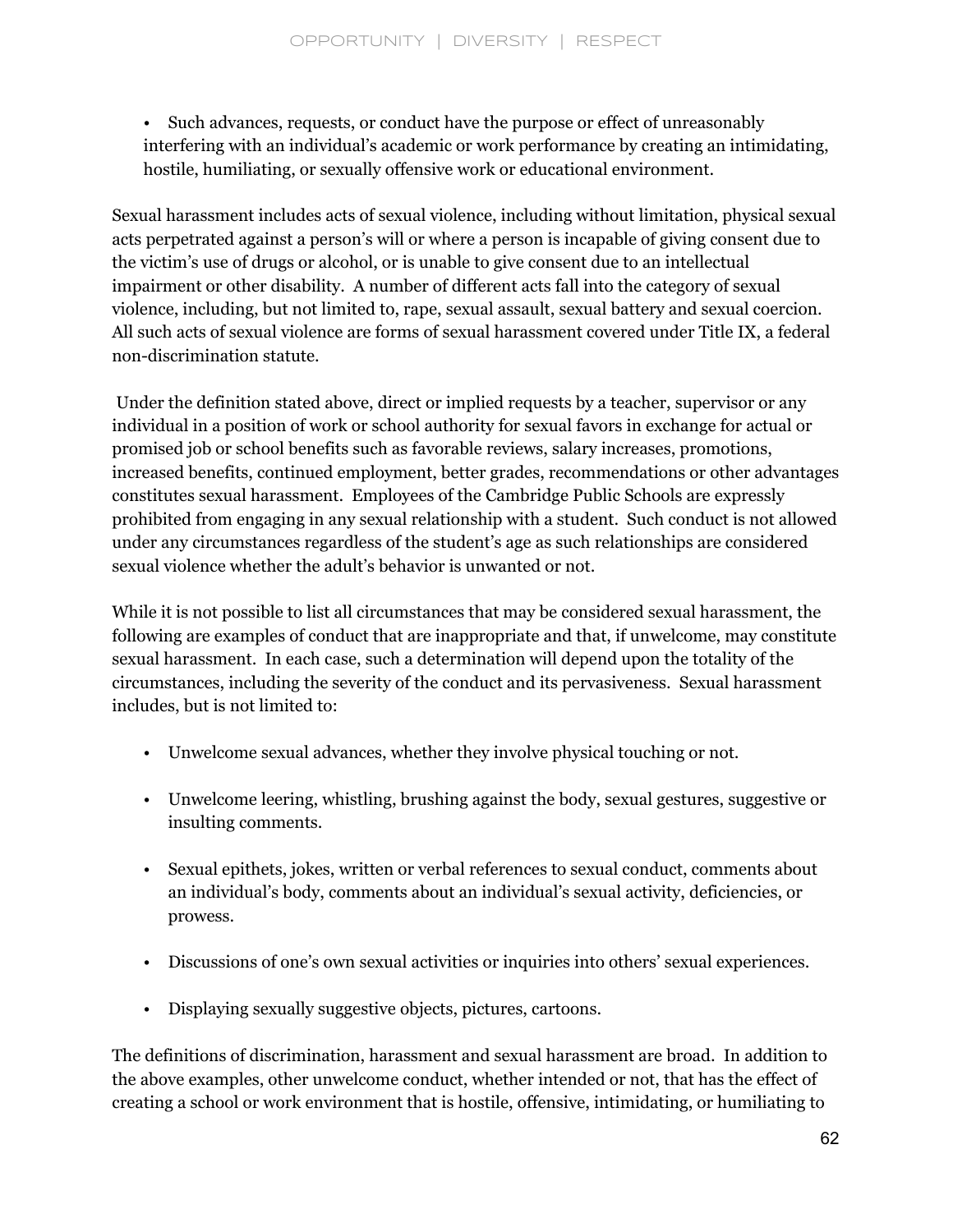- Such advances, requests, or conduct have the purpose or effect of unreasonably interfering with an individual's academic or work performance by creating an intimidating, hostile, humiliating, or sexually offensive work or educational environment.

Sexual harassment includes acts of sexual violence, including without limitation, physical sexual acts perpetrated against a person's will or where a person is incapable of giving consent due to the victim's use of drugs or alcohol, or is unable to give consent due to an intellectual impairment or other disability. A number of different acts fall into the category of sexual violence, including, but not limited to, rape, sexual assault, sexual battery and sexual coercion. All such acts of sexual violence are forms of sexual harassment covered under Title IX, a federal non-discrimination statute.

Under the definition stated above, direct or implied requests by a teacher, supervisor or any individual in a position of work or school authority for sexual favors in exchange for actual or promised job or school benefits such as favorable reviews, salary increases, promotions, increased benefits, continued employment, better grades, recommendations or other advantages constitutes sexual harassment. Employees of the Cambridge Public Schools are expressly prohibited from engaging in any sexual relationship with a student. Such conduct is not allowed under any circumstances regardless of the student's age as such relationships are considered sexual violence whether the adult's behavior is unwanted or not.

While it is not possible to list all circumstances that may be considered sexual harassment, the following are examples of conduct that are inappropriate and that, if unwelcome, may constitute sexual harassment. In each case, such a determination will depend upon the totality of the circumstances, including the severity of the conduct and its pervasiveness. Sexual harassment includes, but is not limited to:

- Unwelcome sexual advances, whether they involve physical touching or not.
- Unwelcome leering, whistling, brushing against the body, sexual gestures, suggestive or insulting comments.
- Sexual epithets, jokes, written or verbal references to sexual conduct, comments about an individual's body, comments about an individual's sexual activity, deficiencies, or prowess.
- Discussions of one's own sexual activities or inquiries into others' sexual experiences.
- Displaying sexually suggestive objects, pictures, cartoons.

The definitions of discrimination, harassment and sexual harassment are broad. In addition to the above examples, other unwelcome conduct, whether intended or not, that has the effect of creating a school or work environment that is hostile, offensive, intimidating, or humiliating to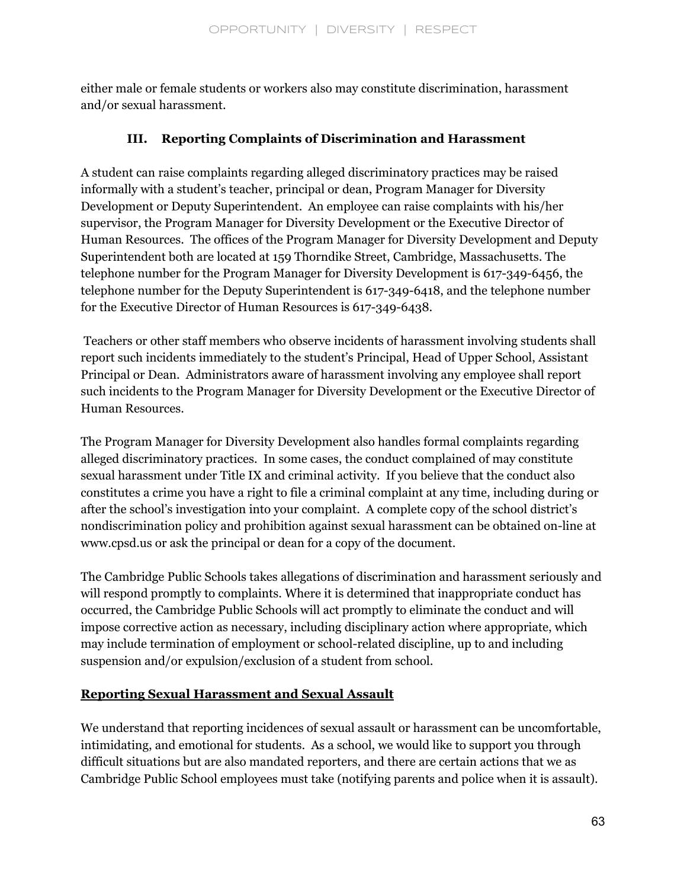either male or female students or workers also may constitute discrimination, harassment and/or sexual harassment.

### III. Reporting Complaints of Discrimination and Harassment

A student can raise complaints regarding alleged discriminatory practices may be raised informally with a student's teacher, principal or dean, Program Manager for Diversity Development or Deputy Superintendent. An employee can raise complaints with his/her supervisor, the Program Manager for Diversity Development or the Executive Director of Human Resources. The offices of the Program Manager for Diversity Development and Deputy Superintendent both are located at 159 Thorndike Street, Cambridge, Massachusetts. The telephone number for the Program Manager for Diversity Development is 617-349-6456, the telephone number for the Deputy Superintendent is 617-349-6418, and the telephone number for the Executive Director of Human Resources is 617-349-6438.

Teachers or other staff members who observe incidents of harassment involving students shall report such incidents immediately to the student's Principal, Head of Upper School, Assistant Principal or Dean. Administrators aware of harassment involving any employee shall report such incidents to the Program Manager for Diversity Development or the Executive Director of Human Resources.

The Program Manager for Diversity Development also handles formal complaints regarding alleged discriminatory practices. In some cases, the conduct complained of may constitute sexual harassment under Title IX and criminal activity. If you believe that the conduct also constitutes a crime you have a right to file a criminal complaint at any time, including during or after the school's investigation into your complaint. A complete copy of the school district's nondiscrimination policy and prohibition against sexual harassment can be obtained on-line at www.cpsd.us or ask the principal or dean for a copy of the document.

The Cambridge Public Schools takes allegations of discrimination and harassment seriously and will respond promptly to complaints. Where it is determined that inappropriate conduct has occurred, the Cambridge Public Schools will act promptly to eliminate the conduct and will impose corrective action as necessary, including disciplinary action where appropriate, which may include termination of employment or school-related discipline, up to and including suspension and/or expulsion/exclusion of a student from school.

#### Reporting Sexual Harassment and Sexual Assault

We understand that reporting incidences of sexual assault or harassment can be uncomfortable, intimidating, and emotional for students. As a school, we would like to support you through difficult situations but are also mandated reporters, and there are certain actions that we as Cambridge Public School employees must take (notifying parents and police when it is assault).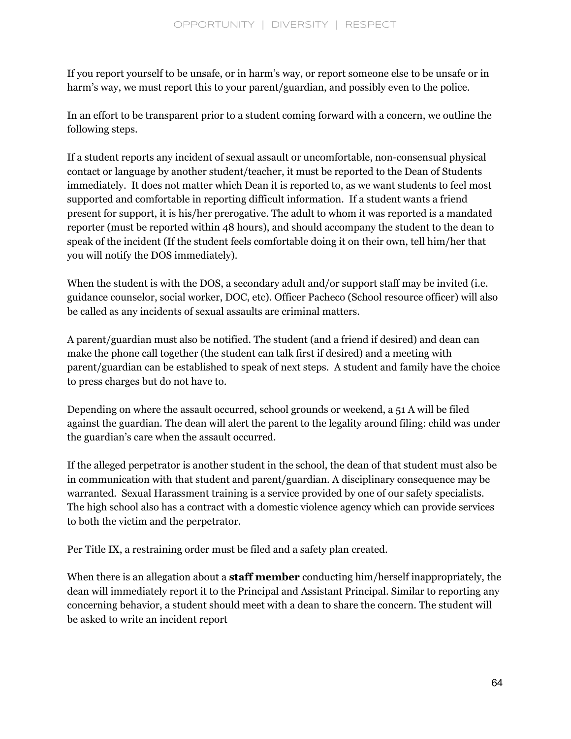If you report yourself to be unsafe, or in harm's way, or report someone else to be unsafe or in harm's way, we must report this to your parent/guardian, and possibly even to the police.

In an effort to be transparent prior to a student coming forward with a concern, we outline the following steps.

If a student reports any incident of sexual assault or uncomfortable, non-consensual physical contact or language by another student/teacher, it must be reported to the Dean of Students immediately. It does not matter which Dean it is reported to, as we want students to feel most supported and comfortable in reporting difficult information. If a student wants a friend present for support, it is his/her prerogative. The adult to whom it was reported is a mandated reporter (must be reported within 48 hours), and should accompany the student to the dean to speak of the incident (If the student feels comfortable doing it on their own, tell him/her that you will notify the DOS immediately).

When the student is with the DOS, a secondary adult and/or support staff may be invited (i.e. guidance counselor, social worker, DOC, etc). Officer Pacheco (School resource officer) will also be called as any incidents of sexual assaults are criminal matters.

A parent/guardian must also be notified. The student (and a friend if desired) and dean can make the phone call together (the student can talk first if desired) and a meeting with parent/guardian can be established to speak of next steps. A student and family have the choice to press charges but do not have to.

Depending on where the assault occurred, school grounds or weekend, a 51 A will be filed against the guardian. The dean will alert the parent to the legality around filing: child was under the guardian's care when the assault occurred.

If the alleged perpetrator is another student in the school, the dean of that student must also be in communication with that student and parent/guardian. A disciplinary consequence may be warranted. Sexual Harassment training is a service provided by one of our safety specialists. The high school also has a contract with a domestic violence agency which can provide services to both the victim and the perpetrator.

Per Title IX, a restraining order must be filed and a safety plan created.

When there is an allegation about a **staff member** conducting him/herself inappropriately, the dean will immediately report it to the Principal and Assistant Principal. Similar to reporting any concerning behavior, a student should meet with a dean to share the concern. The student will be asked to write an incident report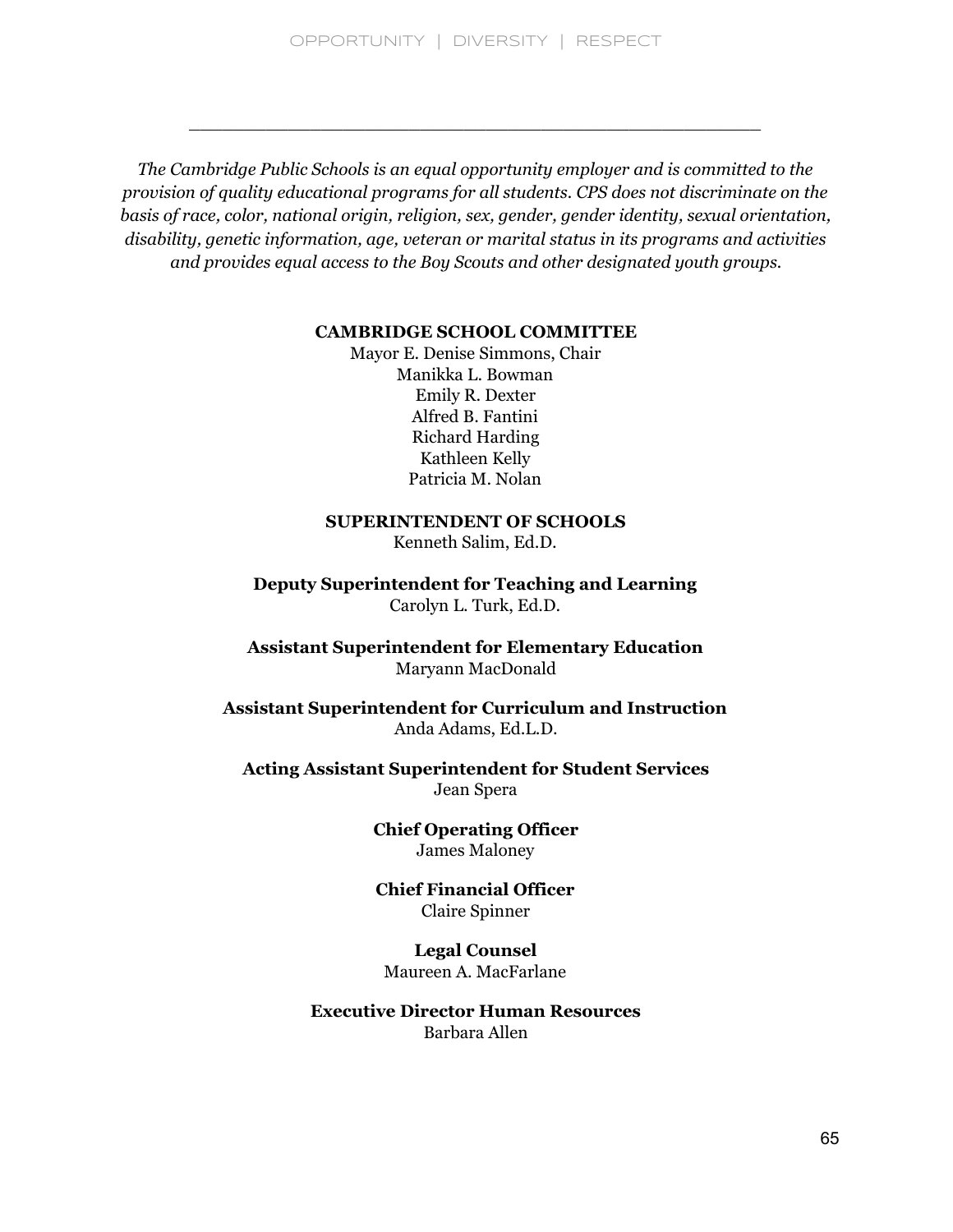*The Cambridge Public Schools is an equal opportunity employer and is committed to the provision of quality educational programs for all students. CPS does not discriminate on the basis of race, color, national origin, religion, sex, gender, gender identity, sexual orientation, disability, genetic information, age, veteran or marital status in its programs and activities and provides equal access to the Boy Scouts and other designated youth groups.*

**CAMBRIDGE SCHOOL COMMITTEE**

Mayor E. Denise Simmons, Chair
Manikka L. Bowman
Emily R. Dexter
Alfred B. Fantini
Richard Harding
Kathleen Kelly
Patricia M. Nolan

**SUPERINTENDENT OF SCHOOLS**

Kenneth Salim, Ed.D.

**Deputy Superintendent for Teaching and Learning**

Carolyn L. Turk, Ed.D.

**Assistant Superintendent for Elementary Education**

Maryann MacDonald

**Assistant Superintendent for Curriculum and Instruction**

Anda Adams, Ed.L.D.

**Acting Assistant Superintendent for Student Services**

Jean Spera

**Chief Operating Officer**

James Maloney

**Chief Financial Officer**

Claire Spinner

**Legal Counsel**

Maureen A. MacFarlane

**Executive Director Human Resources**

Barbara Allen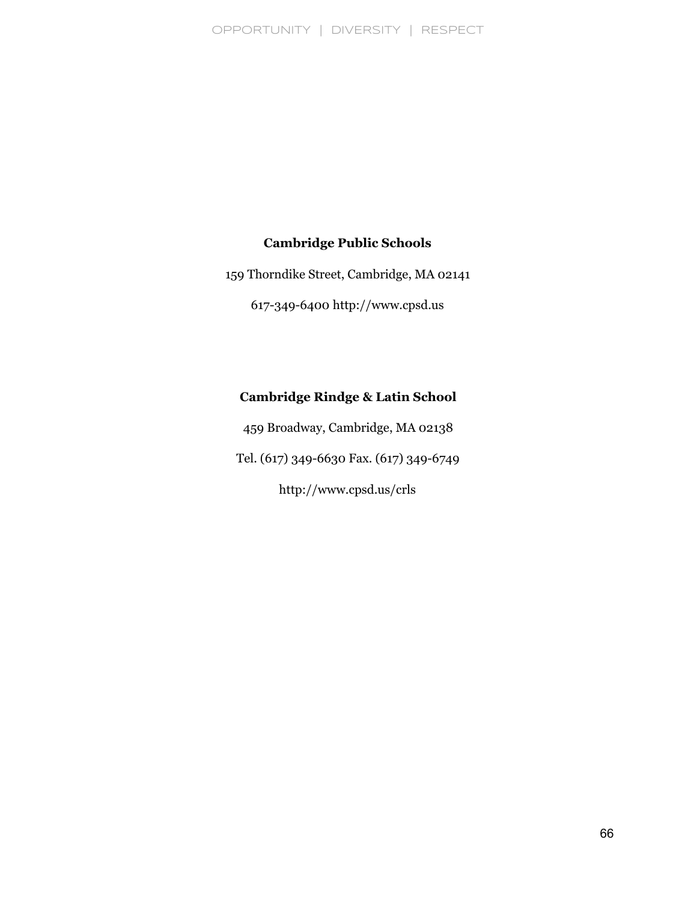**Cambridge Public Schools**

159 Thorndike Street, Cambridge, MA 02141

617-349-6400 http://www.cpsd.us

**Cambridge Rindge & Latin School**

459 Broadway, Cambridge, MA 02138

Tel. (617) 349-6630 Fax. (617) 349-6749

http://www.cpsd.us/crls